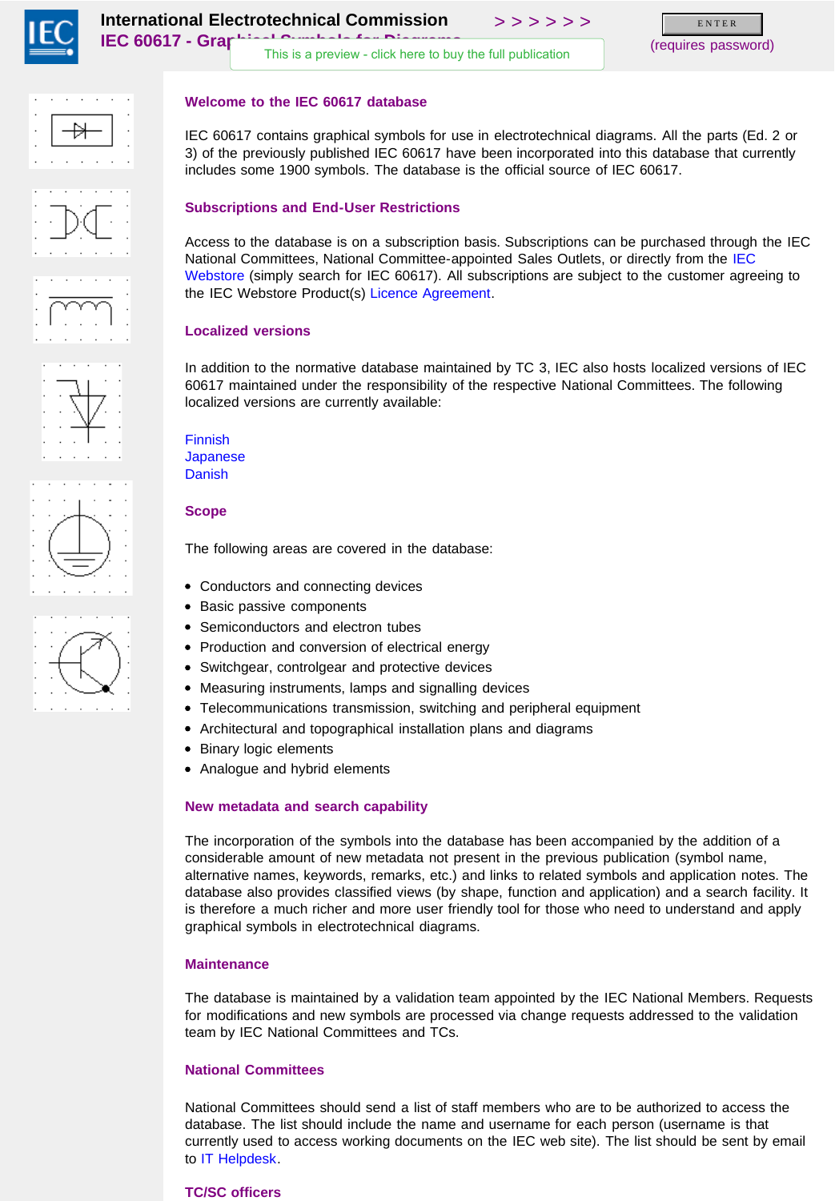# International Electrotechnical Commission

## IEC 60617 - Graphical Symbols for Diagrams

> > > > > > ENTER (requires password)

This is a preview - click here to buy the full publication

### Welcome to the IEC 60617 database

IEC 60617 contains graphical symbols for use in electrotechnical diagrams. All the parts (Ed. 2 or 3) of the previously published IEC 60617 have been incorporated into this database that currently includes some 1900 symbols. The database is the official source of IEC 60617.

### Subscriptions and End-User Restrictions

Access to the database is on a subscription basis. Subscriptions can be purchased through the IEC National Committees, National Committee-appointed Sales Outlets, or directly from the IEC Webstore (simply search for IEC 60617). All subscriptions are subject to the customer agreeing to the IEC Webstore Product(s) Licence Agreement.

### Localized versions

In addition to the normative database maintained by TC 3, IEC also hosts localized versions of IEC 60617 maintained under the responsibility of the respective National Committees. The following localized versions are currently available:

Finnish
Japanese
Danish

### Scope

The following areas are covered in the database:

- Conductors and connecting devices
- Basic passive components
- Semiconductors and electron tubes
- Production and conversion of electrical energy
- Switchgear, controlgear and protective devices
- Measuring instruments, lamps and signalling devices
- Telecommunications transmission, switching and peripheral equipment
- Architectural and topographical installation plans and diagrams
- Binary logic elements
- Analogue and hybrid elements

### New metadata and search capability

The incorporation of the symbols into the database has been accompanied by the addition of a considerable amount of new metadata not present in the previous publication (symbol name, alternative names, keywords, remarks, etc.) and links to related symbols and application notes. The database also provides classified views (by shape, function and application) and a search facility. It is therefore a much richer and more user friendly tool for those who need to understand and apply graphical symbols in electrotechnical diagrams.

### Maintenance

The database is maintained by a validation team appointed by the IEC National Members. Requests for modifications and new symbols are processed via change requests addressed to the validation team by IEC National Committees and TCs.

### National Committees

National Committees should send a list of staff members who are to be authorized to access the database. The list should include the name and username for each person (username is that currently used to access working documents on the IEC web site). The list should be sent by email to IT Helpdesk.

### TC/SC officers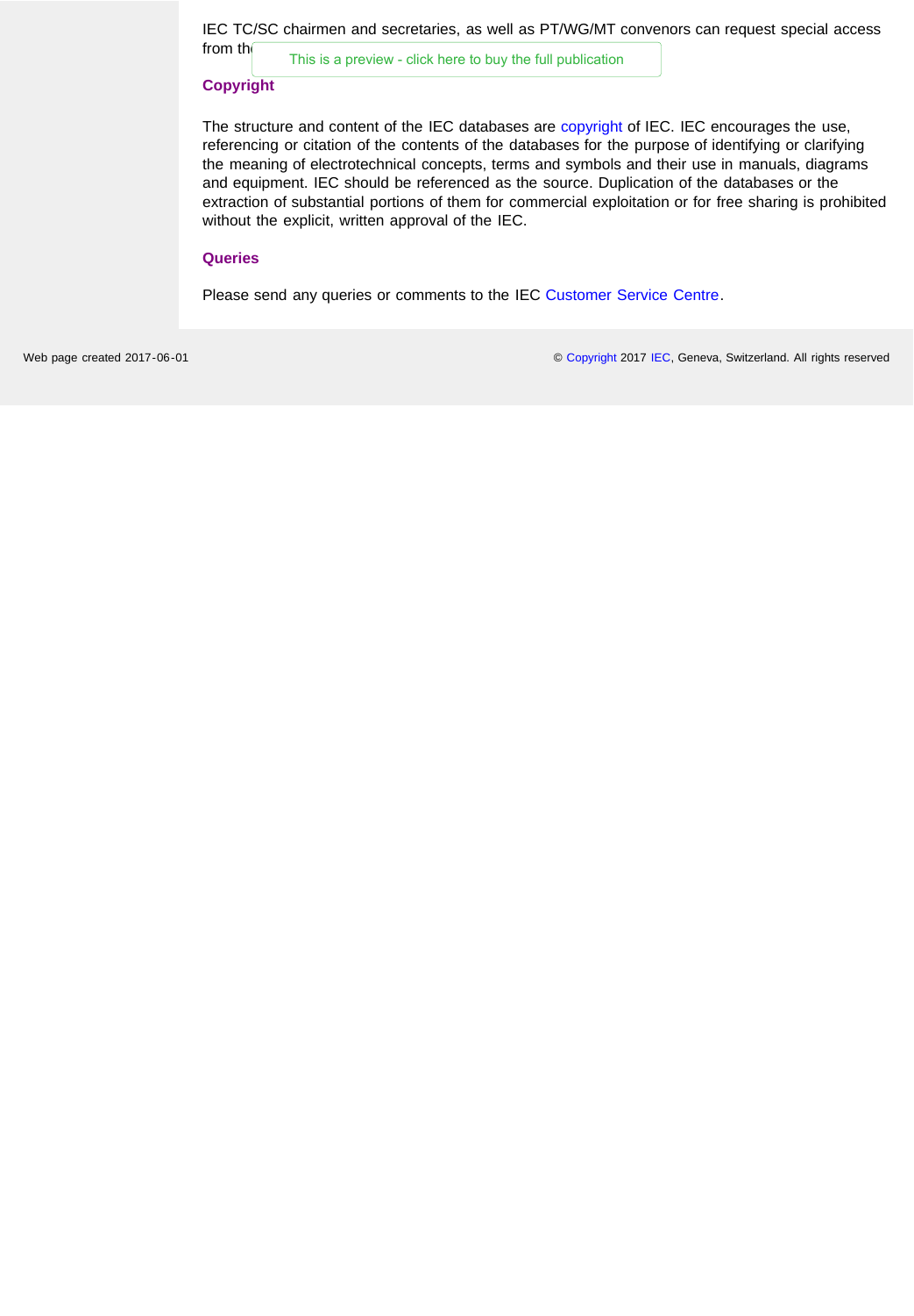IEC TC/SC chairmen and secretaries, as well as PT/WG/MT convenors can request special access from th

### Copyright

The structure and content of the IEC databases are copyright of IEC. IEC encourages the use, referencing or citation of the contents of the databases for the purpose of identifying or clarifying the meaning of electrotechnical concepts, terms and symbols and their use in manuals, diagrams and equipment. IEC should be referenced as the source. Duplication of the databases or the extraction of substantial portions of them for commercial exploitation or for free sharing is prohibited without the explicit, written approval of the IEC.

### Queries

Please send any queries or comments to the IEC Customer Service Centre.

Web page created 2017-06-01

© Copyright 2017 IEC, Geneva, Switzerland. All rights reserved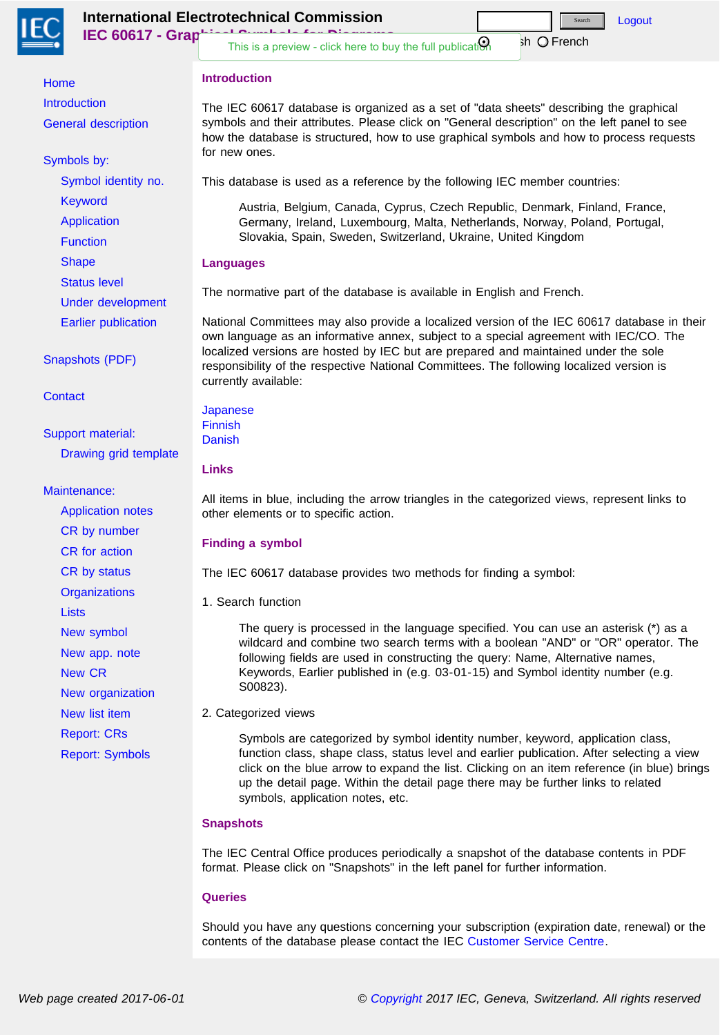# International Electrotechnical Commission

## IEC 60617 - Graphical Symbols for Diagrams

This is a preview - click here to buy the full publication

English French

Logout

- Home
- Introduction
- General description

Symbols by:

- Symbol identity no.
- Keyword
- Application
- Function
- Shape
- Status level
- Under development
- Earlier publication

Snapshots (PDF)

Contact

Support material:

- Drawing grid template

Maintenance:

- Application notes
- CR by number
- CR for action
- CR by status
- Organizations
- Lists
- New symbol
- New app. note
- New CR
- New organization
- New list item
- Report: CRs
- Report: Symbols

### Introduction

The IEC 60617 database is organized as a set of "data sheets" describing the graphical symbols and their attributes. Please click on "General description" on the left panel to see how the database is structured, how to use graphical symbols and how to process requests for new ones.

This database is used as a reference by the following IEC member countries:

> Austria, Belgium, Canada, Cyprus, Czech Republic, Denmark, Finland, France, Germany, Ireland, Luxembourg, Malta, Netherlands, Norway, Poland, Portugal, Slovakia, Spain, Sweden, Switzerland, Ukraine, United Kingdom

### Languages

The normative part of the database is available in English and French.

National Committees may also provide a localized version of the IEC 60617 database in their own language as an informative annex, subject to a special agreement with IEC/CO. The localized versions are hosted by IEC but are prepared and maintained under the sole responsibility of the respective National Committees. The following localized version is currently available:

Japanese
Finnish
Danish

### Links

All items in blue, including the arrow triangles in the categorized views, represent links to other elements or to specific action.

### Finding a symbol

The IEC 60617 database provides two methods for finding a symbol:

1. Search function

> The query is processed in the language specified. You can use an asterisk (*) as a wildcard and combine two search terms with a boolean "AND" or "OR" operator. The following fields are used in constructing the query: Name, Alternative names, Keywords, Earlier published in (e.g. 03-01-15) and Symbol identity number (e.g. S00823).

2. Categorized views

> Symbols are categorized by symbol identity number, keyword, application class, function class, shape class, status level and earlier publication. After selecting a view click on the blue arrow to expand the list. Clicking on an item reference (in blue) brings up the detail page. Within the detail page there may be further links to related symbols, application notes, etc.

### Snapshots

The IEC Central Office produces periodically a snapshot of the database contents in PDF format. Please click on "Snapshots" in the left panel for further information.

### Queries

Should you have any questions concerning your subscription (expiration date, renewal) or the contents of the database please contact the IEC Customer Service Centre.

*Web page created 2017-06-01*

*© Copyright 2017 IEC, Geneva, Switzerland. All rights reserved*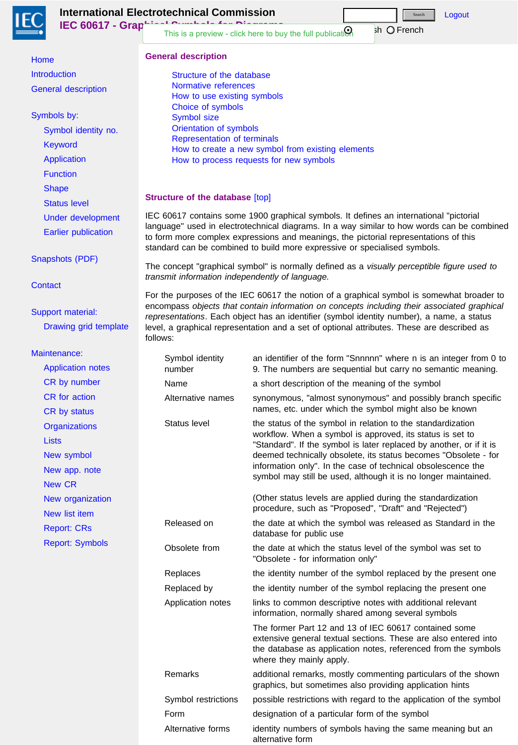## General description

- Structure of the database
- Normative references
- How to use existing symbols
- Choice of symbols
- Symbol size
- Orientation of symbols
- Representation of terminals
- How to create a new symbol from existing elements
- How to process requests for new symbols

### Structure of the database [top]

IEC 60617 contains some 1900 graphical symbols. It defines an international "pictorial language" used in electrotechnical diagrams. In a way similar to how words can be combined to form more complex expressions and meanings, the pictorial representations of this standard can be combined to build more expressive or specialised symbols.

The concept "graphical symbol" is normally defined as a *visually perceptible figure used to transmit information independently of language.*

For the purposes of the IEC 60617 the notion of a graphical symbol is somewhat broader to encompass *objects that contain information on concepts including their associated graphical representations*. Each object has an identifier (symbol identity number), a name, a status level, a graphical representation and a set of optional attributes. These are described as follows:

| | |
|---|---|
| Symbol identity number | an identifier of the form "Snnnnn" where n is an integer from 0 to 9. The numbers are sequential but carry no semantic meaning. |
| Name | a short description of the meaning of the symbol |
| Alternative names | synonymous, "almost synonymous" and possibly branch specific names, etc. under which the symbol might also be known |
| Status level | the status of the symbol in relation to the standardization workflow. When a symbol is approved, its status is set to "Standard". If the symbol is later replaced by another, or if it is deemed technically obsolete, its status becomes "Obsolete - for information only". In the case of technical obsolescence the symbol may still be used, although it is no longer maintained.<br><br>(Other status levels are applied during the standardization procedure, such as "Proposed", "Draft" and "Rejected") |
| Released on | the date at which the symbol was released as Standard in the database for public use |
| Obsolete from | the date at which the status level of the symbol was set to "Obsolete - for information only" |
| Replaces | the identity number of the symbol replaced by the present one |
| Replaced by | the identity number of the symbol replacing the present one |
| Application notes | links to common descriptive notes with additional relevant information, normally shared among several symbols<br><br>The former Part 12 and 13 of IEC 60617 contained some extensive general textual sections. These are also entered into the database as application notes, referenced from the symbols where they mainly apply. |
| Remarks | additional remarks, mostly commenting particulars of the shown graphics, but sometimes also providing application hints |
| Symbol restrictions | possible restrictions with regard to the application of the symbol |
| Form | designation of a particular form of the symbol |
| Alternative forms | identity numbers of symbols having the same meaning but an alternative form |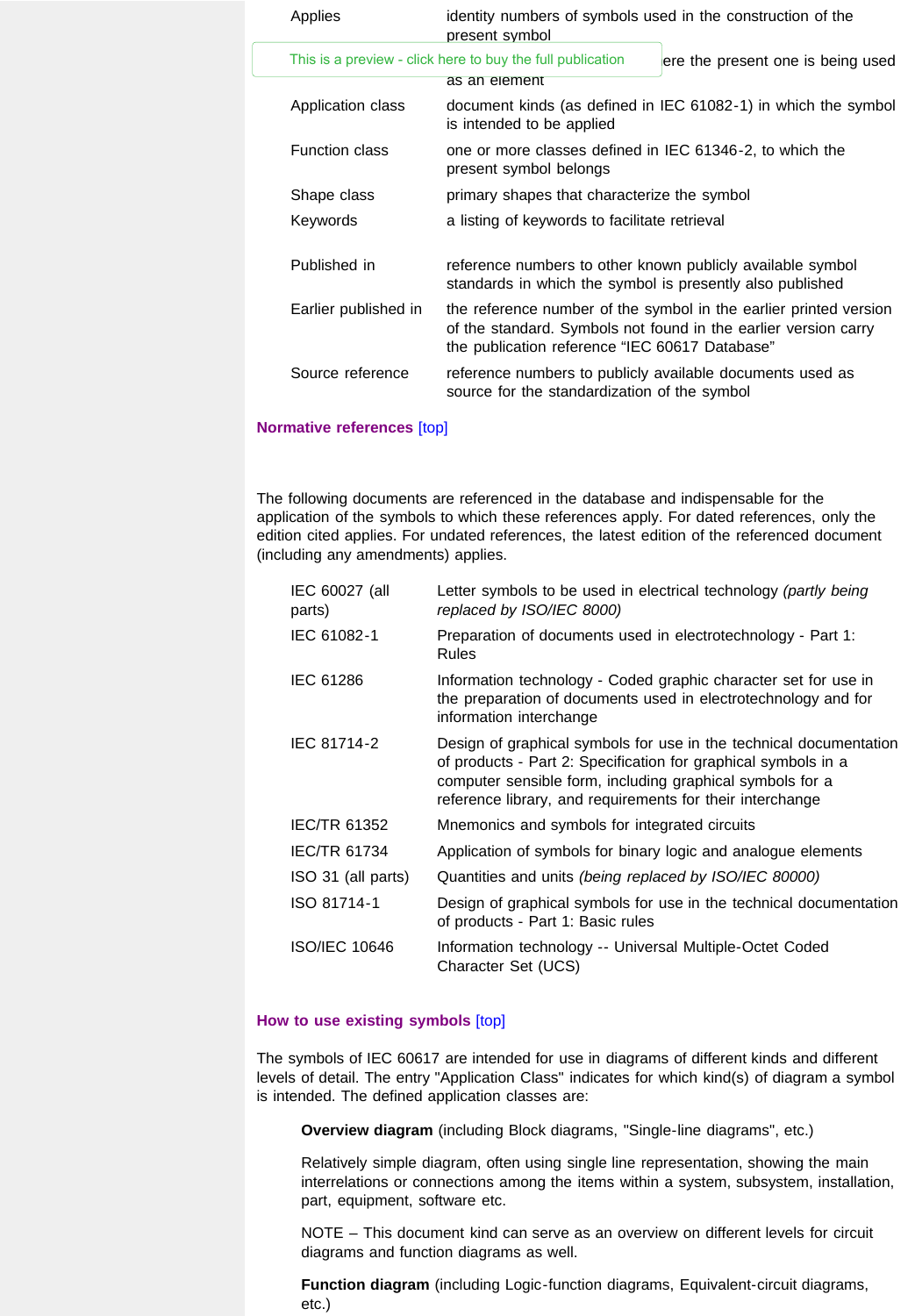| | |
|---|---|
| Applies | identity numbers of symbols used in the construction of the present symbol |
| | ere the present one is being used as an element |
| Application class | document kinds (as defined in IEC 61082-1) in which the symbol is intended to be applied |
| Function class | one or more classes defined in IEC 61346-2, to which the present symbol belongs |
| Shape class | primary shapes that characterize the symbol |
| Keywords | a listing of keywords to facilitate retrieval |
| Published in | reference numbers to other known publicly available symbol standards in which the symbol is presently also published |
| Earlier published in | the reference number of the symbol in the earlier printed version of the standard. Symbols not found in the earlier version carry the publication reference "IEC 60617 Database" |
| Source reference | reference numbers to publicly available documents used as source for the standardization of the symbol |

### Normative references [top]

The following documents are referenced in the database and indispensable for the application of the symbols to which these references apply. For dated references, only the edition cited applies. For undated references, the latest edition of the referenced document (including any amendments) applies.

| | |
|---|---|
| IEC 60027 (all parts) | Letter symbols to be used in electrical technology *(partly being replaced by ISO/IEC 8000)* |
| IEC 61082-1 | Preparation of documents used in electrotechnology - Part 1: Rules |
| IEC 61286 | Information technology - Coded graphic character set for use in the preparation of documents used in electrotechnology and for information interchange |
| IEC 81714-2 | Design of graphical symbols for use in the technical documentation of products - Part 2: Specification for graphical symbols in a computer sensible form, including graphical symbols for a reference library, and requirements for their interchange |
| IEC/TR 61352 | Mnemonics and symbols for integrated circuits |
| IEC/TR 61734 | Application of symbols for binary logic and analogue elements |
| ISO 31 (all parts) | Quantities and units *(being replaced by ISO/IEC 80000)* |
| ISO 81714-1 | Design of graphical symbols for use in the technical documentation of products - Part 1: Basic rules |
| ISO/IEC 10646 | Information technology -- Universal Multiple-Octet Coded Character Set (UCS) |

### How to use existing symbols [top]

The symbols of IEC 60617 are intended for use in diagrams of different kinds and different levels of detail. The entry "Application Class" indicates for which kind(s) of diagram a symbol is intended. The defined application classes are:

**Overview diagram** (including Block diagrams, "Single-line diagrams", etc.)

Relatively simple diagram, often using single line representation, showing the main interrelations or connections among the items within a system, subsystem, installation, part, equipment, software etc.

NOTE – This document kind can serve as an overview on different levels for circuit diagrams and function diagrams as well.

**Function diagram** (including Logic-function diagrams, Equivalent-circuit diagrams, etc.)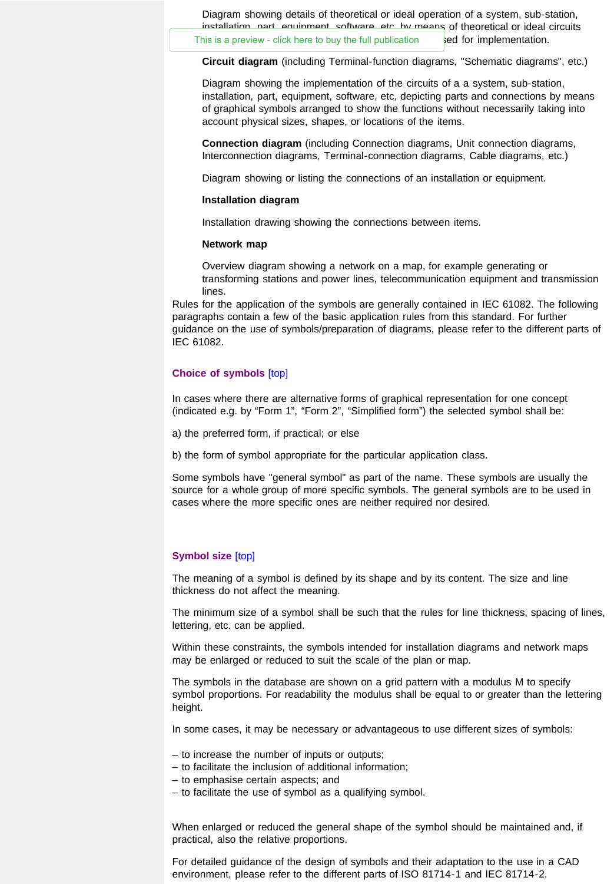Diagram showing details of theoretical or ideal operation of a system, sub-station, installation, part, equipment, software, etc by means of theoretical or ideal circuits ... used for implementation.

**Circuit diagram** (including Terminal-function diagrams, "Schematic diagrams", etc.)

Diagram showing the implementation of the circuits of a a system, sub-station, installation, part, equipment, software, etc, depicting parts and connections by means of graphical symbols arranged to show the functions without necessarily taking into account physical sizes, shapes, or locations of the items.

**Connection diagram** (including Connection diagrams, Unit connection diagrams, Interconnection diagrams, Terminal-connection diagrams, Cable diagrams, etc.)

Diagram showing or listing the connections of an installation or equipment.

**Installation diagram**

Installation drawing showing the connections between items.

**Network map**

Overview diagram showing a network on a map, for example generating or transforming stations and power lines, telecommunication equipment and transmission lines.

Rules for the application of the symbols are generally contained in IEC 61082. The following paragraphs contain a few of the basic application rules from this standard. For further guidance on the use of symbols/preparation of diagrams, please refer to the different parts of IEC 61082.

### Choice of symbols [top]

In cases where there are alternative forms of graphical representation for one concept (indicated e.g. by “Form 1”, “Form 2”, “Simplified form”) the selected symbol shall be:

a) the preferred form, if practical; or else

b) the form of symbol appropriate for the particular application class.

Some symbols have "general symbol" as part of the name. These symbols are usually the source for a whole group of more specific symbols. The general symbols are to be used in cases where the more specific ones are neither required nor desired.

### Symbol size [top]

The meaning of a symbol is defined by its shape and by its content. The size and line thickness do not affect the meaning.

The minimum size of a symbol shall be such that the rules for line thickness, spacing of lines, lettering, etc. can be applied.

Within these constraints, the symbols intended for installation diagrams and network maps may be enlarged or reduced to suit the scale of the plan or map.

The symbols in the database are shown on a grid pattern with a modulus M to specify symbol proportions. For readability the modulus shall be equal to or greater than the lettering height.

In some cases, it may be necessary or advantageous to use different sizes of symbols:

– to increase the number of inputs or outputs;
– to facilitate the inclusion of additional information;
– to emphasise certain aspects; and
– to facilitate the use of symbol as a qualifying symbol.

When enlarged or reduced the general shape of the symbol should be maintained and, if practical, also the relative proportions.

For detailed guidance of the design of symbols and their adaptation to the use in a CAD environment, please refer to the different parts of ISO 81714-1 and IEC 81714-2.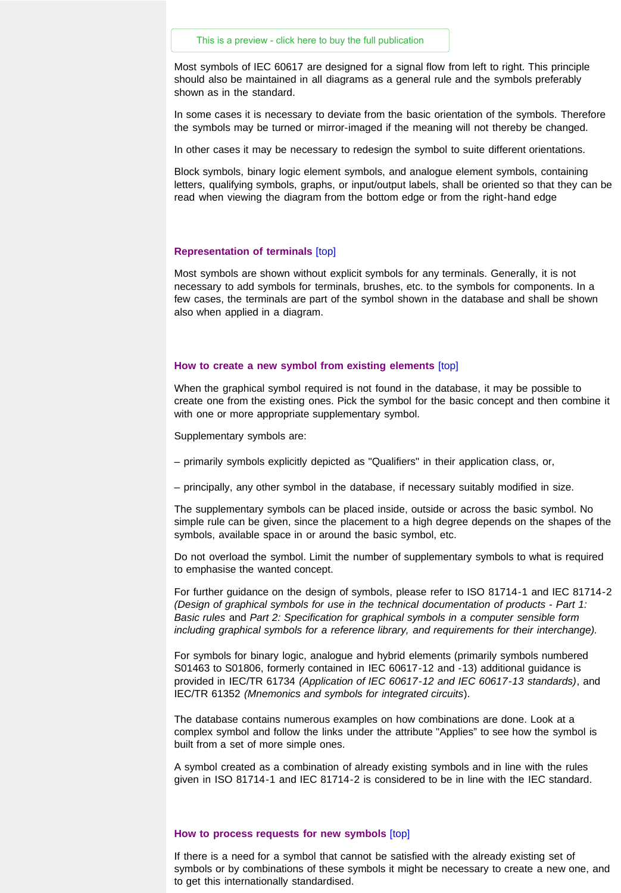This is a preview - click here to buy the full publication

Most symbols of IEC 60617 are designed for a signal flow from left to right. This principle should also be maintained in all diagrams as a general rule and the symbols preferably shown as in the standard.

In some cases it is necessary to deviate from the basic orientation of the symbols. Therefore the symbols may be turned or mirror-imaged if the meaning will not thereby be changed.

In other cases it may be necessary to redesign the symbol to suite different orientations.

Block symbols, binary logic element symbols, and analogue element symbols, containing letters, qualifying symbols, graphs, or input/output labels, shall be oriented so that they can be read when viewing the diagram from the bottom edge or from the right-hand edge

## Representation of terminals [top]

Most symbols are shown without explicit symbols for any terminals. Generally, it is not necessary to add symbols for terminals, brushes, etc. to the symbols for components. In a few cases, the terminals are part of the symbol shown in the database and shall be shown also when applied in a diagram.

## How to create a new symbol from existing elements [top]

When the graphical symbol required is not found in the database, it may be possible to create one from the existing ones. Pick the symbol for the basic concept and then combine it with one or more appropriate supplementary symbol.

Supplementary symbols are:

– primarily symbols explicitly depicted as "Qualifiers" in their application class, or,

– principally, any other symbol in the database, if necessary suitably modified in size.

The supplementary symbols can be placed inside, outside or across the basic symbol. No simple rule can be given, since the placement to a high degree depends on the shapes of the symbols, available space in or around the basic symbol, etc.

Do not overload the symbol. Limit the number of supplementary symbols to what is required to emphasise the wanted concept.

For further guidance on the design of symbols, please refer to ISO 81714-1 and IEC 81714-2 *(Design of graphical symbols for use in the technical documentation of products - Part 1: Basic rules* and *Part 2: Specification for graphical symbols in a computer sensible form including graphical symbols for a reference library, and requirements for their interchange).*

For symbols for binary logic, analogue and hybrid elements (primarily symbols numbered S01463 to S01806, formerly contained in IEC 60617-12 and -13) additional guidance is provided in IEC/TR 61734 *(Application of IEC 60617-12 and IEC 60617-13 standards)*, and IEC/TR 61352 *(Mnemonics and symbols for integrated circuits)*.

The database contains numerous examples on how combinations are done. Look at a complex symbol and follow the links under the attribute "Applies" to see how the symbol is built from a set of more simple ones.

A symbol created as a combination of already existing symbols and in line with the rules given in ISO 81714-1 and IEC 81714-2 is considered to be in line with the IEC standard.

## How to process requests for new symbols [top]

If there is a need for a symbol that cannot be satisfied with the already existing set of symbols or by combinations of these symbols it might be necessary to create a new one, and to get this internationally standardised.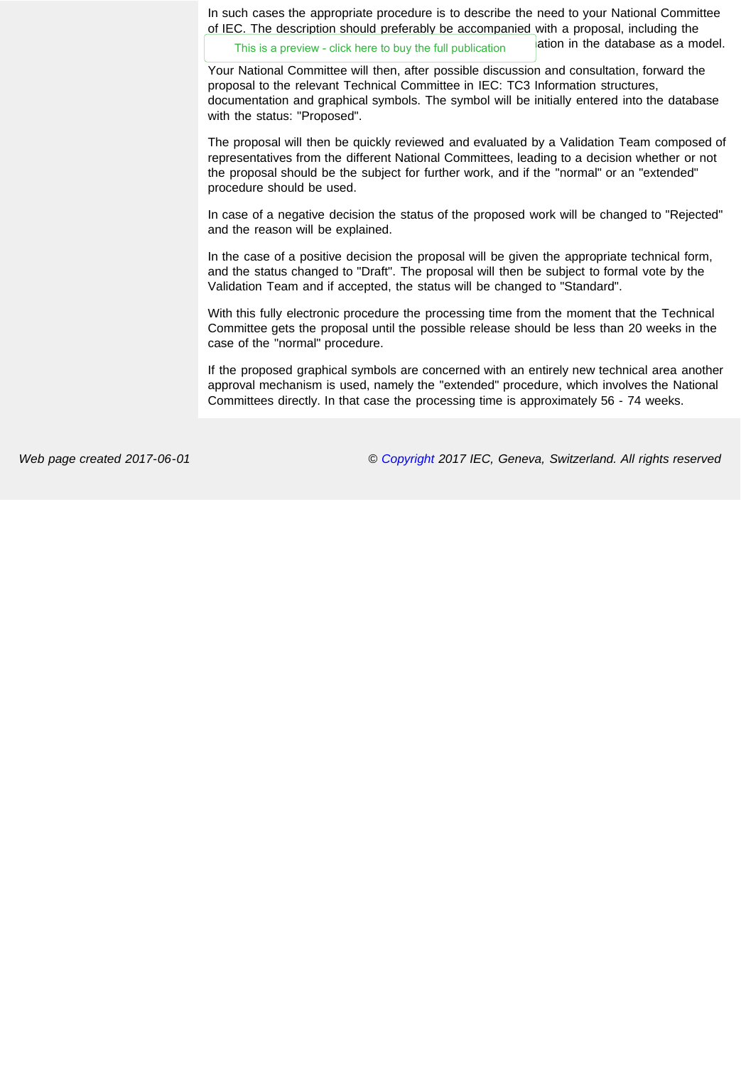In such cases the appropriate procedure is to describe the need to your National Committee of IEC. The description should preferably be accompanied with a proposal, including the ation in the database as a model.

Your National Committee will then, after possible discussion and consultation, forward the proposal to the relevant Technical Committee in IEC: TC3 Information structures, documentation and graphical symbols. The symbol will be initially entered into the database with the status: "Proposed".

The proposal will then be quickly reviewed and evaluated by a Validation Team composed of representatives from the different National Committees, leading to a decision whether or not the proposal should be the subject for further work, and if the "normal" or an "extended" procedure should be used.

In case of a negative decision the status of the proposed work will be changed to "Rejected" and the reason will be explained.

In the case of a positive decision the proposal will be given the appropriate technical form, and the status changed to "Draft". The proposal will then be subject to formal vote by the Validation Team and if accepted, the status will be changed to "Standard".

With this fully electronic procedure the processing time from the moment that the Technical Committee gets the proposal until the possible release should be less than 20 weeks in the case of the "normal" procedure.

If the proposed graphical symbols are concerned with an entirely new technical area another approval mechanism is used, namely the "extended" procedure, which involves the National Committees directly. In that case the processing time is approximately 56 - 74 weeks.

*Web page created 2017-06-01*

© *Copyright 2017 IEC, Geneva, Switzerland. All rights reserved*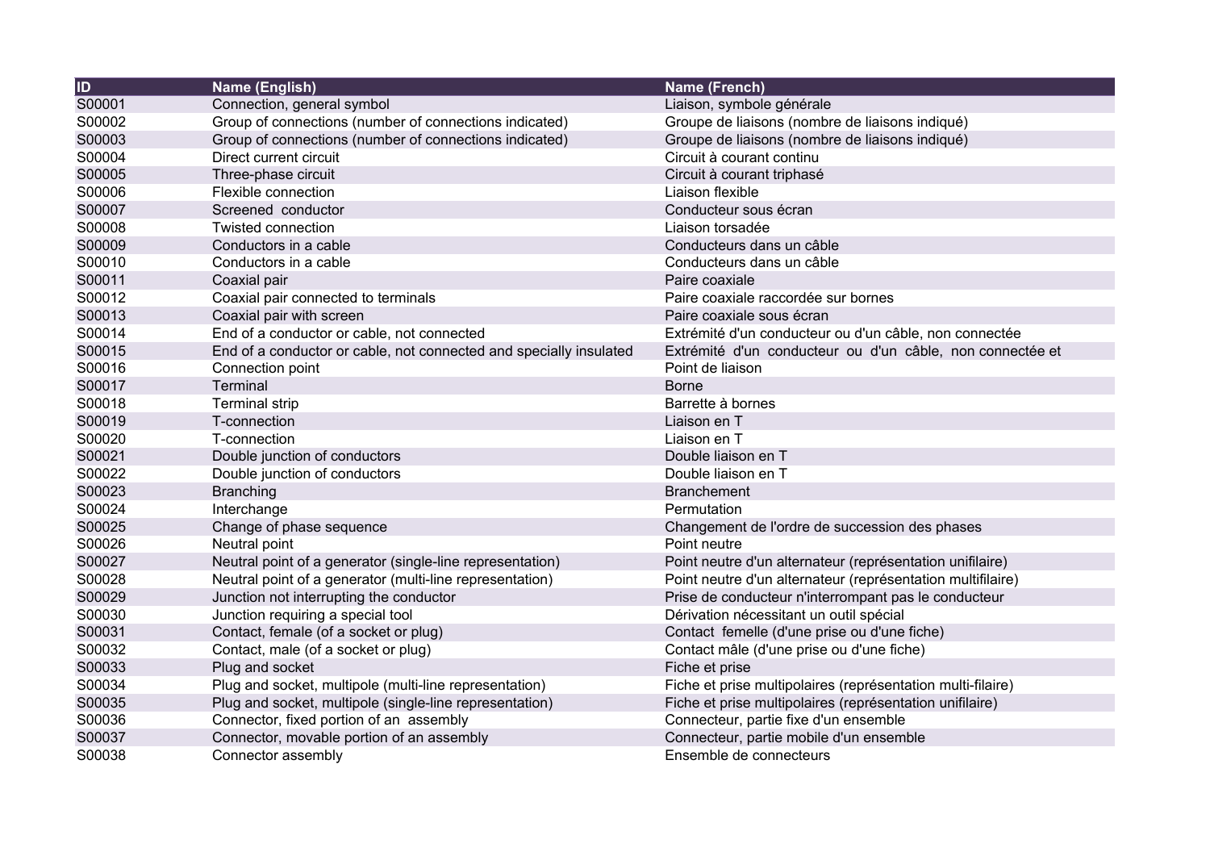| ID | Name (English) | Name (French) |
| --- | --- | --- |
| S00001 | Connection, general symbol | Liaison, symbole générale |
| S00002 | Group of connections (number of connections indicated) | Groupe de liaisons (nombre de liaisons indiqué) |
| S00003 | Group of connections (number of connections indicated) | Groupe de liaisons (nombre de liaisons indiqué) |
| S00004 | Direct current circuit | Circuit à courant continu |
| S00005 | Three-phase circuit | Circuit à courant triphasé |
| S00006 | Flexible connection | Liaison flexible |
| S00007 | Screened conductor | Conducteur sous écran |
| S00008 | Twisted connection | Liaison torsadée |
| S00009 | Conductors in a cable | Conducteurs dans un câble |
| S00010 | Conductors in a cable | Conducteurs dans un câble |
| S00011 | Coaxial pair | Paire coaxiale |
| S00012 | Coaxial pair connected to terminals | Paire coaxiale raccordée sur bornes |
| S00013 | Coaxial pair with screen | Paire coaxiale sous écran |
| S00014 | End of a conductor or cable, not connected | Extrémité d'un conducteur ou d'un câble, non connectée |
| S00015 | End of a conductor or cable, not connected and specially insulated | Extrémité d'un conducteur ou d'un câble, non connectée et |
| S00016 | Connection point | Point de liaison |
| S00017 | Terminal | Borne |
| S00018 | Terminal strip | Barrette à bornes |
| S00019 | T-connection | Liaison en T |
| S00020 | T-connection | Liaison en T |
| S00021 | Double junction of conductors | Double liaison en T |
| S00022 | Double junction of conductors | Double liaison en T |
| S00023 | Branching | Branchement |
| S00024 | Interchange | Permutation |
| S00025 | Change of phase sequence | Changement de l'ordre de succession des phases |
| S00026 | Neutral point | Point neutre |
| S00027 | Neutral point of a generator (single-line representation) | Point neutre d'un alternateur (représentation unifilaire) |
| S00028 | Neutral point of a generator (multi-line representation) | Point neutre d'un alternateur (représentation multifilaire) |
| S00029 | Junction not interrupting the conductor | Prise de conducteur n'interrompant pas le conducteur |
| S00030 | Junction requiring a special tool | Dérivation nécessitant un outil spécial |
| S00031 | Contact, female (of a socket or plug) | Contact femelle (d'une prise ou d'une fiche) |
| S00032 | Contact, male (of a socket or plug) | Contact mâle (d'une prise ou d'une fiche) |
| S00033 | Plug and socket | Fiche et prise |
| S00034 | Plug and socket, multipole (multi-line representation) | Fiche et prise multipolaires (représentation multi-filaire) |
| S00035 | Plug and socket, multipole (single-line representation) | Fiche et prise multipolaires (représentation unifilaire) |
| S00036 | Connector, fixed portion of an assembly | Connecteur, partie fixe d'un ensemble |
| S00037 | Connector, movable portion of an assembly | Connecteur, partie mobile d'un ensemble |
| S00038 | Connector assembly | Ensemble de connecteurs |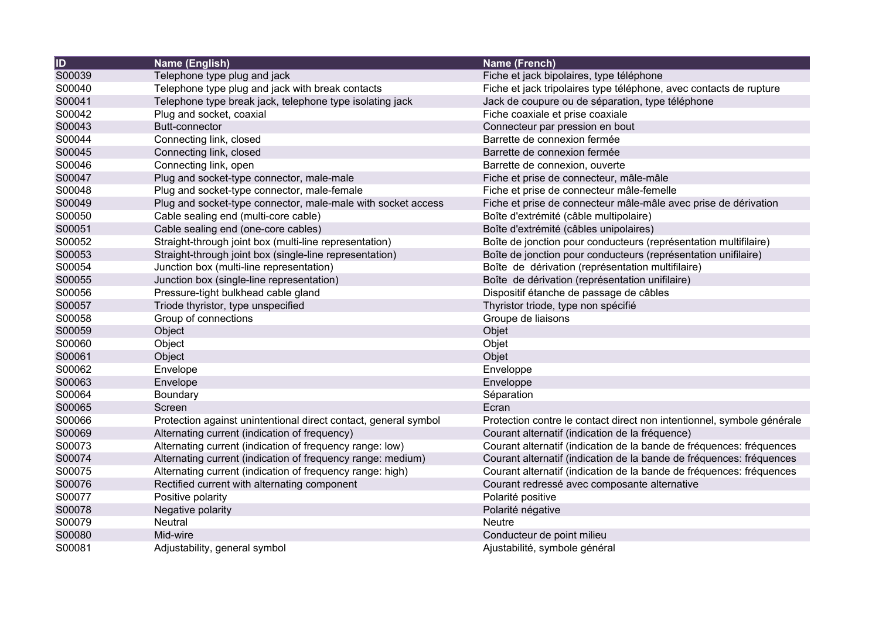| ID | Name (English) | Name (French) |
| --- | --- | --- |
| S00039 | Telephone type plug and jack | Fiche et jack bipolaires, type téléphone |
| S00040 | Telephone type plug and jack with break contacts | Fiche et jack tripolaires type téléphone, avec contacts de rupture |
| S00041 | Telephone type break jack, telephone type isolating jack | Jack de coupure ou de séparation, type téléphone |
| S00042 | Plug and socket, coaxial | Fiche coaxiale et prise coaxiale |
| S00043 | Butt-connector | Connecteur par pression en bout |
| S00044 | Connecting link, closed | Barrette de connexion fermée |
| S00045 | Connecting link, closed | Barrette de connexion fermée |
| S00046 | Connecting link, open | Barrette de connexion, ouverte |
| S00047 | Plug and socket-type connector, male-male | Fiche et prise de connecteur, mâle-mâle |
| S00048 | Plug and socket-type connector, male-female | Fiche et prise de connecteur mâle-femelle |
| S00049 | Plug and socket-type connector, male-male with socket access | Fiche et prise de connecteur mâle-mâle avec prise de dérivation |
| S00050 | Cable sealing end (multi-core cable) | Boîte d'extrémité (câble multipolaire) |
| S00051 | Cable sealing end (one-core cables) | Boîte d'extrémité (câbles unipolaires) |
| S00052 | Straight-through joint box (multi-line representation) | Boîte de jonction pour conducteurs (représentation multifilaire) |
| S00053 | Straight-through joint box (single-line representation) | Boîte de jonction pour conducteurs (représentation unifilaire) |
| S00054 | Junction box (multi-line representation) | Boîte de dérivation (représentation multifilaire) |
| S00055 | Junction box (single-line representation) | Boîte de dérivation (représentation unifilaire) |
| S00056 | Pressure-tight bulkhead cable gland | Dispositif étanche de passage de câbles |
| S00057 | Triode thyristor, type unspecified | Thyristor triode, type non spécifié |
| S00058 | Group of connections | Groupe de liaisons |
| S00059 | Object | Objet |
| S00060 | Object | Objet |
| S00061 | Object | Objet |
| S00062 | Envelope | Enveloppe |
| S00063 | Envelope | Enveloppe |
| S00064 | Boundary | Séparation |
| S00065 | Screen | Ecran |
| S00066 | Protection against unintentional direct contact, general symbol | Protection contre le contact direct non intentionnel, symbole générale |
| S00069 | Alternating current (indication of frequency) | Courant alternatif (indication de la fréquence) |
| S00073 | Alternating current (indication of frequency range: low) | Courant alternatif (indication de la bande de fréquences: fréquences |
| S00074 | Alternating current (indication of frequency range: medium) | Courant alternatif (indication de la bande de fréquences: fréquences |
| S00075 | Alternating current (indication of frequency range: high) | Courant alternatif (indication de la bande de fréquences: fréquences |
| S00076 | Rectified current with alternating component | Courant redressé avec composante alternative |
| S00077 | Positive polarity | Polarité positive |
| S00078 | Negative polarity | Polarité négative |
| S00079 | Neutral | Neutre |
| S00080 | Mid-wire | Conducteur de point milieu |
| S00081 | Adjustability, general symbol | Ajustabilité, symbole général |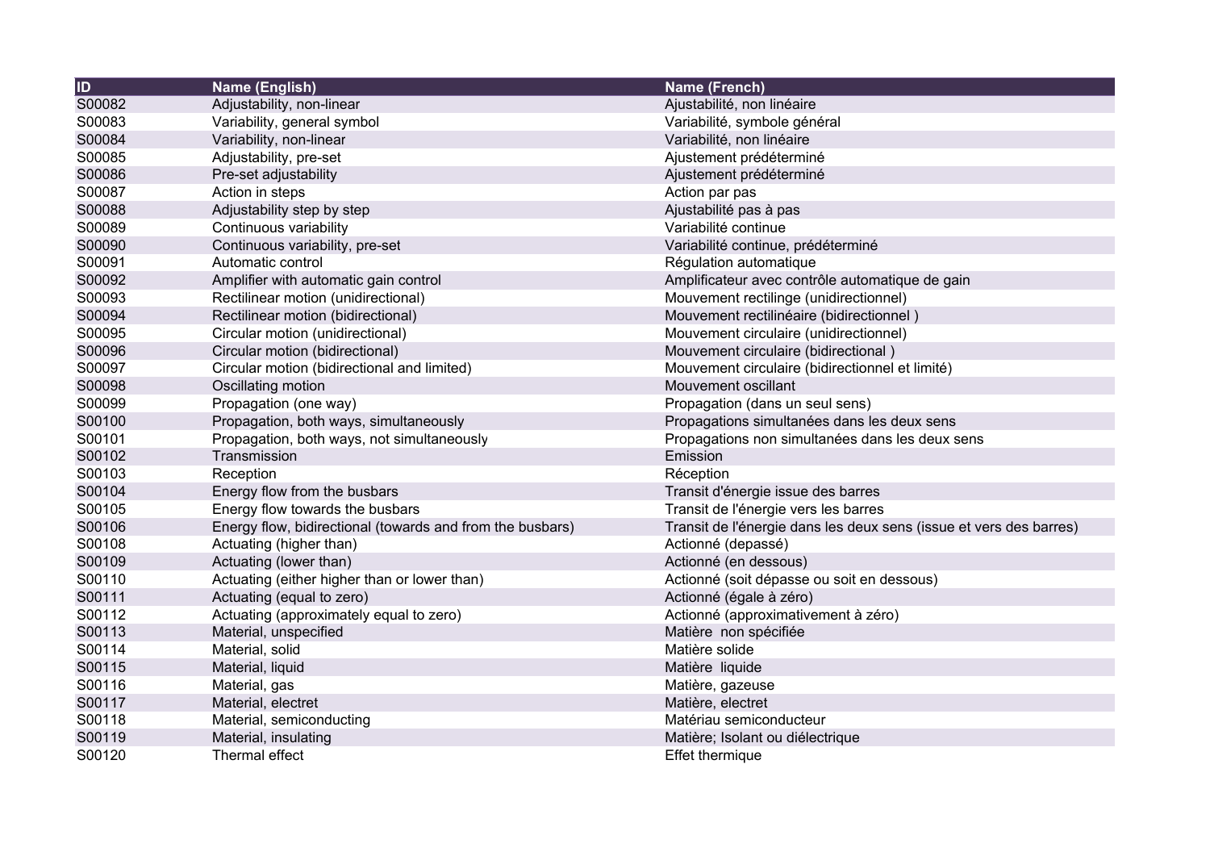| ID | Name (English) | Name (French) |
|---|---|---|
| S00082 | Adjustability, non-linear | Ajustabilité, non linéaire |
| S00083 | Variability, general symbol | Variabilité, symbole général |
| S00084 | Variability, non-linear | Variabilité, non linéaire |
| S00085 | Adjustability, pre-set | Ajustement prédéterminé |
| S00086 | Pre-set adjustability | Ajustement prédéterminé |
| S00087 | Action in steps | Action par pas |
| S00088 | Adjustability step by step | Ajustabilité pas à pas |
| S00089 | Continuous variability | Variabilité continue |
| S00090 | Continuous variability, pre-set | Variabilité continue, prédéterminé |
| S00091 | Automatic control | Régulation automatique |
| S00092 | Amplifier with automatic gain control | Amplificateur avec contrôle automatique de gain |
| S00093 | Rectilinear motion (unidirectional) | Mouvement rectilinge (unidirectionnel) |
| S00094 | Rectilinear motion (bidirectional) | Mouvement rectilinéaire (bidirectionnel ) |
| S00095 | Circular motion (unidirectional) | Mouvement circulaire (unidirectionnel) |
| S00096 | Circular motion (bidirectional) | Mouvement circulaire (bidirectional ) |
| S00097 | Circular motion (bidirectional and limited) | Mouvement circulaire (bidirectionnel et limité) |
| S00098 | Oscillating motion | Mouvement oscillant |
| S00099 | Propagation (one way) | Propagation (dans un seul sens) |
| S00100 | Propagation, both ways, simultaneously | Propagations simultanées dans les deux sens |
| S00101 | Propagation, both ways, not simultaneously | Propagations non simultanées dans les deux sens |
| S00102 | Transmission | Emission |
| S00103 | Reception | Réception |
| S00104 | Energy flow from the busbars | Transit d'énergie issue des barres |
| S00105 | Energy flow towards the busbars | Transit de l'énergie vers les barres |
| S00106 | Energy flow, bidirectional (towards and from the busbars) | Transit de l'énergie dans les deux sens (issue et vers des barres) |
| S00108 | Actuating (higher than) | Actionné (depassé) |
| S00109 | Actuating (lower than) | Actionné (en dessous) |
| S00110 | Actuating (either higher than or lower than) | Actionné (soit dépasse ou soit en dessous) |
| S00111 | Actuating (equal to zero) | Actionné (égale à zéro) |
| S00112 | Actuating (approximately equal to zero) | Actionné (approximativement à zéro) |
| S00113 | Material, unspecified | Matière  non spécifiée |
| S00114 | Material, solid | Matière solide |
| S00115 | Material, liquid | Matière  liquide |
| S00116 | Material, gas | Matière, gazeuse |
| S00117 | Material, electret | Matière, electret |
| S00118 | Material, semiconducting | Matériau semiconducteur |
| S00119 | Material, insulating | Matière; Isolant ou diélectrique |
| S00120 | Thermal effect | Effet thermique |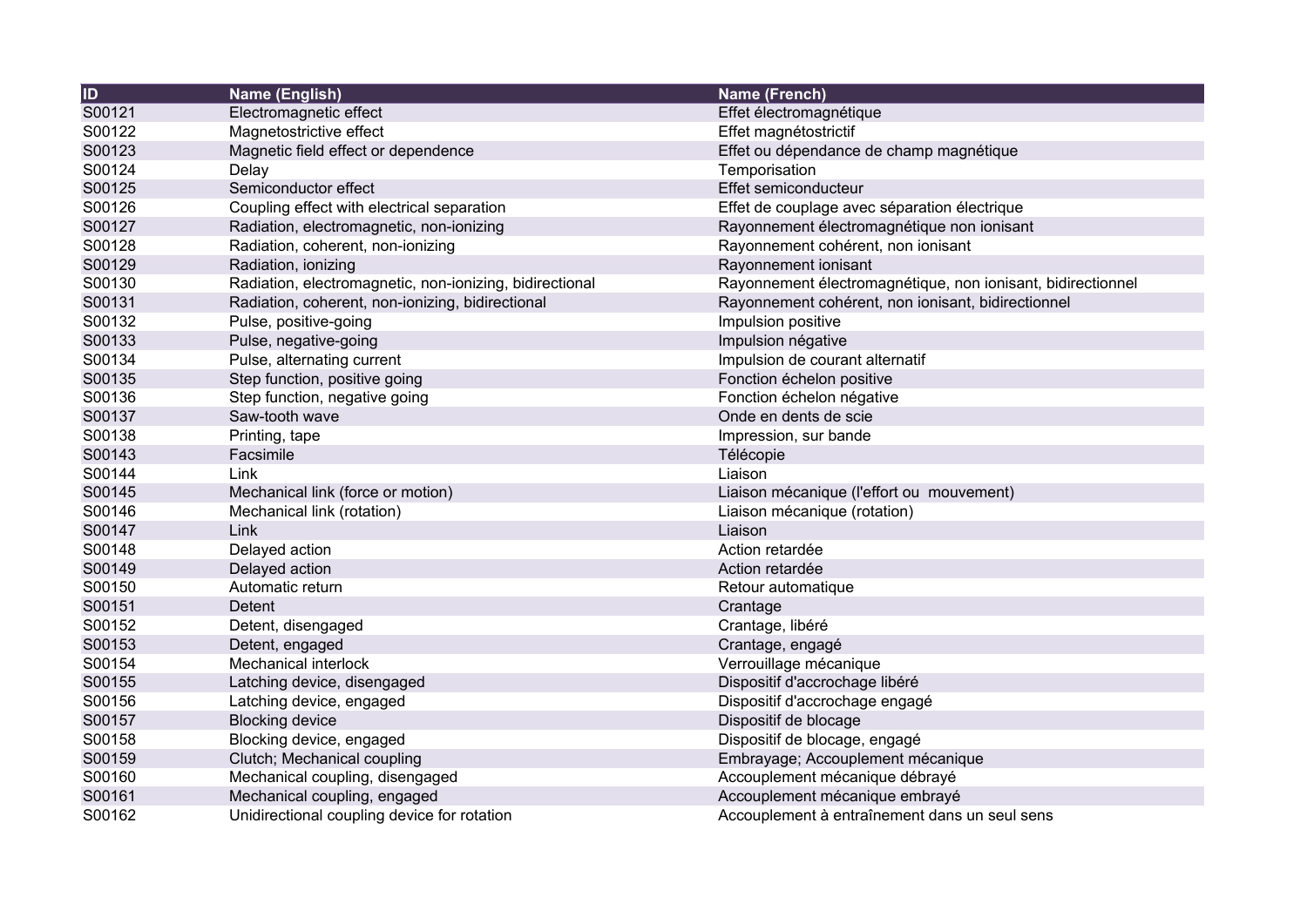| ID | Name (English) | Name (French) |
|---|---|---|
| S00121 | Electromagnetic effect | Effet électromagnétique |
| S00122 | Magnetostrictive effect | Effet magnétostrictif |
| S00123 | Magnetic field effect or dependence | Effet ou dépendance de champ magnétique |
| S00124 | Delay | Temporisation |
| S00125 | Semiconductor effect | Effet semiconducteur |
| S00126 | Coupling effect with electrical separation | Effet de couplage avec séparation électrique |
| S00127 | Radiation, electromagnetic, non-ionizing | Rayonnement électromagnétique non ionisant |
| S00128 | Radiation, coherent, non-ionizing | Rayonnement cohérent, non ionisant |
| S00129 | Radiation, ionizing | Rayonnement ionisant |
| S00130 | Radiation, electromagnetic, non-ionizing, bidirectional | Rayonnement électromagnétique, non ionisant, bidirectionnel |
| S00131 | Radiation, coherent, non-ionizing, bidirectional | Rayonnement cohérent, non ionisant, bidirectionnel |
| S00132 | Pulse, positive-going | Impulsion positive |
| S00133 | Pulse, negative-going | Impulsion négative |
| S00134 | Pulse, alternating current | Impulsion de courant alternatif |
| S00135 | Step function, positive going | Fonction échelon positive |
| S00136 | Step function, negative going | Fonction échelon négative |
| S00137 | Saw-tooth wave | Onde en dents de scie |
| S00138 | Printing, tape | Impression, sur bande |
| S00143 | Facsimile | Télécopie |
| S00144 | Link | Liaison |
| S00145 | Mechanical link (force or motion) | Liaison mécanique (l'effort ou  mouvement) |
| S00146 | Mechanical link (rotation) | Liaison mécanique (rotation) |
| S00147 | Link | Liaison |
| S00148 | Delayed action | Action retardée |
| S00149 | Delayed action | Action retardée |
| S00150 | Automatic return | Retour automatique |
| S00151 | Detent | Crantage |
| S00152 | Detent, disengaged | Crantage, libéré |
| S00153 | Detent, engaged | Crantage, engagé |
| S00154 | Mechanical interlock | Verrouillage mécanique |
| S00155 | Latching device, disengaged | Dispositif d'accrochage libéré |
| S00156 | Latching device, engaged | Dispositif d'accrochage engagé |
| S00157 | Blocking device | Dispositif de blocage |
| S00158 | Blocking device, engaged | Dispositif de blocage, engagé |
| S00159 | Clutch; Mechanical coupling | Embrayage; Accouplement mécanique |
| S00160 | Mechanical coupling, disengaged | Accouplement mécanique débrayé |
| S00161 | Mechanical coupling, engaged | Accouplement mécanique embrayé |
| S00162 | Unidirectional coupling device for rotation | Accouplement à entraînement dans un seul sens |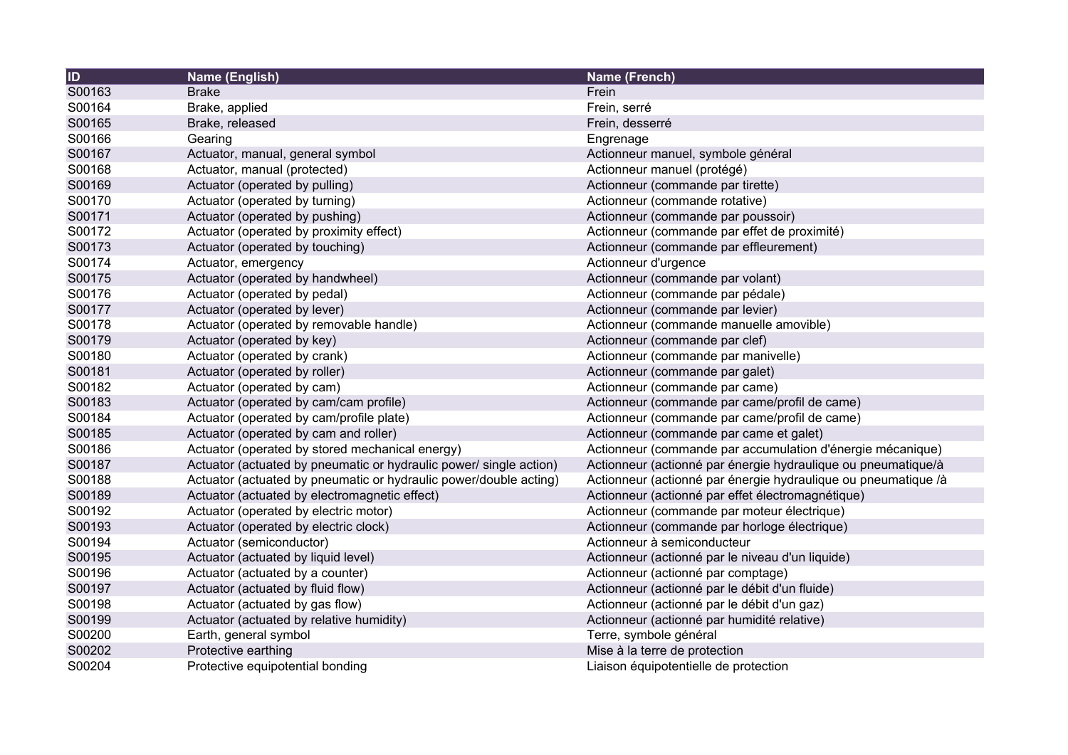| ID | Name (English) | Name (French) |
|---|---|---|
| S00163 | Brake | Frein |
| S00164 | Brake, applied | Frein, serré |
| S00165 | Brake, released | Frein, desserré |
| S00166 | Gearing | Engrenage |
| S00167 | Actuator, manual, general symbol | Actionneur manuel, symbole général |
| S00168 | Actuator, manual (protected) | Actionneur manuel (protégé) |
| S00169 | Actuator (operated by pulling) | Actionneur (commande par tirette) |
| S00170 | Actuator (operated by turning) | Actionneur (commande rotative) |
| S00171 | Actuator (operated by pushing) | Actionneur (commande par poussoir) |
| S00172 | Actuator (operated by proximity effect) | Actionneur (commande par effet de proximité) |
| S00173 | Actuator (operated by touching) | Actionneur (commande par effleurement) |
| S00174 | Actuator, emergency | Actionneur d'urgence |
| S00175 | Actuator (operated by handwheel) | Actionneur (commande par volant) |
| S00176 | Actuator (operated by pedal) | Actionneur (commande par pédale) |
| S00177 | Actuator (operated by lever) | Actionneur (commande par levier) |
| S00178 | Actuator (operated by removable handle) | Actionneur (commande manuelle amovible) |
| S00179 | Actuator (operated by key) | Actionneur (commande par clef) |
| S00180 | Actuator (operated by crank) | Actionneur (commande par manivelle) |
| S00181 | Actuator (operated by roller) | Actionneur (commande par galet) |
| S00182 | Actuator (operated by cam) | Actionneur (commande par came) |
| S00183 | Actuator (operated by cam/cam profile) | Actionneur (commande par came/profil de came) |
| S00184 | Actuator (operated by cam/profile plate) | Actionneur (commande par came/profil de came) |
| S00185 | Actuator (operated by cam and roller) | Actionneur (commande par came et galet) |
| S00186 | Actuator (operated by stored mechanical energy) | Actionneur (commande par accumulation d'énergie mécanique) |
| S00187 | Actuator (actuated by pneumatic or hydraulic power/ single action) | Actionneur (actionné par énergie hydraulique ou pneumatique/à |
| S00188 | Actuator (actuated by pneumatic or hydraulic power/double acting) | Actionneur (actionné par énergie hydraulique ou pneumatique /à |
| S00189 | Actuator (actuated by electromagnetic effect) | Actionneur (actionné par effet électromagnétique) |
| S00192 | Actuator (operated by electric motor) | Actionneur (commande par moteur électrique) |
| S00193 | Actuator (operated by electric clock) | Actionneur (commande par horloge électrique) |
| S00194 | Actuator (semiconductor) | Actionneur à semiconducteur |
| S00195 | Actuator (actuated by liquid level) | Actionneur (actionné par le niveau d'un liquide) |
| S00196 | Actuator (actuated by a counter) | Actionneur (actionné par comptage) |
| S00197 | Actuator (actuated by fluid flow) | Actionneur (actionné par le débit d'un fluide) |
| S00198 | Actuator (actuated by gas flow) | Actionneur (actionné par le débit d'un gaz) |
| S00199 | Actuator (actuated by relative humidity) | Actionneur (actionné par humidité relative) |
| S00200 | Earth, general symbol | Terre, symbole général |
| S00202 | Protective earthing | Mise à la terre de protection |
| S00204 | Protective equipotential bonding | Liaison équipotentielle de protection |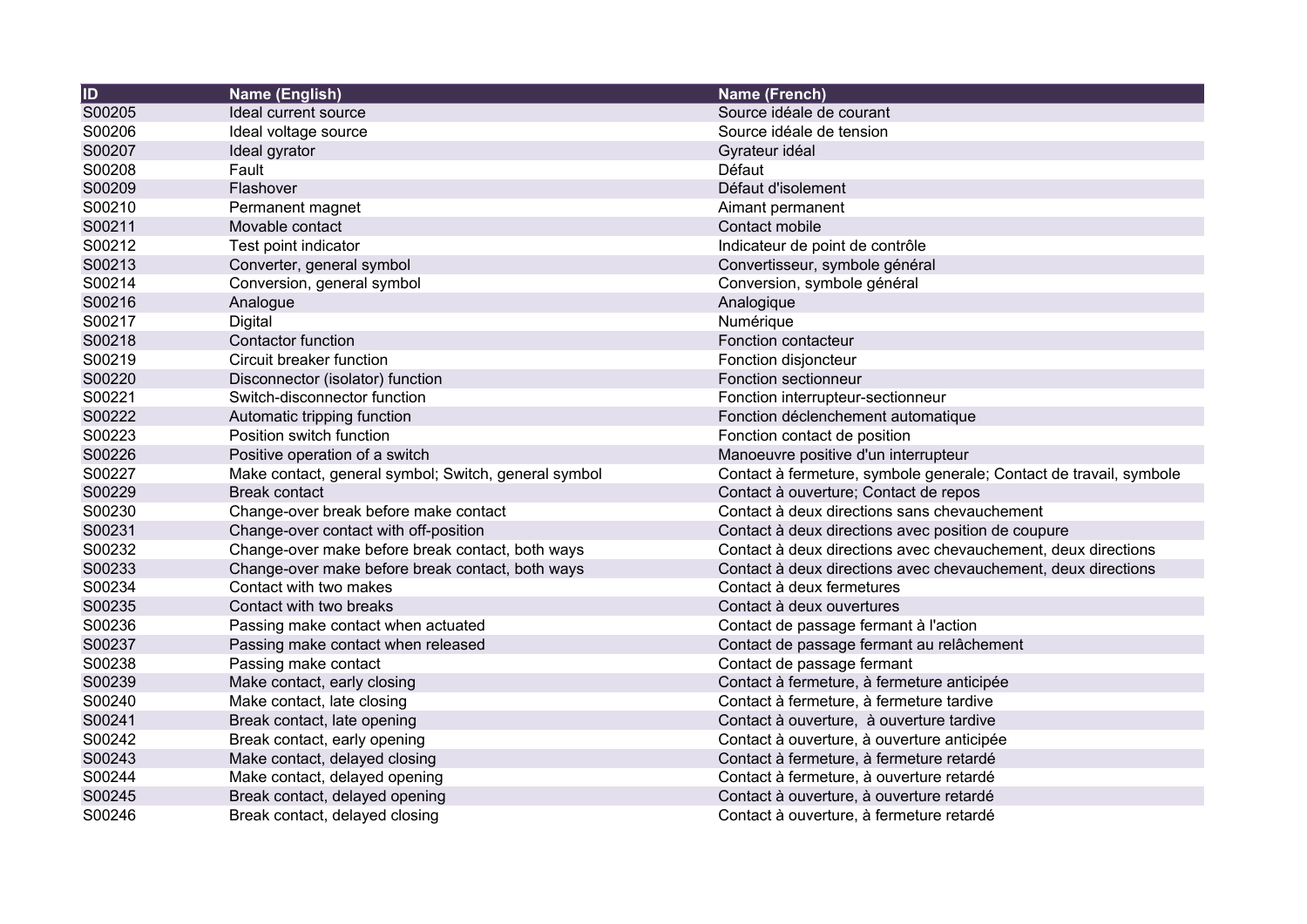| ID | Name (English) | Name (French) |
| --- | --- | --- |
| S00205 | Ideal current source | Source idéale de courant |
| S00206 | Ideal voltage source | Source idéale de tension |
| S00207 | Ideal gyrator | Gyrateur idéal |
| S00208 | Fault | Défaut |
| S00209 | Flashover | Défaut d'isolement |
| S00210 | Permanent magnet | Aimant permanent |
| S00211 | Movable contact | Contact mobile |
| S00212 | Test point indicator | Indicateur de point de contrôle |
| S00213 | Converter, general symbol | Convertisseur, symbole général |
| S00214 | Conversion, general symbol | Conversion, symbole général |
| S00216 | Analogue | Analogique |
| S00217 | Digital | Numérique |
| S00218 | Contactor function | Fonction contacteur |
| S00219 | Circuit breaker function | Fonction disjoncteur |
| S00220 | Disconnector (isolator) function | Fonction sectionneur |
| S00221 | Switch-disconnector function | Fonction interrupteur-sectionneur |
| S00222 | Automatic tripping function | Fonction déclenchement automatique |
| S00223 | Position switch function | Fonction contact de position |
| S00226 | Positive operation of a switch | Manoeuvre positive d'un interrupteur |
| S00227 | Make contact, general symbol; Switch, general symbol | Contact à fermeture, symbole generale; Contact de travail, symbole |
| S00229 | Break contact | Contact à ouverture; Contact de repos |
| S00230 | Change-over break before make contact | Contact à deux directions sans chevauchement |
| S00231 | Change-over contact with off-position | Contact à deux directions avec position de coupure |
| S00232 | Change-over make before break contact, both ways | Contact à deux directions avec chevauchement, deux directions |
| S00233 | Change-over make before break contact, both ways | Contact à deux directions avec chevauchement, deux directions |
| S00234 | Contact with two makes | Contact à deux fermetures |
| S00235 | Contact with two breaks | Contact à deux ouvertures |
| S00236 | Passing make contact when actuated | Contact de passage fermant à l'action |
| S00237 | Passing make contact when released | Contact de passage fermant au relâchement |
| S00238 | Passing make contact | Contact de passage fermant |
| S00239 | Make contact, early closing | Contact à fermeture, à fermeture anticipée |
| S00240 | Make contact, late closing | Contact à fermeture, à fermeture tardive |
| S00241 | Break contact, late opening | Contact à ouverture,  à ouverture tardive |
| S00242 | Break contact, early opening | Contact à ouverture, à ouverture anticipée |
| S00243 | Make contact, delayed closing | Contact à fermeture, à fermeture retardé |
| S00244 | Make contact, delayed opening | Contact à fermeture, à ouverture retardé |
| S00245 | Break contact, delayed opening | Contact à ouverture, à ouverture retardé |
| S00246 | Break contact, delayed closing | Contact à ouverture, à fermeture retardé |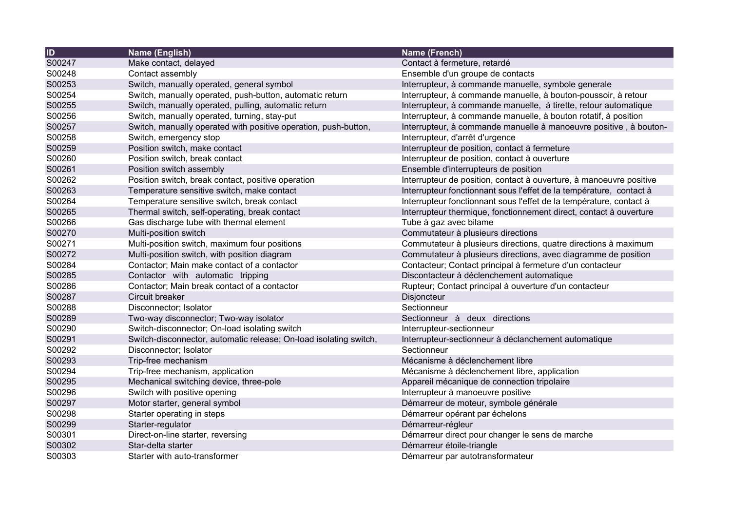| ID | Name (English) | Name (French) |
|---|---|---|
| S00247 | Make contact, delayed | Contact à fermeture, retardé |
| S00248 | Contact assembly | Ensemble d'un groupe de contacts |
| S00253 | Switch, manually operated, general symbol | Interrupteur, à commande manuelle, symbole generale |
| S00254 | Switch, manually operated, push-button, automatic return | Interrupteur, à commande manuelle, à bouton-poussoir, à retour |
| S00255 | Switch, manually operated, pulling, automatic return | Interrupteur, à commande manuelle,  à tirette, retour automatique |
| S00256 | Switch, manually operated, turning, stay-put | Interrupteur, à commande manuelle, à bouton rotatif, à position |
| S00257 | Switch, manually operated with positive operation, push-button, | Interrupteur, à commande manuelle à manoeuvre positive , à bouton- |
| S00258 | Switch, emergency stop | Interrupteur, d'arrêt d'urgence |
| S00259 | Position switch, make contact | Interrupteur de position, contact à fermeture |
| S00260 | Position switch, break contact | Interrupteur de position, contact à ouverture |
| S00261 | Position switch assembly | Ensemble d'interrupteurs de position |
| S00262 | Position switch, break contact, positive operation | Interrupteur de position, contact à ouverture, à manoeuvre positive |
| S00263 | Temperature sensitive switch, make contact | Interrupteur fonctionnant sous l'effet de la température,  contact à |
| S00264 | Temperature sensitive switch, break contact | Interrupteur fonctionnant sous l'effet de la température, contact à |
| S00265 | Thermal switch, self-operating, break contact | Interrupteur thermique, fonctionnement direct, contact à ouverture |
| S00266 | Gas discharge tube with thermal element | Tube à gaz avec bilame |
| S00270 | Multi-position switch | Commutateur à plusieurs directions |
| S00271 | Multi-position switch, maximum four positions | Commutateur à plusieurs directions, quatre directions à maximum |
| S00272 | Multi-position switch, with position diagram | Commutateur à plusieurs directions, avec diagramme de position |
| S00284 | Contactor; Main make contact of a contactor | Contacteur; Contact principal à fermeture d'un contacteur |
| S00285 | Contactor   with   automatic   tripping | Discontacteur à déclenchement automatique |
| S00286 | Contactor; Main break contact of a contactor | Rupteur; Contact principal à ouverture d'un contacteur |
| S00287 | Circuit breaker | Disjoncteur |
| S00288 | Disconnector; Isolator | Sectionneur |
| S00289 | Two-way disconnector; Two-way isolator | Sectionneur   à   deux   directions |
| S00290 | Switch-disconnector; On-load isolating switch | Interrupteur-sectionneur |
| S00291 | Switch-disconnector, automatic release; On-load isolating switch, | Interrupteur-sectionneur à déclanchement automatique |
| S00292 | Disconnector; Isolator | Sectionneur |
| S00293 | Trip-free mechanism | Mécanisme à déclenchement libre |
| S00294 | Trip-free mechanism, application | Mécanisme à déclenchement libre, application |
| S00295 | Mechanical switching device, three-pole | Appareil mécanique de connection tripolaire |
| S00296 | Switch with positive opening | Interrupteur à manoeuvre positive |
| S00297 | Motor starter, general symbol | Démarreur de moteur, symbole générale |
| S00298 | Starter operating in steps | Démarreur opérant par échelons |
| S00299 | Starter-regulator | Démarreur-régleur |
| S00301 | Direct-on-line starter, reversing | Démarreur direct pour changer le sens de marche |
| S00302 | Star-delta starter | Démarreur étoile-triangle |
| S00303 | Starter with auto-transformer | Démarreur par autotransformateur |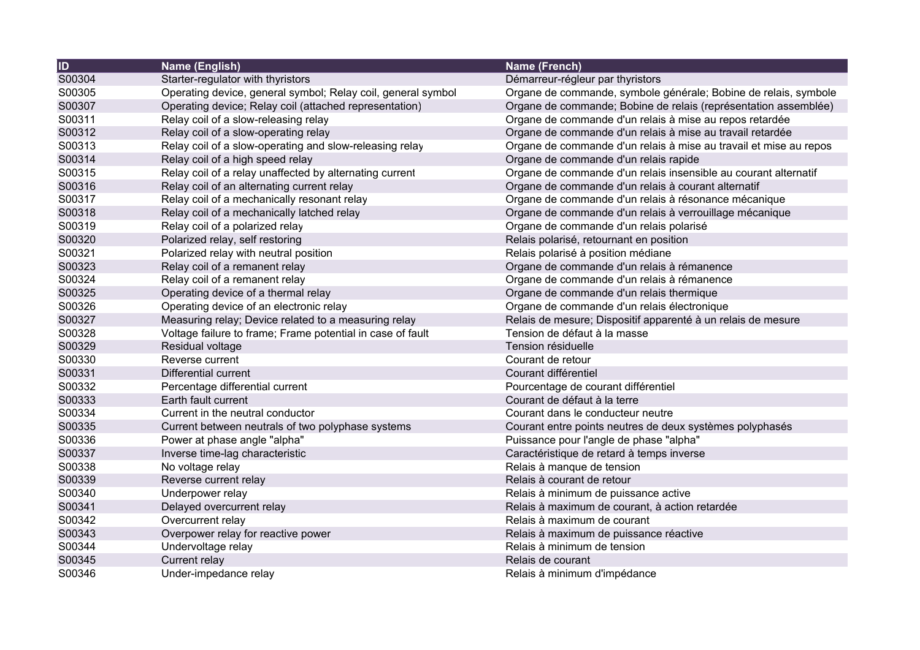| ID | Name (English) | Name (French) |
|---|---|---|
| S00304 | Starter-regulator with thyristors | Démarreur-régleur par thyristors |
| S00305 | Operating device, general symbol; Relay coil, general symbol | Organe de commande, symbole générale; Bobine de relais, symbole |
| S00307 | Operating device; Relay coil (attached representation) | Organe de commande; Bobine de relais (représentation assemblée) |
| S00311 | Relay coil of a slow-releasing relay | Organe de commande d'un relais à mise au repos retardée |
| S00312 | Relay coil of a slow-operating relay | Organe de commande d'un relais à mise au travail retardée |
| S00313 | Relay coil of a slow-operating and slow-releasing relay | Organe de commande d'un relais à mise au travail et mise au repos |
| S00314 | Relay coil of a high speed relay | Organe de commande d'un relais rapide |
| S00315 | Relay coil of a relay unaffected by alternating current | Organe de commande d'un relais insensible au courant alternatif |
| S00316 | Relay coil of an alternating current relay | Organe de commande d'un relais à courant alternatif |
| S00317 | Relay coil of a mechanically resonant relay | Organe de commande d'un relais à résonance mécanique |
| S00318 | Relay coil of a mechanically latched relay | Organe de commande d'un relais à verrouillage mécanique |
| S00319 | Relay coil of a polarized relay | Organe de commande d'un relais polarisé |
| S00320 | Polarized relay, self restoring | Relais polarisé, retournant en position |
| S00321 | Polarized relay with neutral position | Relais polarisé à position médiane |
| S00323 | Relay coil of a remanent relay | Organe de commande d'un relais à rémanence |
| S00324 | Relay coil of a remanent relay | Organe de commande d'un relais à rémanence |
| S00325 | Operating device of a thermal relay | Organe de commande d'un relais thermique |
| S00326 | Operating device of an electronic relay | Organe de commande d'un relais électronique |
| S00327 | Measuring relay; Device related to a measuring relay | Relais de mesure; Dispositif apparenté à un relais de mesure |
| S00328 | Voltage failure to frame; Frame potential in case of fault | Tension de défaut à la masse |
| S00329 | Residual voltage | Tension résiduelle |
| S00330 | Reverse current | Courant de retour |
| S00331 | Differential current | Courant différentiel |
| S00332 | Percentage differential current | Pourcentage de courant différentiel |
| S00333 | Earth fault current | Courant de défaut à la terre |
| S00334 | Current in the neutral conductor | Courant dans le conducteur neutre |
| S00335 | Current between neutrals of two polyphase systems | Courant entre points neutres de deux systèmes polyphasés |
| S00336 | Power at phase angle "alpha" | Puissance pour l'angle de phase "alpha" |
| S00337 | Inverse time-lag characteristic | Caractéristique de retard à temps inverse |
| S00338 | No voltage relay | Relais à manque de tension |
| S00339 | Reverse current relay | Relais à courant de retour |
| S00340 | Underpower relay | Relais à minimum de puissance active |
| S00341 | Delayed overcurrent relay | Relais à maximum de courant, à action retardée |
| S00342 | Overcurrent relay | Relais à maximum de courant |
| S00343 | Overpower relay for reactive power | Relais à maximum de puissance réactive |
| S00344 | Undervoltage relay | Relais à minimum de tension |
| S00345 | Current relay | Relais de courant |
| S00346 | Under-impedance relay | Relais à minimum d'impédance |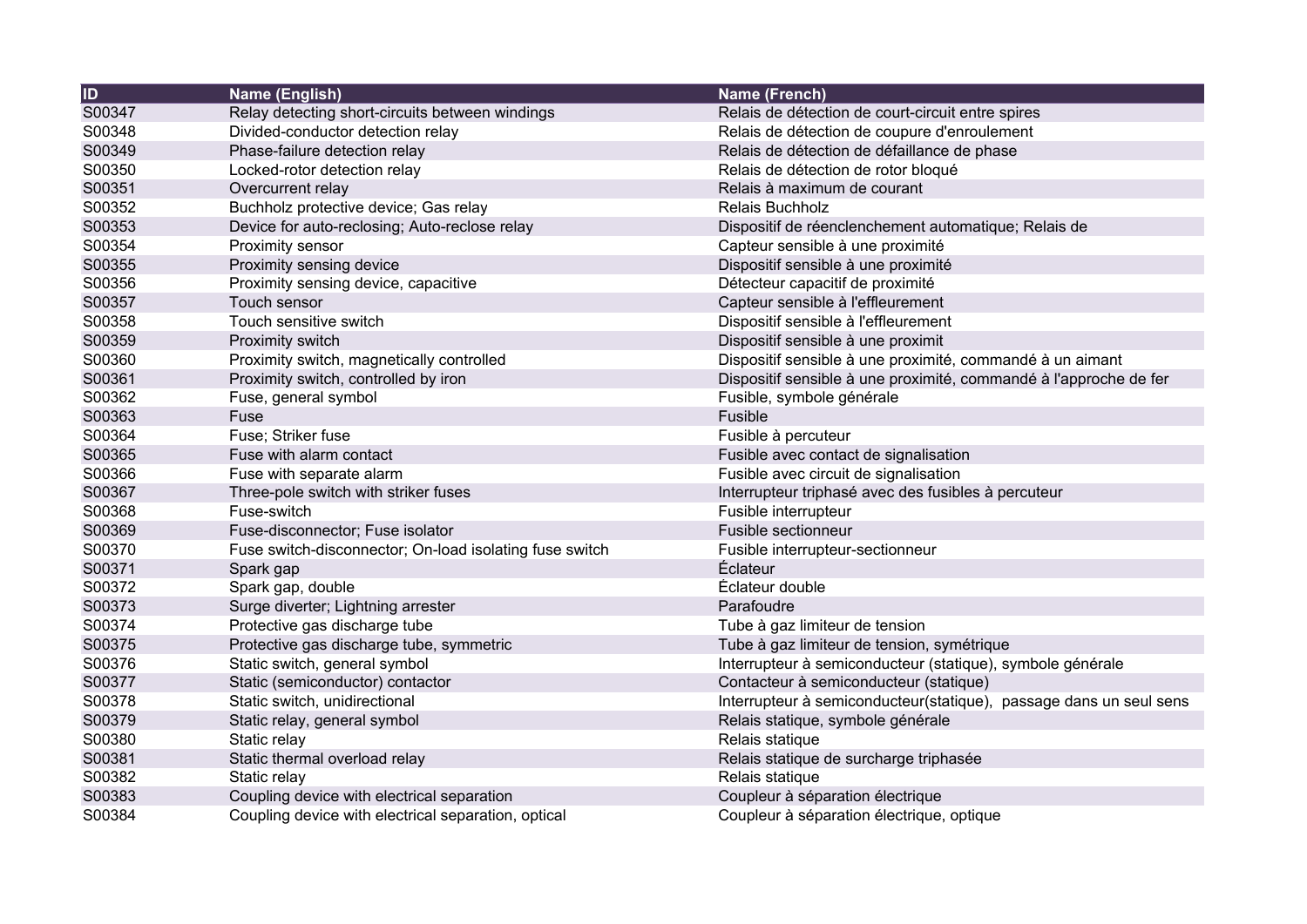| ID | Name (English) | Name (French) |
|---|---|---|
| S00347 | Relay detecting short-circuits between windings | Relais de détection de court-circuit entre spires |
| S00348 | Divided-conductor detection relay | Relais de détection de coupure d'enroulement |
| S00349 | Phase-failure detection relay | Relais de détection de défaillance de phase |
| S00350 | Locked-rotor detection relay | Relais de détection de rotor bloqué |
| S00351 | Overcurrent relay | Relais à maximum de courant |
| S00352 | Buchholz protective device; Gas relay | Relais Buchholz |
| S00353 | Device for auto-reclosing; Auto-reclose relay | Dispositif de réenclenchement automatique; Relais de |
| S00354 | Proximity sensor | Capteur sensible à une proximité |
| S00355 | Proximity sensing device | Dispositif sensible à une proximité |
| S00356 | Proximity sensing device, capacitive | Détecteur capacitif de proximité |
| S00357 | Touch sensor | Capteur sensible à l'effleurement |
| S00358 | Touch sensitive switch | Dispositif sensible à l'effleurement |
| S00359 | Proximity switch | Dispositif sensible à une proximit |
| S00360 | Proximity switch, magnetically controlled | Dispositif sensible à une proximité, commandé à un aimant |
| S00361 | Proximity switch, controlled by iron | Dispositif sensible à une proximité, commandé à l'approche de fer |
| S00362 | Fuse, general symbol | Fusible, symbole générale |
| S00363 | Fuse | Fusible |
| S00364 | Fuse; Striker fuse | Fusible à percuteur |
| S00365 | Fuse with alarm contact | Fusible avec contact de signalisation |
| S00366 | Fuse with separate alarm | Fusible avec circuit de signalisation |
| S00367 | Three-pole switch with striker fuses | Interrupteur triphasé avec des fusibles à percuteur |
| S00368 | Fuse-switch | Fusible interrupteur |
| S00369 | Fuse-disconnector; Fuse isolator | Fusible sectionneur |
| S00370 | Fuse switch-disconnector; On-load isolating fuse switch | Fusible interrupteur-sectionneur |
| S00371 | Spark gap | Éclateur |
| S00372 | Spark gap, double | Éclateur double |
| S00373 | Surge diverter; Lightning arrester | Parafoudre |
| S00374 | Protective gas discharge tube | Tube à gaz limiteur de tension |
| S00375 | Protective gas discharge tube, symmetric | Tube à gaz limiteur de tension, symétrique |
| S00376 | Static switch, general symbol | Interrupteur à semiconducteur (statique), symbole générale |
| S00377 | Static (semiconductor) contactor | Contacteur à semiconducteur (statique) |
| S00378 | Static switch, unidirectional | Interrupteur à semiconducteur(statique), passage dans un seul sens |
| S00379 | Static relay, general symbol | Relais statique, symbole générale |
| S00380 | Static relay | Relais statique |
| S00381 | Static thermal overload relay | Relais statique de surcharge triphasée |
| S00382 | Static relay | Relais statique |
| S00383 | Coupling device with electrical separation | Coupleur à séparation électrique |
| S00384 | Coupling device with electrical separation, optical | Coupleur à séparation électrique, optique |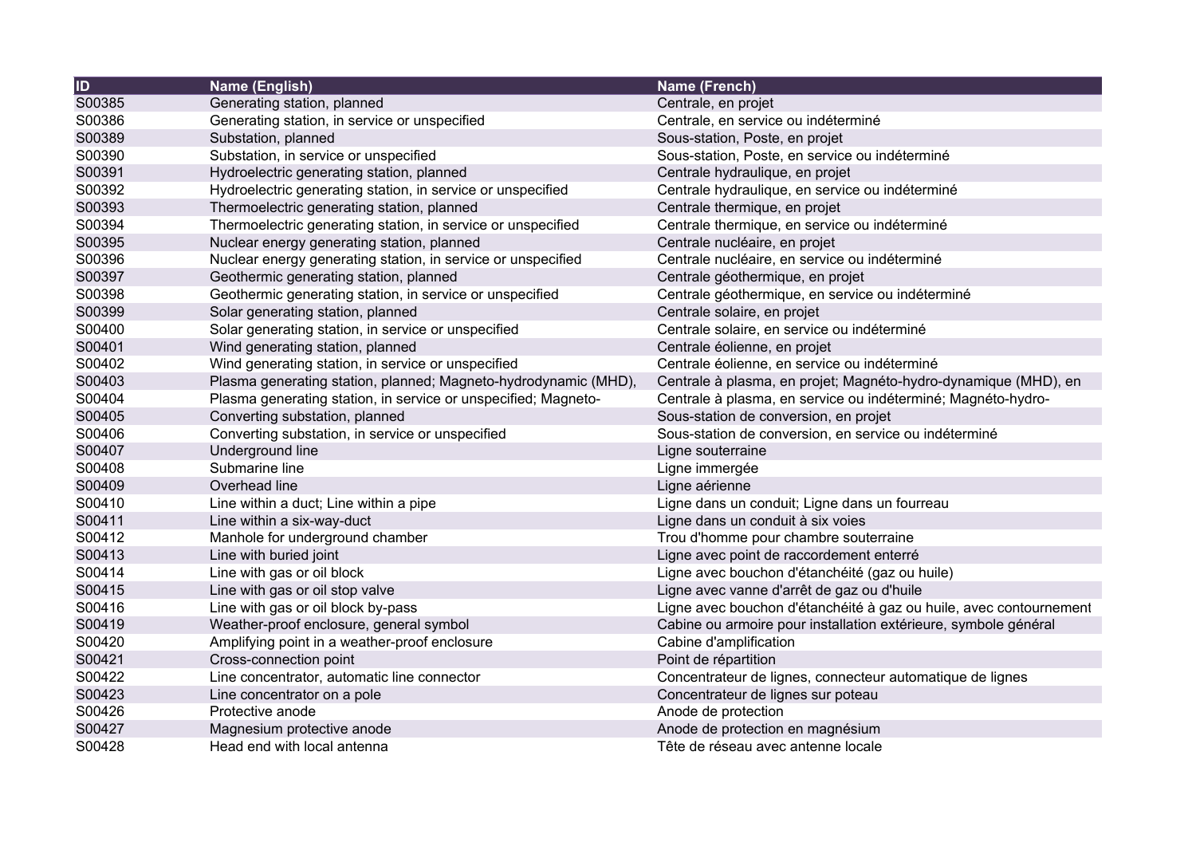| ID | Name (English) | Name (French) |
|---|---|---|
| S00385 | Generating station, planned | Centrale, en projet |
| S00386 | Generating station, in service or unspecified | Centrale, en service ou indéterminé |
| S00389 | Substation, planned | Sous-station, Poste, en projet |
| S00390 | Substation, in service or unspecified | Sous-station, Poste, en service ou indéterminé |
| S00391 | Hydroelectric generating station, planned | Centrale hydraulique, en projet |
| S00392 | Hydroelectric generating station, in service or unspecified | Centrale hydraulique, en service ou indéterminé |
| S00393 | Thermoelectric generating station, planned | Centrale thermique, en projet |
| S00394 | Thermoelectric generating station, in service or unspecified | Centrale thermique, en service ou indéterminé |
| S00395 | Nuclear energy generating station, planned | Centrale nucléaire, en projet |
| S00396 | Nuclear energy generating station, in service or unspecified | Centrale nucléaire, en service ou indéterminé |
| S00397 | Geothermic generating station, planned | Centrale géothermique, en projet |
| S00398 | Geothermic generating station, in service or unspecified | Centrale géothermique, en service ou indéterminé |
| S00399 | Solar generating station, planned | Centrale solaire, en projet |
| S00400 | Solar generating station, in service or unspecified | Centrale solaire, en service ou indéterminé |
| S00401 | Wind generating station, planned | Centrale éolienne, en projet |
| S00402 | Wind generating station, in service or unspecified | Centrale éolienne, en service ou indéterminé |
| S00403 | Plasma generating station, planned; Magneto-hydrodynamic (MHD), | Centrale à plasma, en projet; Magnéto-hydro-dynamique (MHD), en |
| S00404 | Plasma generating station, in service or unspecified; Magneto- | Centrale à plasma, en service ou indéterminé; Magnéto-hydro- |
| S00405 | Converting substation, planned | Sous-station de conversion, en projet |
| S00406 | Converting substation, in service or unspecified | Sous-station de conversion, en service ou indéterminé |
| S00407 | Underground line | Ligne souterraine |
| S00408 | Submarine line | Ligne immergée |
| S00409 | Overhead line | Ligne aérienne |
| S00410 | Line within a duct; Line within a pipe | Ligne dans un conduit; Ligne dans un fourreau |
| S00411 | Line within a six-way-duct | Ligne dans un conduit à six voies |
| S00412 | Manhole for underground chamber | Trou d'homme pour chambre souterraine |
| S00413 | Line with buried joint | Ligne avec point de raccordement enterré |
| S00414 | Line with gas or oil block | Ligne avec bouchon d'étanchéité (gaz ou huile) |
| S00415 | Line with gas or oil stop valve | Ligne avec vanne d'arrêt de gaz ou d'huile |
| S00416 | Line with gas or oil block by-pass | Ligne avec bouchon d'étanchéité à gaz ou huile, avec contournement |
| S00419 | Weather-proof enclosure, general symbol | Cabine ou armoire pour installation extérieure, symbole général |
| S00420 | Amplifying point in a weather-proof enclosure | Cabine d'amplification |
| S00421 | Cross-connection point | Point de répartition |
| S00422 | Line concentrator, automatic line connector | Concentrateur de lignes, connecteur automatique de lignes |
| S00423 | Line concentrator on a pole | Concentrateur de lignes sur poteau |
| S00426 | Protective anode | Anode de protection |
| S00427 | Magnesium protective anode | Anode de protection en magnésium |
| S00428 | Head end with local antenna | Tête de réseau avec antenne locale |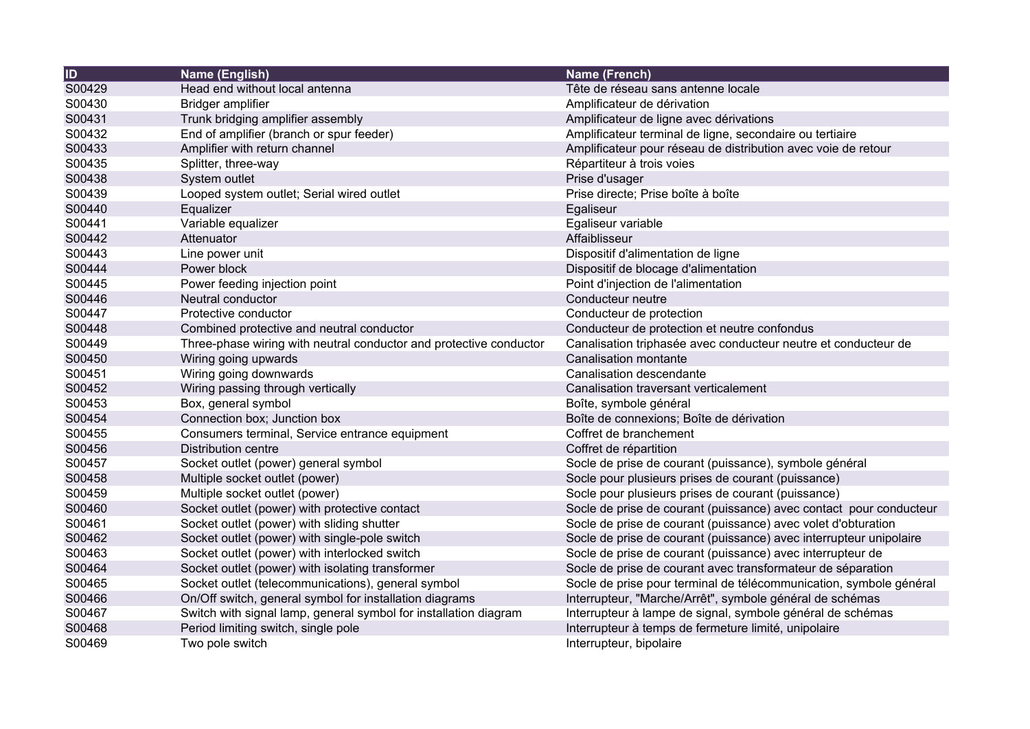| ID | Name (English) | Name (French) |
| --- | --- | --- |
| S00429 | Head end without local antenna | Tête de réseau sans antenne locale |
| S00430 | Bridger amplifier | Amplificateur de dérivation |
| S00431 | Trunk bridging amplifier assembly | Amplificateur de ligne avec dérivations |
| S00432 | End of amplifier (branch or spur feeder) | Amplificateur terminal de ligne, secondaire ou tertiaire |
| S00433 | Amplifier with return channel | Amplificateur pour réseau de distribution avec voie de retour |
| S00435 | Splitter, three-way | Répartiteur à trois voies |
| S00438 | System outlet | Prise d'usager |
| S00439 | Looped system outlet; Serial wired outlet | Prise directe; Prise boîte à boîte |
| S00440 | Equalizer | Egaliseur |
| S00441 | Variable equalizer | Egaliseur variable |
| S00442 | Attenuator | Affaiblisseur |
| S00443 | Line power unit | Dispositif d'alimentation de ligne |
| S00444 | Power block | Dispositif de blocage d'alimentation |
| S00445 | Power feeding injection point | Point d'injection de l'alimentation |
| S00446 | Neutral conductor | Conducteur neutre |
| S00447 | Protective conductor | Conducteur de protection |
| S00448 | Combined protective and neutral conductor | Conducteur de protection et neutre confondus |
| S00449 | Three-phase wiring with neutral conductor and protective conductor | Canalisation triphasée avec conducteur neutre et conducteur de |
| S00450 | Wiring going upwards | Canalisation montante |
| S00451 | Wiring going downwards | Canalisation descendante |
| S00452 | Wiring passing through vertically | Canalisation traversant verticalement |
| S00453 | Box, general symbol | Boîte, symbole général |
| S00454 | Connection box; Junction box | Boîte de connexions; Boîte de dérivation |
| S00455 | Consumers terminal, Service entrance equipment | Coffret de branchement |
| S00456 | Distribution centre | Coffret de répartition |
| S00457 | Socket outlet (power) general symbol | Socle de prise de courant (puissance), symbole général |
| S00458 | Multiple socket outlet (power) | Socle pour plusieurs prises de courant (puissance) |
| S00459 | Multiple socket outlet (power) | Socle pour plusieurs prises de courant (puissance) |
| S00460 | Socket outlet (power) with protective contact | Socle de prise de courant (puissance) avec contact pour conducteur |
| S00461 | Socket outlet (power) with sliding shutter | Socle de prise de courant (puissance) avec volet d'obturation |
| S00462 | Socket outlet (power) with single-pole switch | Socle de prise de courant (puissance) avec interrupteur unipolaire |
| S00463 | Socket outlet (power) with interlocked switch | Socle de prise de courant (puissance) avec interrupteur de |
| S00464 | Socket outlet (power) with isolating transformer | Socle de prise de courant avec transformateur de séparation |
| S00465 | Socket outlet (telecommunications), general symbol | Socle de prise pour terminal de télécommunication, symbole général |
| S00466 | On/Off switch, general symbol for installation diagrams | Interrupteur, "Marche/Arrêt", symbole général de schémas |
| S00467 | Switch with signal lamp, general symbol for installation diagram | Interrupteur à lampe de signal, symbole général de schémas |
| S00468 | Period limiting switch, single pole | Interrupteur à temps de fermeture limité, unipolaire |
| S00469 | Two pole switch | Interrupteur, bipolaire |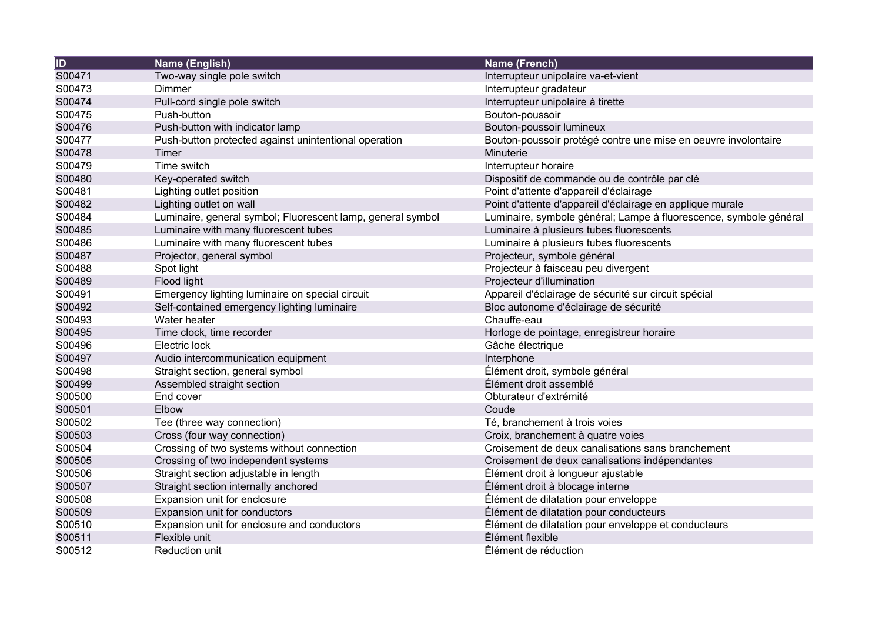| ID | Name (English) | Name (French) |
|---|---|---|
| S00471 | Two-way single pole switch | Interrupteur unipolaire va-et-vient |
| S00473 | Dimmer | Interrupteur gradateur |
| S00474 | Pull-cord single pole switch | Interrupteur unipolaire à tirette |
| S00475 | Push-button | Bouton-poussoir |
| S00476 | Push-button with indicator lamp | Bouton-poussoir lumineux |
| S00477 | Push-button protected against unintentional operation | Bouton-poussoir protégé contre une mise en oeuvre involontaire |
| S00478 | Timer | Minuterie |
| S00479 | Time switch | Interrupteur horaire |
| S00480 | Key-operated switch | Dispositif de commande ou de contrôle par clé |
| S00481 | Lighting outlet position | Point d'attente d'appareil d'éclairage |
| S00482 | Lighting outlet on wall | Point d'attente d'appareil d'éclairage en applique murale |
| S00484 | Luminaire, general symbol; Fluorescent lamp, general symbol | Luminaire, symbole général; Lampe à fluorescence, symbole général |
| S00485 | Luminaire with many fluorescent tubes | Luminaire à plusieurs tubes fluorescents |
| S00486 | Luminaire with many fluorescent tubes | Luminaire à plusieurs tubes fluorescents |
| S00487 | Projector, general symbol | Projecteur, symbole général |
| S00488 | Spot light | Projecteur à faisceau peu divergent |
| S00489 | Flood light | Projecteur d'illumination |
| S00491 | Emergency lighting luminaire on special circuit | Appareil d'éclairage de sécurité sur circuit spécial |
| S00492 | Self-contained emergency lighting luminaire | Bloc autonome d'éclairage de sécurité |
| S00493 | Water heater | Chauffe-eau |
| S00495 | Time clock, time recorder | Horloge de pointage, enregistreur horaire |
| S00496 | Electric lock | Gâche électrique |
| S00497 | Audio intercommunication equipment | Interphone |
| S00498 | Straight section, general symbol | Élément droit, symbole général |
| S00499 | Assembled straight section | Élément droit assemblé |
| S00500 | End cover | Obturateur d'extrémité |
| S00501 | Elbow | Coude |
| S00502 | Tee (three way connection) | Té, branchement à trois voies |
| S00503 | Cross (four way connection) | Croix, branchement à quatre voies |
| S00504 | Crossing of two systems without connection | Croisement de deux canalisations sans branchement |
| S00505 | Crossing of two independent systems | Croisement de deux canalisations indépendantes |
| S00506 | Straight section adjustable in length | Élément droit à longueur ajustable |
| S00507 | Straight section internally anchored | Élément droit à blocage interne |
| S00508 | Expansion unit for enclosure | Élément de dilatation pour enveloppe |
| S00509 | Expansion unit for conductors | Élément de dilatation pour conducteurs |
| S00510 | Expansion unit for enclosure and conductors | Élément de dilatation pour enveloppe et conducteurs |
| S00511 | Flexible unit | Élément flexible |
| S00512 | Reduction unit | Élément de réduction |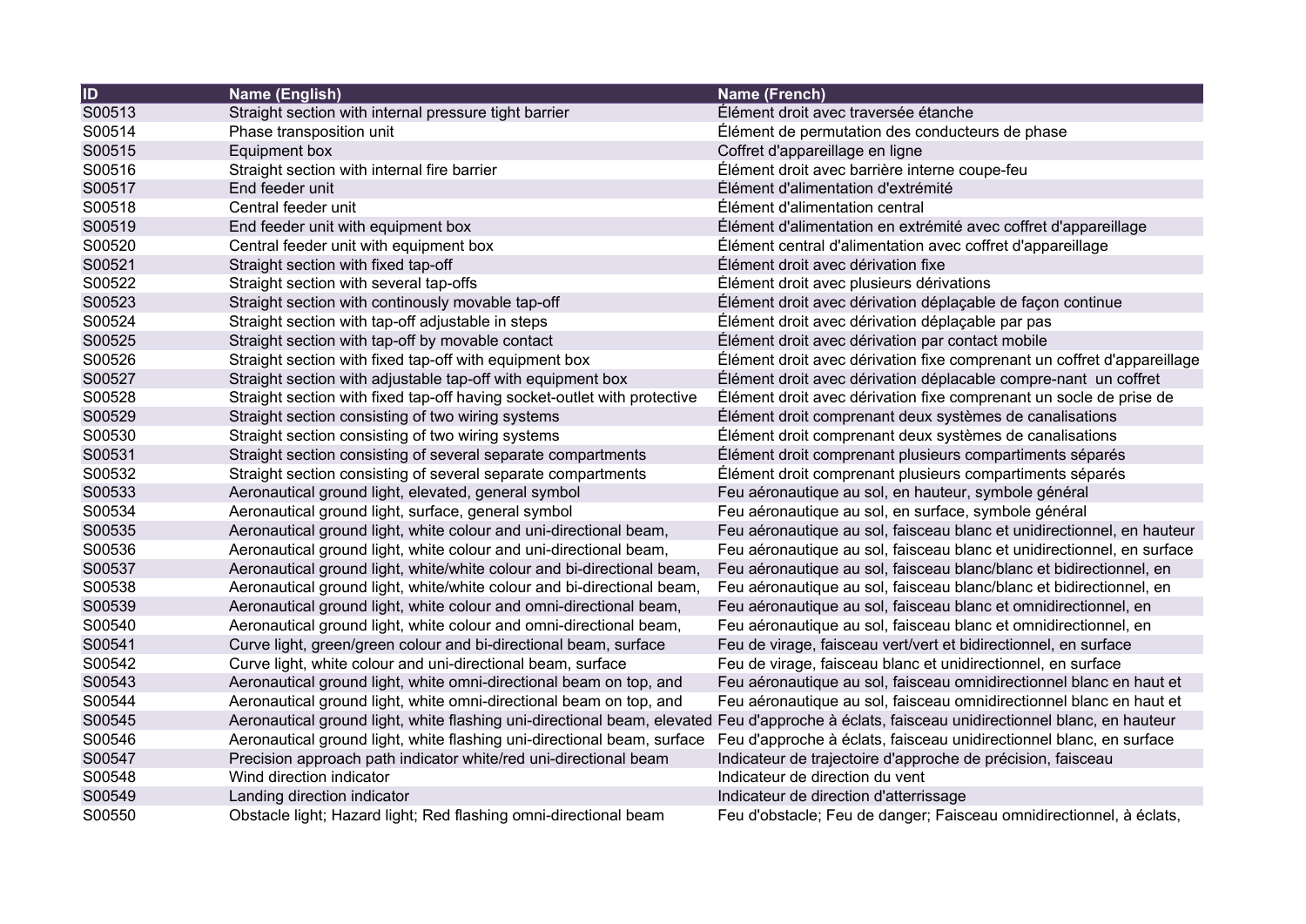| ID | Name (English) | Name (French) |
|---|---|---|
| S00513 | Straight section with internal pressure tight barrier | Élément droit avec traversée étanche |
| S00514 | Phase transposition unit | Élément de permutation des conducteurs de phase |
| S00515 | Equipment box | Coffret d'appareillage en ligne |
| S00516 | Straight section with internal fire barrier | Élément droit avec barrière interne coupe-feu |
| S00517 | End feeder unit | Élément d'alimentation d'extrémité |
| S00518 | Central feeder unit | Élément d'alimentation central |
| S00519 | End feeder unit with equipment box | Élément d'alimentation en extrémité avec coffret d'appareillage |
| S00520 | Central feeder unit with equipment box | Élément central d'alimentation avec coffret d'appareillage |
| S00521 | Straight section with fixed tap-off | Élément droit avec dérivation fixe |
| S00522 | Straight section with several tap-offs | Élément droit avec plusieurs dérivations |
| S00523 | Straight section with continously movable tap-off | Élément droit avec dérivation déplaçable de façon continue |
| S00524 | Straight section with tap-off adjustable in steps | Élément droit avec dérivation déplaçable par pas |
| S00525 | Straight section with tap-off by movable contact | Élément droit avec dérivation par contact mobile |
| S00526 | Straight section with fixed tap-off with equipment box | Élément droit avec dérivation fixe comprenant un coffret d'appareillage |
| S00527 | Straight section with adjustable tap-off with equipment box | Élément droit avec dérivation déplacable compre-nant un coffret |
| S00528 | Straight section with fixed tap-off having socket-outlet with protective | Élément droit avec dérivation fixe comprenant un socle de prise de |
| S00529 | Straight section consisting of two wiring systems | Élément droit comprenant deux systèmes de canalisations |
| S00530 | Straight section consisting of two wiring systems | Élément droit comprenant deux systèmes de canalisations |
| S00531 | Straight section consisting of several separate compartments | Élément droit comprenant plusieurs compartiments séparés |
| S00532 | Straight section consisting of several separate compartments | Élément droit comprenant plusieurs compartiments séparés |
| S00533 | Aeronautical ground light, elevated, general symbol | Feu aéronautique au sol, en hauteur, symbole général |
| S00534 | Aeronautical ground light, surface, general symbol | Feu aéronautique au sol, en surface, symbole général |
| S00535 | Aeronautical ground light, white colour and uni-directional beam, | Feu aéronautique au sol, faisceau blanc et unidirectionnel, en hauteur |
| S00536 | Aeronautical ground light, white colour and uni-directional beam, | Feu aéronautique au sol, faisceau blanc et unidirectionnel, en surface |
| S00537 | Aeronautical ground light, white/white colour and bi-directional beam, | Feu aéronautique au sol, faisceau blanc/blanc et bidirectionnel, en |
| S00538 | Aeronautical ground light, white/white colour and bi-directional beam, | Feu aéronautique au sol, faisceau blanc/blanc et bidirectionnel, en |
| S00539 | Aeronautical ground light, white colour and omni-directional beam, | Feu aéronautique au sol, faisceau blanc et omnidirectionnel, en |
| S00540 | Aeronautical ground light, white colour and omni-directional beam, | Feu aéronautique au sol, faisceau blanc et omnidirectionnel, en |
| S00541 | Curve light, green/green colour and bi-directional beam, surface | Feu de virage, faisceau vert/vert et bidirectionnel, en surface |
| S00542 | Curve light, white colour and uni-directional beam, surface | Feu de virage, faisceau blanc et unidirectionnel, en surface |
| S00543 | Aeronautical ground light, white omni-directional beam on top, and | Feu aéronautique au sol, faisceau omnidirectionnel blanc en haut et |
| S00544 | Aeronautical ground light, white omni-directional beam on top, and | Feu aéronautique au sol, faisceau omnidirectionnel blanc en haut et |
| S00545 | Aeronautical ground light, white flashing uni-directional beam, elevated | Feu d'approche à éclats, faisceau unidirectionnel blanc, en hauteur |
| S00546 | Aeronautical ground light, white flashing uni-directional beam, surface | Feu d'approche à éclats, faisceau unidirectionnel blanc, en surface |
| S00547 | Precision approach path indicator white/red uni-directional beam | Indicateur de trajectoire d'approche de précision, faisceau |
| S00548 | Wind direction indicator | Indicateur de direction du vent |
| S00549 | Landing direction indicator | Indicateur de direction d'atterrissage |
| S00550 | Obstacle light; Hazard light; Red flashing omni-directional beam | Feu d'obstacle; Feu de danger; Faisceau omnidirectionnel, à éclats, |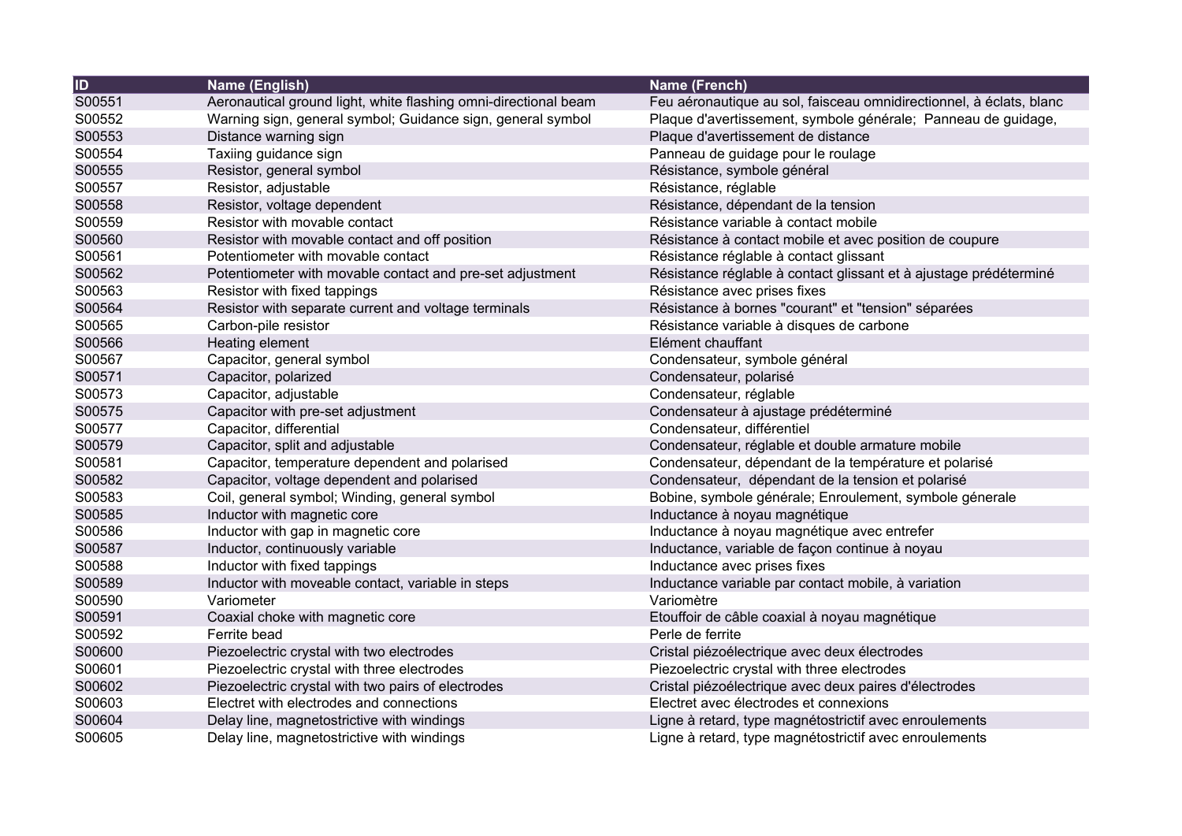| ID | Name (English) | Name (French) |
|---|---|---|
| S00551 | Aeronautical ground light, white flashing omni-directional beam | Feu aéronautique au sol, faisceau omnidirectionnel, à éclats, blanc |
| S00552 | Warning sign, general symbol; Guidance sign, general symbol | Plaque d'avertissement, symbole générale;  Panneau de guidage, |
| S00553 | Distance warning sign | Plaque d'avertissement de distance |
| S00554 | Taxiing guidance sign | Panneau de guidage pour le roulage |
| S00555 | Resistor, general symbol | Résistance, symbole général |
| S00557 | Resistor, adjustable | Résistance, réglable |
| S00558 | Resistor, voltage dependent | Résistance, dépendant de la tension |
| S00559 | Resistor with movable contact | Résistance variable à contact mobile |
| S00560 | Resistor with movable contact and off position | Résistance à contact mobile et avec position de coupure |
| S00561 | Potentiometer with movable contact | Résistance réglable à contact glissant |
| S00562 | Potentiometer with movable contact and pre-set adjustment | Résistance réglable à contact glissant et à ajustage prédéterminé |
| S00563 | Resistor with fixed tappings | Résistance avec prises fixes |
| S00564 | Resistor with separate current and voltage terminals | Résistance à bornes "courant" et "tension" séparées |
| S00565 | Carbon-pile resistor | Résistance variable à disques de carbone |
| S00566 | Heating element | Elément chauffant |
| S00567 | Capacitor, general symbol | Condensateur, symbole général |
| S00571 | Capacitor, polarized | Condensateur, polarisé |
| S00573 | Capacitor, adjustable | Condensateur, réglable |
| S00575 | Capacitor with pre-set adjustment | Condensateur à ajustage prédéterminé |
| S00577 | Capacitor, differential | Condensateur, différentiel |
| S00579 | Capacitor, split and adjustable | Condensateur, réglable et double armature mobile |
| S00581 | Capacitor, temperature dependent and polarised | Condensateur, dépendant de la température et polarisé |
| S00582 | Capacitor, voltage dependent and polarised | Condensateur,  dépendant de la tension et polarisé |
| S00583 | Coil, general symbol; Winding, general symbol | Bobine, symbole générale; Enroulement, symbole génerale |
| S00585 | Inductor with magnetic core | Inductance à noyau magnétique |
| S00586 | Inductor with gap in magnetic core | Inductance à noyau magnétique avec entrefer |
| S00587 | Inductor, continuously variable | Inductance, variable de façon continue à noyau |
| S00588 | Inductor with fixed tappings | Inductance avec prises fixes |
| S00589 | Inductor with moveable contact, variable in steps | Inductance variable par contact mobile, à variation |
| S00590 | Variometer | Variomètre |
| S00591 | Coaxial choke with magnetic core | Etouffoir de câble coaxial à noyau magnétique |
| S00592 | Ferrite bead | Perle de ferrite |
| S00600 | Piezoelectric crystal with two electrodes | Cristal piézoélectrique avec deux électrodes |
| S00601 | Piezoelectric crystal with three electrodes | Piezoelectric crystal with three electrodes |
| S00602 | Piezoelectric crystal with two pairs of electrodes | Cristal piézoélectrique avec deux paires d'électrodes |
| S00603 | Electret with electrodes and connections | Electret avec électrodes et connexions |
| S00604 | Delay line, magnetostrictive with windings | Ligne à retard, type magnétostrictif avec enroulements |
| S00605 | Delay line, magnetostrictive with windings | Ligne à retard, type magnétostrictif avec enroulements |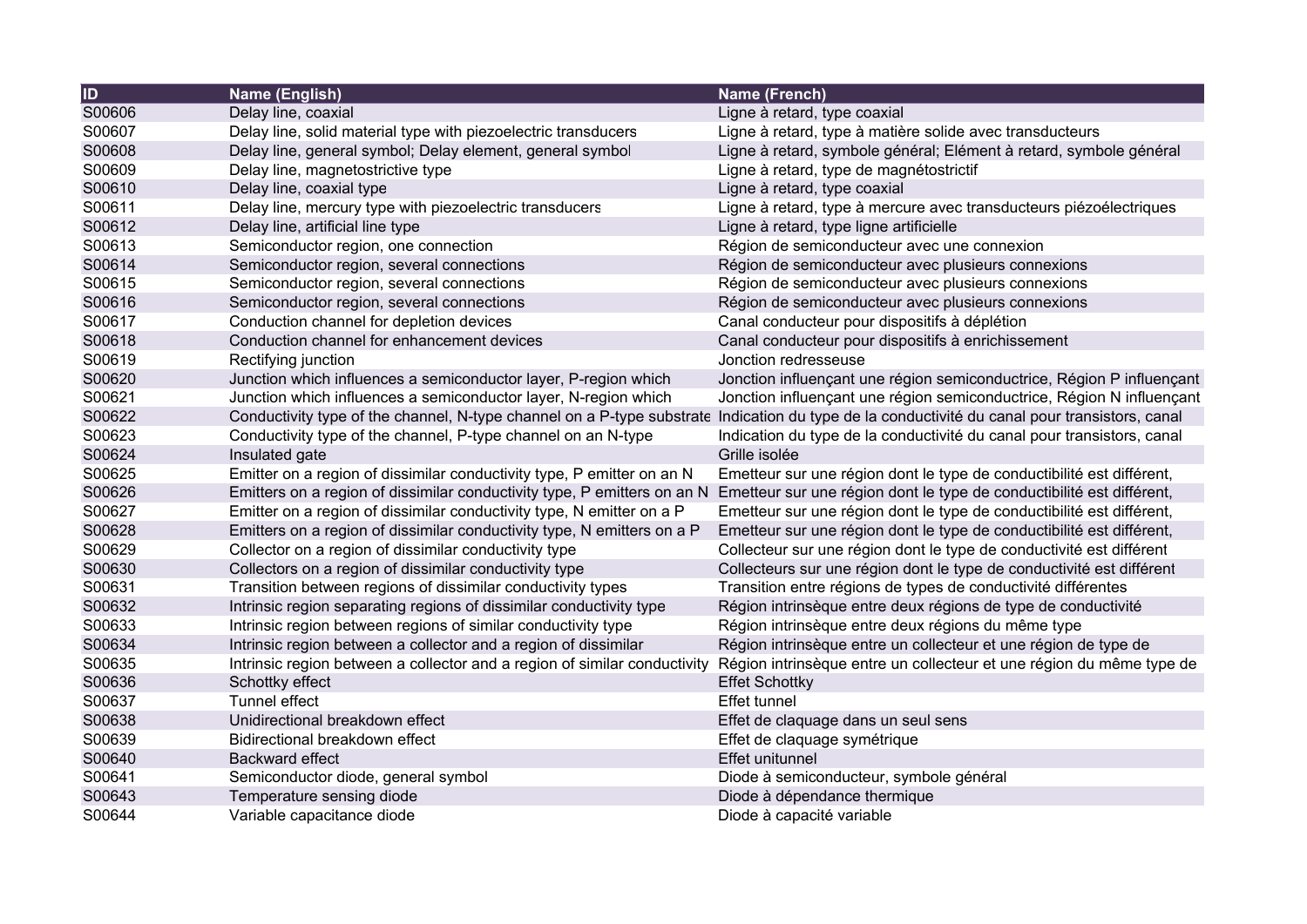| ID | Name (English) | Name (French) |
|---|---|---|
| S00606 | Delay line, coaxial | Ligne à retard, type coaxial |
| S00607 | Delay line, solid material type with piezoelectric transducers | Ligne à retard, type à matière solide avec transducteurs |
| S00608 | Delay line, general symbol; Delay element, general symbol | Ligne à retard, symbole général; Elément à retard, symbole général |
| S00609 | Delay line, magnetostrictive type | Ligne à retard, type de magnétostrictif |
| S00610 | Delay line, coaxial type | Ligne à retard, type coaxial |
| S00611 | Delay line, mercury type with piezoelectric transducers | Ligne à retard, type à mercure avec transducteurs piézoélectriques |
| S00612 | Delay line, artificial line type | Ligne à retard, type ligne artificielle |
| S00613 | Semiconductor region, one connection | Région de semiconducteur avec une connexion |
| S00614 | Semiconductor region, several connections | Région de semiconducteur avec plusieurs connexions |
| S00615 | Semiconductor region, several connections | Région de semiconducteur avec plusieurs connexions |
| S00616 | Semiconductor region, several connections | Région de semiconducteur avec plusieurs connexions |
| S00617 | Conduction channel for depletion devices | Canal conducteur pour dispositifs à déplétion |
| S00618 | Conduction channel for enhancement devices | Canal conducteur pour dispositifs à enrichissement |
| S00619 | Rectifying junction | Jonction redresseuse |
| S00620 | Junction which influences a semiconductor layer, P-region which | Jonction influençant une région semiconductrice, Région P influençant |
| S00621 | Junction which influences a semiconductor layer, N-region which | Jonction influençant une région semiconductrice, Région N influençant |
| S00622 | Conductivity type of the channel, N-type channel on a P-type substrate | Indication du type de la conductivité du canal pour transistors, canal |
| S00623 | Conductivity type of the channel, P-type channel on an N-type | Indication du type de la conductivité du canal pour transistors, canal |
| S00624 | Insulated gate | Grille isolée |
| S00625 | Emitter on a region of dissimilar conductivity type, P emitter on an N | Emetteur sur une région dont le type de conductibilité est différent, |
| S00626 | Emitters on a region of dissimilar conductivity type, P emitters on an N | Emetteur sur une région dont le type de conductibilité est différent, |
| S00627 | Emitter on a region of dissimilar conductivity type, N emitter on a P | Emetteur sur une région dont le type de conductibilité est différent, |
| S00628 | Emitters on a region of dissimilar conductivity type, N emitters on a P | Emetteur sur une région dont le type de conductibilité est différent, |
| S00629 | Collector on a region of dissimilar conductivity type | Collecteur sur une région dont le type de conductivité est différent |
| S00630 | Collectors on a region of dissimilar conductivity type | Collecteurs sur une région dont le type de conductivité est différent |
| S00631 | Transition between regions of dissimilar conductivity types | Transition entre régions de types de conductivité différentes |
| S00632 | Intrinsic region separating regions of dissimilar conductivity type | Région intrinsèque entre deux régions de type de conductivité |
| S00633 | Intrinsic region between regions of similar conductivity type | Région intrinsèque entre deux régions du même type |
| S00634 | Intrinsic region between a collector and a region of dissimilar | Région intrinsèque entre un collecteur et une région de type de |
| S00635 | Intrinsic region between a collector and a region of similar conductivity | Région intrinsèque entre un collecteur et une région du même type de |
| S00636 | Schottky effect | Effet Schottky |
| S00637 | Tunnel effect | Effet tunnel |
| S00638 | Unidirectional breakdown effect | Effet de claquage dans un seul sens |
| S00639 | Bidirectional breakdown effect | Effet de claquage symétrique |
| S00640 | Backward effect | Effet unitunnel |
| S00641 | Semiconductor diode, general symbol | Diode à semiconducteur, symbole général |
| S00643 | Temperature sensing diode | Diode à dépendance thermique |
| S00644 | Variable capacitance diode | Diode à capacité variable |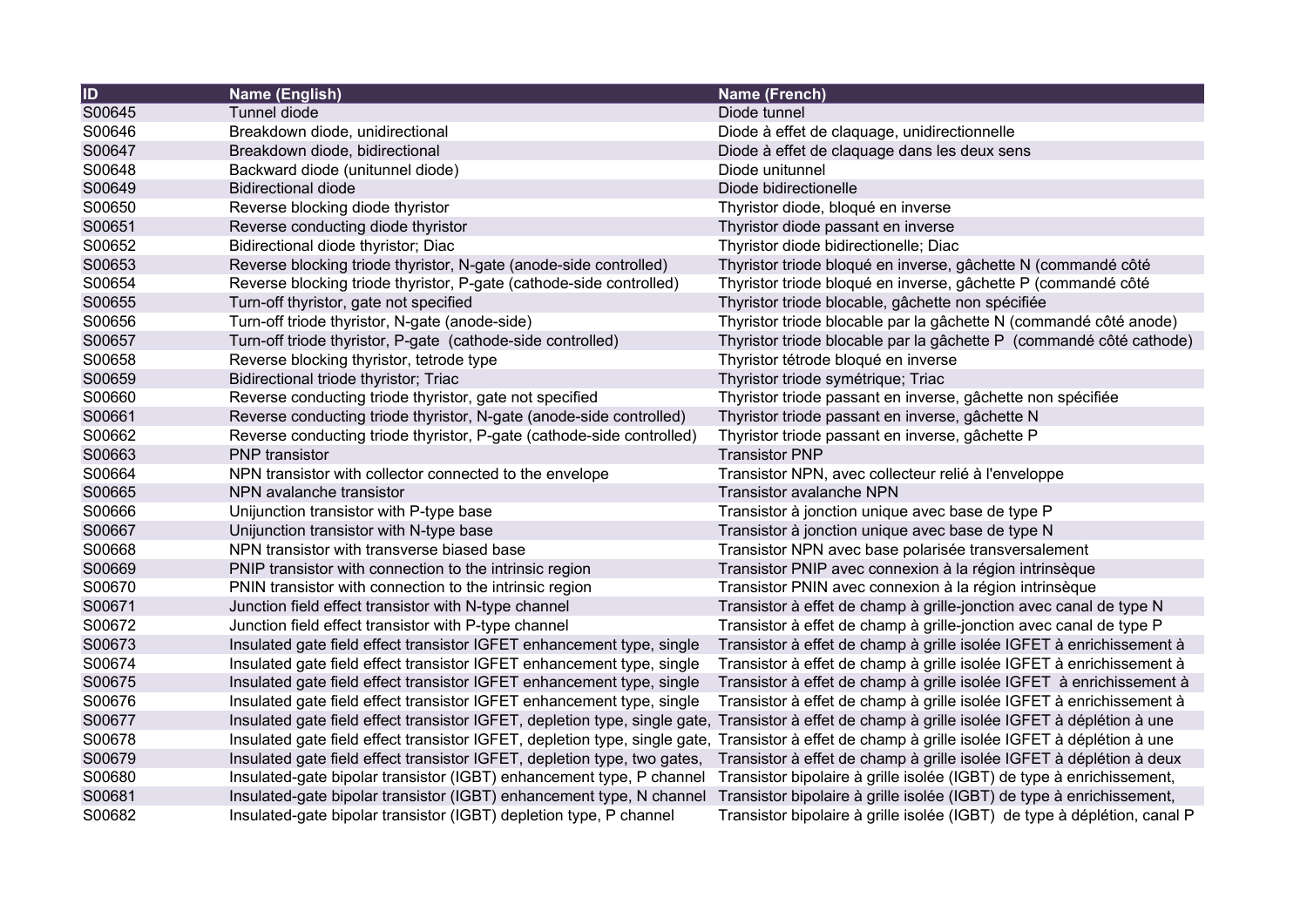| ID | Name (English) | Name (French) |
|---|---|---|
| S00645 | Tunnel diode | Diode tunnel |
| S00646 | Breakdown diode, unidirectional | Diode à effet de claquage, unidirectionnelle |
| S00647 | Breakdown diode, bidirectional | Diode à effet de claquage dans les deux sens |
| S00648 | Backward diode (unitunnel diode) | Diode unitunnel |
| S00649 | Bidirectional diode | Diode bidirectionelle |
| S00650 | Reverse blocking diode thyristor | Thyristor diode, bloqué en inverse |
| S00651 | Reverse conducting diode thyristor | Thyristor diode passant en inverse |
| S00652 | Bidirectional diode thyristor; Diac | Thyristor diode bidirectionelle; Diac |
| S00653 | Reverse blocking triode thyristor, N-gate (anode-side controlled) | Thyristor triode bloqué en inverse, gâchette N (commandé côté |
| S00654 | Reverse blocking triode thyristor, P-gate (cathode-side controlled) | Thyristor triode bloqué en inverse, gâchette P (commandé côté |
| S00655 | Turn-off thyristor, gate not specified | Thyristor triode blocable, gâchette non spécifiée |
| S00656 | Turn-off triode thyristor, N-gate (anode-side) | Thyristor triode blocable par la gâchette N (commandé côté anode) |
| S00657 | Turn-off triode thyristor, P-gate (cathode-side controlled) | Thyristor triode blocable par la gâchette P (commandé côté cathode) |
| S00658 | Reverse blocking thyristor, tetrode type | Thyristor tétrode bloqué en inverse |
| S00659 | Bidirectional triode thyristor; Triac | Thyristor triode symétrique; Triac |
| S00660 | Reverse conducting triode thyristor, gate not specified | Thyristor triode passant en inverse, gâchette non spécifiée |
| S00661 | Reverse conducting triode thyristor, N-gate (anode-side controlled) | Thyristor triode passant en inverse, gâchette N |
| S00662 | Reverse conducting triode thyristor, P-gate (cathode-side controlled) | Thyristor triode passant en inverse, gâchette P |
| S00663 | PNP transistor | Transistor PNP |
| S00664 | NPN transistor with collector connected to the envelope | Transistor NPN, avec collecteur relié à l'enveloppe |
| S00665 | NPN avalanche transistor | Transistor avalanche NPN |
| S00666 | Unijunction transistor with P-type base | Transistor à jonction unique avec base de type P |
| S00667 | Unijunction transistor with N-type base | Transistor à jonction unique avec base de type N |
| S00668 | NPN transistor with transverse biased base | Transistor NPN avec base polarisée transversalement |
| S00669 | PNIP transistor with connection to the intrinsic region | Transistor PNIP avec connexion à la région intrinsèque |
| S00670 | PNIN transistor with connection to the intrinsic region | Transistor PNIN avec connexion à la région intrinsèque |
| S00671 | Junction field effect transistor with N-type channel | Transistor à effet de champ à grille-jonction avec canal de type N |
| S00672 | Junction field effect transistor with P-type channel | Transistor à effet de champ à grille-jonction avec canal de type P |
| S00673 | Insulated gate field effect transistor IGFET enhancement type, single | Transistor à effet de champ à grille isolée IGFET à enrichissement à |
| S00674 | Insulated gate field effect transistor IGFET enhancement type, single | Transistor à effet de champ à grille isolée IGFET à enrichissement à |
| S00675 | Insulated gate field effect transistor IGFET enhancement type, single | Transistor à effet de champ à grille isolée IGFET à enrichissement à |
| S00676 | Insulated gate field effect transistor IGFET enhancement type, single | Transistor à effet de champ à grille isolée IGFET à enrichissement à |
| S00677 | Insulated gate field effect transistor IGFET, depletion type, single gate, | Transistor à effet de champ à grille isolée IGFET à déplétion à une |
| S00678 | Insulated gate field effect transistor IGFET, depletion type, single gate, | Transistor à effet de champ à grille isolée IGFET à déplétion à une |
| S00679 | Insulated gate field effect transistor IGFET, depletion type, two gates, | Transistor à effet de champ à grille isolée IGFET à déplétion à deux |
| S00680 | Insulated-gate bipolar transistor (IGBT) enhancement type, P channel | Transistor bipolaire à grille isolée (IGBT) de type à enrichissement, |
| S00681 | Insulated-gate bipolar transistor (IGBT) enhancement type, N channel | Transistor bipolaire à grille isolée (IGBT) de type à enrichissement, |
| S00682 | Insulated-gate bipolar transistor (IGBT) depletion type, P channel | Transistor bipolaire à grille isolée (IGBT) de type à déplétion, canal P |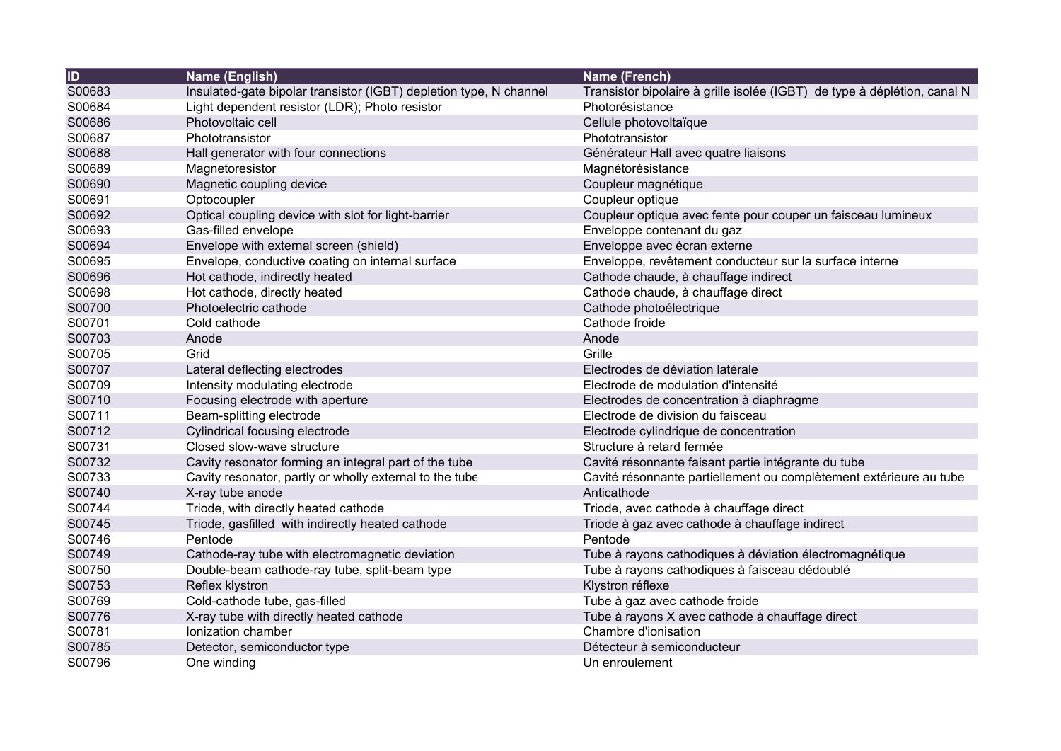| ID | Name (English) | Name (French) |
| --- | --- | --- |
| S00683 | Insulated-gate bipolar transistor (IGBT) depletion type, N channel | Transistor bipolaire à grille isolée (IGBT)  de type à déplétion, canal N |
| S00684 | Light dependent resistor (LDR); Photo resistor | Photorésistance |
| S00686 | Photovoltaic cell | Cellule photovoltaïque |
| S00687 | Phototransistor | Phototransistor |
| S00688 | Hall generator with four connections | Générateur Hall avec quatre liaisons |
| S00689 | Magnetoresistor | Magnétorésistance |
| S00690 | Magnetic coupling device | Coupleur magnétique |
| S00691 | Optocoupler | Coupleur optique |
| S00692 | Optical coupling device with slot for light-barrier | Coupleur optique avec fente pour couper un faisceau lumineux |
| S00693 | Gas-filled envelope | Enveloppe contenant du gaz |
| S00694 | Envelope with external screen (shield) | Enveloppe avec écran externe |
| S00695 | Envelope, conductive coating on internal surface | Enveloppe, revêtement conducteur sur la surface interne |
| S00696 | Hot cathode, indirectly heated | Cathode chaude, à chauffage indirect |
| S00698 | Hot cathode, directly heated | Cathode chaude, à chauffage direct |
| S00700 | Photoelectric cathode | Cathode photoélectrique |
| S00701 | Cold cathode | Cathode froide |
| S00703 | Anode | Anode |
| S00705 | Grid | Grille |
| S00707 | Lateral deflecting electrodes | Electrodes de déviation latérale |
| S00709 | Intensity modulating electrode | Electrode de modulation d'intensité |
| S00710 | Focusing electrode with aperture | Electrodes de concentration à diaphragme |
| S00711 | Beam-splitting electrode | Electrode de division du faisceau |
| S00712 | Cylindrical focusing electrode | Electrode cylindrique de concentration |
| S00731 | Closed slow-wave structure | Structure à retard fermée |
| S00732 | Cavity resonator forming an integral part of the tube | Cavité résonnante faisant partie intégrante du tube |
| S00733 | Cavity resonator, partly or wholly external to the tube | Cavité résonnante partiellement ou complètement extérieure au tube |
| S00740 | X-ray tube anode | Anticathode |
| S00744 | Triode, with directly heated cathode | Triode, avec cathode à chauffage direct |
| S00745 | Triode, gasfilled  with indirectly heated cathode | Triode à gaz avec cathode à chauffage indirect |
| S00746 | Pentode | Pentode |
| S00749 | Cathode-ray tube with electromagnetic deviation | Tube à rayons cathodiques à déviation électromagnétique |
| S00750 | Double-beam cathode-ray tube, split-beam type | Tube à rayons cathodiques à faisceau dédoublé |
| S00753 | Reflex klystron | Klystron réflexe |
| S00769 | Cold-cathode tube, gas-filled | Tube à gaz avec cathode froide |
| S00776 | X-ray tube with directly heated cathode | Tube à rayons X avec cathode à chauffage direct |
| S00781 | Ionization chamber | Chambre d'ionisation |
| S00785 | Detector, semiconductor type | Détecteur à semiconducteur |
| S00796 | One winding | Un enroulement |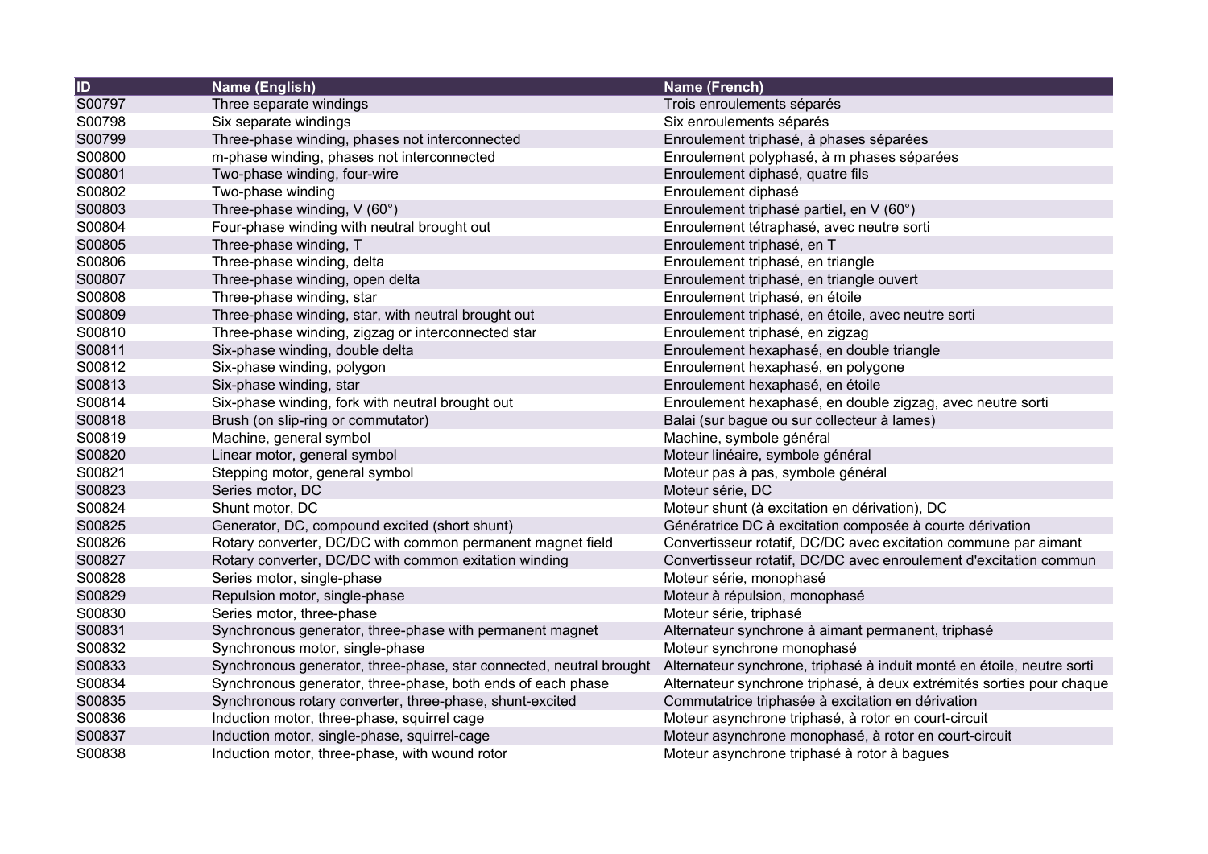| ID | Name (English) | Name (French) |
| --- | --- | --- |
| S00797 | Three separate windings | Trois enroulements séparés |
| S00798 | Six separate windings | Six enroulements séparés |
| S00799 | Three-phase winding, phases not interconnected | Enroulement triphasé, à phases séparées |
| S00800 | m-phase winding, phases not interconnected | Enroulement polyphasé, à m phases séparées |
| S00801 | Two-phase winding, four-wire | Enroulement diphasé, quatre fils |
| S00802 | Two-phase winding | Enroulement diphasé |
| S00803 | Three-phase winding, V (60°) | Enroulement triphasé partiel, en V (60°) |
| S00804 | Four-phase winding with neutral brought out | Enroulement tétraphasé, avec neutre sorti |
| S00805 | Three-phase winding, T | Enroulement triphasé, en T |
| S00806 | Three-phase winding, delta | Enroulement triphasé, en triangle |
| S00807 | Three-phase winding, open delta | Enroulement triphasé, en triangle ouvert |
| S00808 | Three-phase winding, star | Enroulement triphasé, en étoile |
| S00809 | Three-phase winding, star, with neutral brought out | Enroulement triphasé, en étoile, avec neutre sorti |
| S00810 | Three-phase winding, zigzag or interconnected star | Enroulement triphasé, en zigzag |
| S00811 | Six-phase winding, double delta | Enroulement hexaphasé, en double triangle |
| S00812 | Six-phase winding, polygon | Enroulement hexaphasé, en polygone |
| S00813 | Six-phase winding, star | Enroulement hexaphasé, en étoile |
| S00814 | Six-phase winding, fork with neutral brought out | Enroulement hexaphasé, en double zigzag, avec neutre sorti |
| S00818 | Brush (on slip-ring or commutator) | Balai (sur bague ou sur collecteur à lames) |
| S00819 | Machine, general symbol | Machine, symbole général |
| S00820 | Linear motor, general symbol | Moteur linéaire, symbole général |
| S00821 | Stepping motor, general symbol | Moteur pas à pas, symbole général |
| S00823 | Series motor, DC | Moteur série, DC |
| S00824 | Shunt motor, DC | Moteur shunt (à excitation en dérivation), DC |
| S00825 | Generator, DC, compound excited (short shunt) | Génératrice DC à excitation composée à courte dérivation |
| S00826 | Rotary converter, DC/DC with common permanent magnet field | Convertisseur rotatif, DC/DC avec excitation commune par aimant |
| S00827 | Rotary converter, DC/DC with common exitation winding | Convertisseur rotatif, DC/DC avec enroulement d'excitation commun |
| S00828 | Series motor, single-phase | Moteur série, monophasé |
| S00829 | Repulsion motor, single-phase | Moteur à répulsion, monophasé |
| S00830 | Series motor, three-phase | Moteur série, triphasé |
| S00831 | Synchronous generator, three-phase with permanent magnet | Alternateur synchrone à aimant permanent, triphasé |
| S00832 | Synchronous motor, single-phase | Moteur synchrone monophasé |
| S00833 | Synchronous generator, three-phase, star connected, neutral brought | Alternateur synchrone, triphasé à induit monté en étoile, neutre sorti |
| S00834 | Synchronous generator, three-phase, both ends of each phase | Alternateur synchrone triphasé, à deux extrémités sorties pour chaque |
| S00835 | Synchronous rotary converter, three-phase, shunt-excited | Commutatrice triphasée à excitation en dérivation |
| S00836 | Induction motor, three-phase, squirrel cage | Moteur asynchrone triphasé, à rotor en court-circuit |
| S00837 | Induction motor, single-phase, squirrel-cage | Moteur asynchrone monophasé, à rotor en court-circuit |
| S00838 | Induction motor, three-phase, with wound rotor | Moteur asynchrone triphasé à rotor à bagues |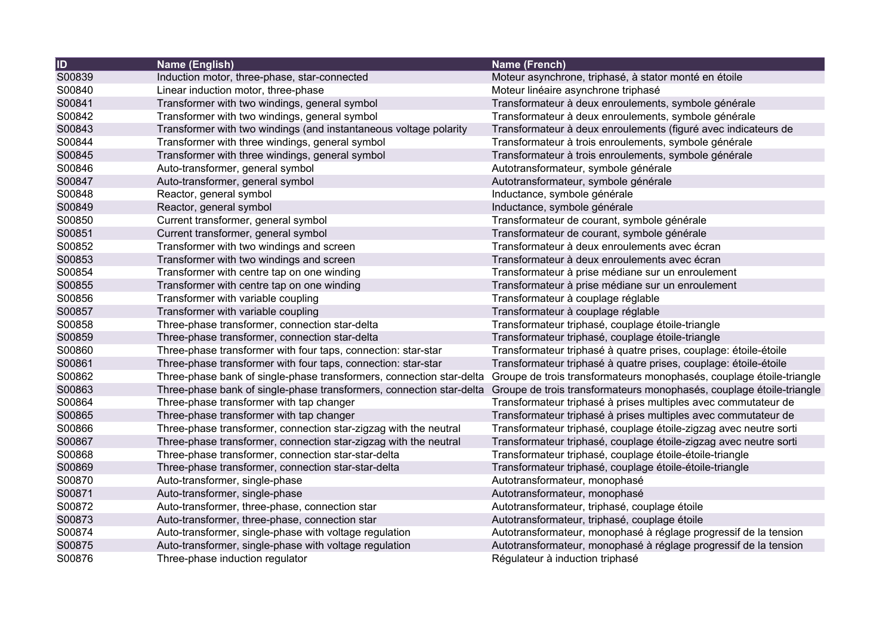| ID | Name (English) | Name (French) |
|---|---|---|
| S00839 | Induction motor, three-phase, star-connected | Moteur asynchrone, triphasé, à stator monté en étoile |
| S00840 | Linear induction motor, three-phase | Moteur linéaire asynchrone triphasé |
| S00841 | Transformer with two windings, general symbol | Transformateur à deux enroulements, symbole générale |
| S00842 | Transformer with two windings, general symbol | Transformateur à deux enroulements, symbole générale |
| S00843 | Transformer with two windings (and instantaneous voltage polarity | Transformateur à deux enroulements (figuré avec indicateurs de |
| S00844 | Transformer with three windings, general symbol | Transformateur à trois enroulements, symbole générale |
| S00845 | Transformer with three windings, general symbol | Transformateur à trois enroulements, symbole générale |
| S00846 | Auto-transformer, general symbol | Autotransformateur, symbole générale |
| S00847 | Auto-transformer, general symbol | Autotransformateur, symbole générale |
| S00848 | Reactor, general symbol | Inductance, symbole générale |
| S00849 | Reactor, general symbol | Inductance, symbole générale |
| S00850 | Current transformer, general symbol | Transformateur de courant, symbole générale |
| S00851 | Current transformer, general symbol | Transformateur de courant, symbole générale |
| S00852 | Transformer with two windings and screen | Transformateur à deux enroulements avec écran |
| S00853 | Transformer with two windings and screen | Transformateur à deux enroulements avec écran |
| S00854 | Transformer with centre tap on one winding | Transformateur à prise médiane sur un enroulement |
| S00855 | Transformer with centre tap on one winding | Transformateur à prise médiane sur un enroulement |
| S00856 | Transformer with variable coupling | Transformateur à couplage réglable |
| S00857 | Transformer with variable coupling | Transformateur à couplage réglable |
| S00858 | Three-phase transformer, connection star-delta | Transformateur triphasé, couplage étoile-triangle |
| S00859 | Three-phase transformer, connection star-delta | Transformateur triphasé, couplage étoile-triangle |
| S00860 | Three-phase transformer with four taps, connection: star-star | Transformateur triphasé à quatre prises, couplage: étoile-étoile |
| S00861 | Three-phase transformer with four taps, connection: star-star | Transformateur triphasé à quatre prises, couplage: étoile-étoile |
| S00862 | Three-phase bank of single-phase transformers, connection star-delta | Groupe de trois transformateurs monophasés, couplage étoile-triangle |
| S00863 | Three-phase bank of single-phase transformers, connection star-delta | Groupe de trois transformateurs monophasés, couplage étoile-triangle |
| S00864 | Three-phase transformer with tap changer | Transformateur triphasé à prises multiples avec commutateur de |
| S00865 | Three-phase transformer with tap changer | Transformateur triphasé à prises multiples avec commutateur de |
| S00866 | Three-phase transformer, connection star-zigzag with the neutral | Transformateur triphasé, couplage étoile-zigzag avec neutre sorti |
| S00867 | Three-phase transformer, connection star-zigzag with the neutral | Transformateur triphasé, couplage étoile-zigzag avec neutre sorti |
| S00868 | Three-phase transformer, connection star-star-delta | Transformateur triphasé, couplage étoile-étoile-triangle |
| S00869 | Three-phase transformer, connection star-star-delta | Transformateur triphasé, couplage étoile-étoile-triangle |
| S00870 | Auto-transformer, single-phase | Autotransformateur, monophasé |
| S00871 | Auto-transformer, single-phase | Autotransformateur, monophasé |
| S00872 | Auto-transformer, three-phase, connection star | Autotransformateur, triphasé, couplage étoile |
| S00873 | Auto-transformer, three-phase, connection star | Autotransformateur, triphasé, couplage étoile |
| S00874 | Auto-transformer, single-phase with voltage regulation | Autotransformateur, monophasé à réglage progressif de la tension |
| S00875 | Auto-transformer, single-phase with voltage regulation | Autotransformateur, monophasé à réglage progressif de la tension |
| S00876 | Three-phase induction regulator | Régulateur à induction triphasé |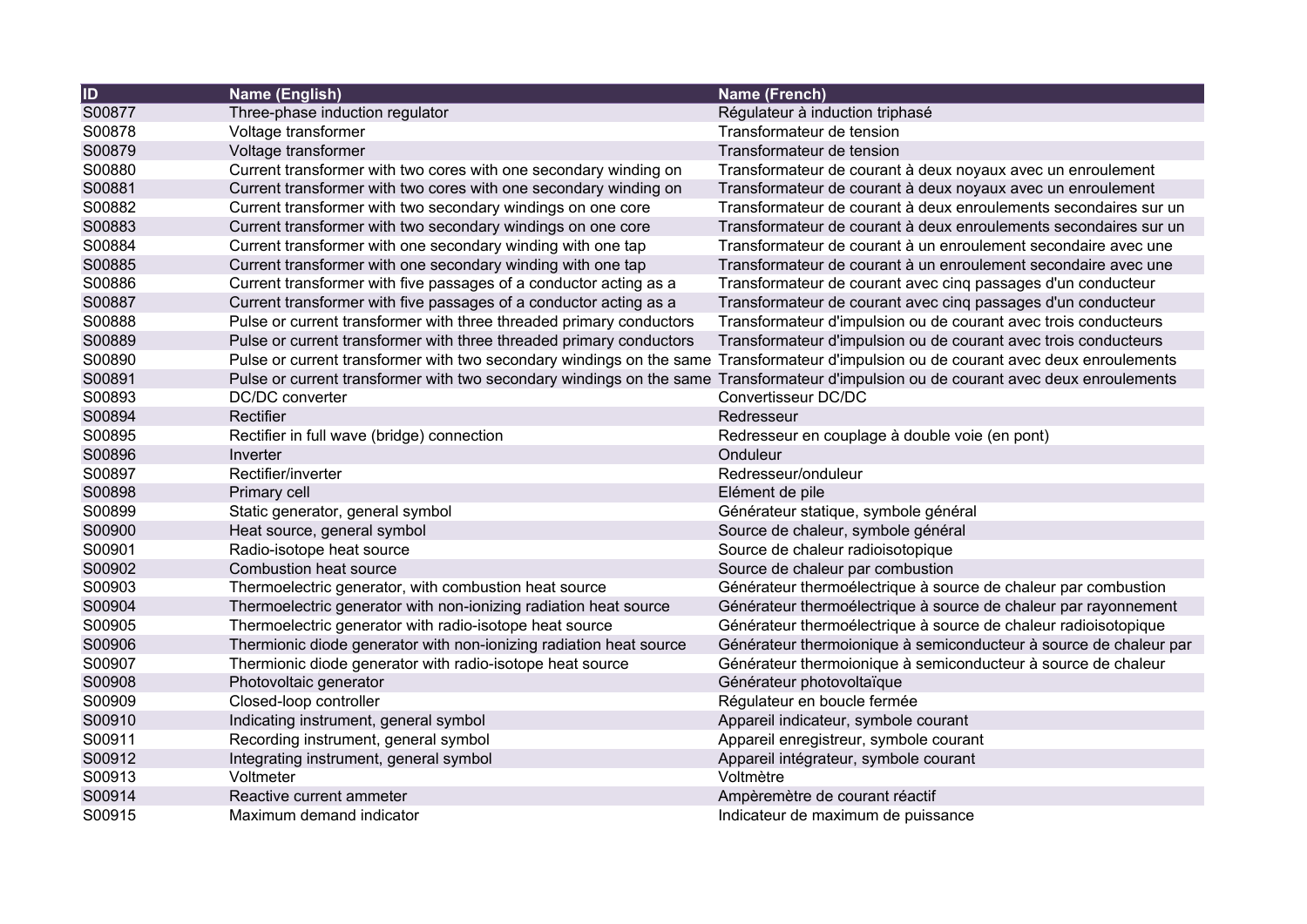| ID | Name (English) | Name (French) |
|---|---|---|
| S00877 | Three-phase induction regulator | Régulateur à induction triphasé |
| S00878 | Voltage transformer | Transformateur de tension |
| S00879 | Voltage transformer | Transformateur de tension |
| S00880 | Current transformer with two cores with one secondary winding on | Transformateur de courant à deux noyaux avec un enroulement |
| S00881 | Current transformer with two cores with one secondary winding on | Transformateur de courant à deux noyaux avec un enroulement |
| S00882 | Current transformer with two secondary windings on one core | Transformateur de courant à deux enroulements secondaires sur un |
| S00883 | Current transformer with two secondary windings on one core | Transformateur de courant à deux enroulements secondaires sur un |
| S00884 | Current transformer with one secondary winding with one tap | Transformateur de courant à un enroulement secondaire avec une |
| S00885 | Current transformer with one secondary winding with one tap | Transformateur de courant à un enroulement secondaire avec une |
| S00886 | Current transformer with five passages of a conductor acting as a | Transformateur de courant avec cinq passages d'un conducteur |
| S00887 | Current transformer with five passages of a conductor acting as a | Transformateur de courant avec cinq passages d'un conducteur |
| S00888 | Pulse or current transformer with three threaded primary conductors | Transformateur d'impulsion ou de courant avec trois conducteurs |
| S00889 | Pulse or current transformer with three threaded primary conductors | Transformateur d'impulsion ou de courant avec trois conducteurs |
| S00890 | Pulse or current transformer with two secondary windings on the same | Transformateur d'impulsion ou de courant avec deux enroulements |
| S00891 | Pulse or current transformer with two secondary windings on the same | Transformateur d'impulsion ou de courant avec deux enroulements |
| S00893 | DC/DC converter | Convertisseur DC/DC |
| S00894 | Rectifier | Redresseur |
| S00895 | Rectifier in full wave (bridge) connection | Redresseur en couplage à double voie (en pont) |
| S00896 | Inverter | Onduleur |
| S00897 | Rectifier/inverter | Redresseur/onduleur |
| S00898 | Primary cell | Elément de pile |
| S00899 | Static generator, general symbol | Générateur statique, symbole général |
| S00900 | Heat source, general symbol | Source de chaleur, symbole général |
| S00901 | Radio-isotope heat source | Source de chaleur radioisotopique |
| S00902 | Combustion heat source | Source de chaleur par combustion |
| S00903 | Thermoelectric generator, with combustion heat source | Générateur thermoélectrique à source de chaleur par combustion |
| S00904 | Thermoelectric generator with non-ionizing radiation heat source | Générateur thermoélectrique à source de chaleur par rayonnement |
| S00905 | Thermoelectric generator with radio-isotope heat source | Générateur thermoélectrique à source de chaleur radioisotopique |
| S00906 | Thermionic diode generator with non-ionizing radiation heat source | Générateur thermoionique à semiconducteur à source de chaleur par |
| S00907 | Thermionic diode generator with radio-isotope heat source | Générateur thermoionique à semiconducteur à source de chaleur |
| S00908 | Photovoltaic generator | Générateur photovoltaïque |
| S00909 | Closed-loop controller | Régulateur en boucle fermée |
| S00910 | Indicating instrument, general symbol | Appareil indicateur, symbole courant |
| S00911 | Recording instrument, general symbol | Appareil enregistreur, symbole courant |
| S00912 | Integrating instrument, general symbol | Appareil intégrateur, symbole courant |
| S00913 | Voltmeter | Voltmètre |
| S00914 | Reactive current ammeter | Ampèremètre de courant réactif |
| S00915 | Maximum demand indicator | Indicateur de maximum de puissance |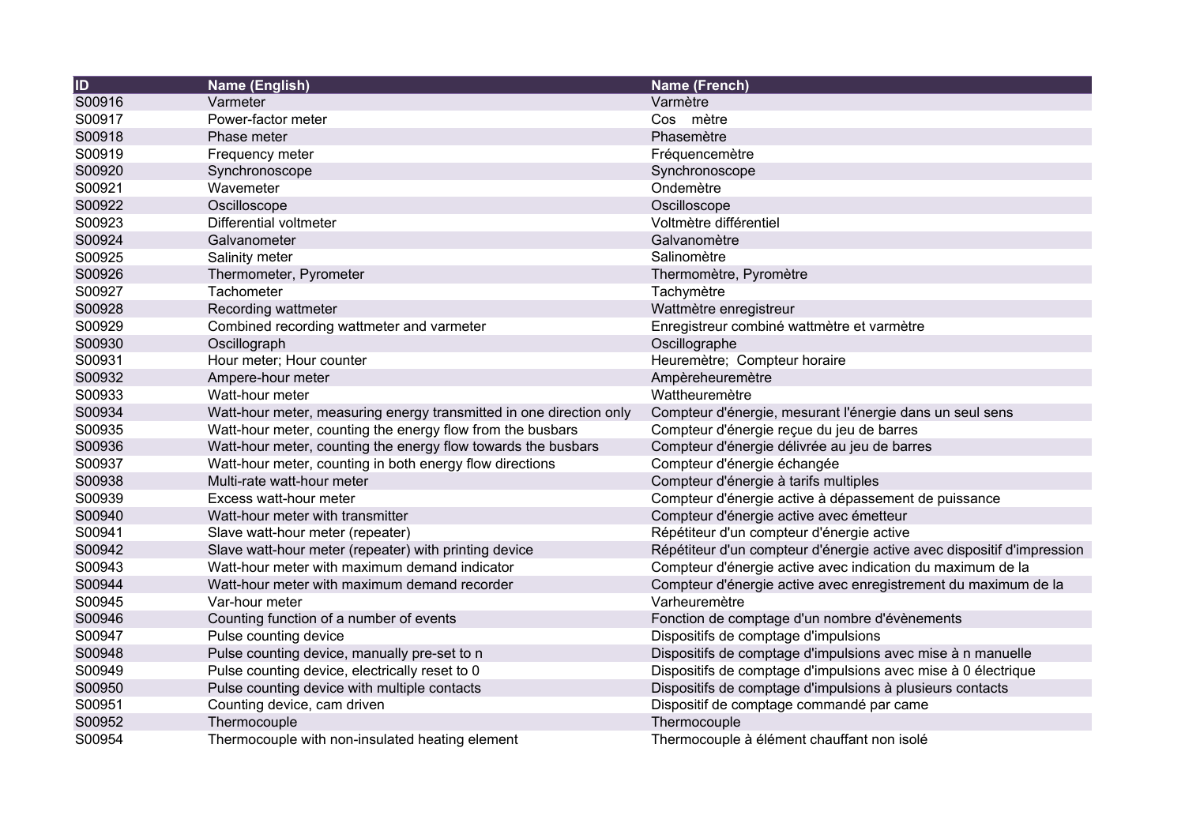| ID | Name (English) | Name (French) |
| --- | --- | --- |
| S00916 | Varmeter | Varmètre |
| S00917 | Power-factor meter | Cos   mètre |
| S00918 | Phase meter | Phasemètre |
| S00919 | Frequency meter | Fréquencemètre |
| S00920 | Synchronoscope | Synchronoscope |
| S00921 | Wavemeter | Ondemètre |
| S00922 | Oscilloscope | Oscilloscope |
| S00923 | Differential voltmeter | Voltmètre différentiel |
| S00924 | Galvanometer | Galvanomètre |
| S00925 | Salinity meter | Salinomètre |
| S00926 | Thermometer, Pyrometer | Thermomètre, Pyromètre |
| S00927 | Tachometer | Tachymètre |
| S00928 | Recording wattmeter | Wattmètre enregistreur |
| S00929 | Combined recording wattmeter and varmeter | Enregistreur combiné wattmètre et varmètre |
| S00930 | Oscillograph | Oscillographe |
| S00931 | Hour meter; Hour counter | Heuremètre;  Compteur horaire |
| S00932 | Ampere-hour meter | Ampèreheuremètre |
| S00933 | Watt-hour meter | Wattheuremètre |
| S00934 | Watt-hour meter, measuring energy transmitted in one direction only | Compteur d'énergie, mesurant l'énergie dans un seul sens |
| S00935 | Watt-hour meter, counting the energy flow from the busbars | Compteur d'énergie reçue du jeu de barres |
| S00936 | Watt-hour meter, counting the energy flow towards the busbars | Compteur d'énergie délivrée au jeu de barres |
| S00937 | Watt-hour meter, counting in both energy flow directions | Compteur d'énergie échangée |
| S00938 | Multi-rate watt-hour meter | Compteur d'énergie à tarifs multiples |
| S00939 | Excess watt-hour meter | Compteur d'énergie active à dépassement de puissance |
| S00940 | Watt-hour meter with transmitter | Compteur d'énergie active avec émetteur |
| S00941 | Slave watt-hour meter (repeater) | Répétiteur d'un compteur d'énergie active |
| S00942 | Slave watt-hour meter (repeater) with printing device | Répétiteur d'un compteur d'énergie active avec dispositif d'impression |
| S00943 | Watt-hour meter with maximum demand indicator | Compteur d'énergie active avec indication du maximum de la |
| S00944 | Watt-hour meter with maximum demand recorder | Compteur d'énergie active avec enregistrement du maximum de la |
| S00945 | Var-hour meter | Varheuremètre |
| S00946 | Counting function of a number of events | Fonction de comptage d'un nombre d'évènements |
| S00947 | Pulse counting device | Dispositifs de comptage d'impulsions |
| S00948 | Pulse counting device, manually pre-set to n | Dispositifs de comptage d'impulsions avec mise à n manuelle |
| S00949 | Pulse counting device, electrically reset to 0 | Dispositifs de comptage d'impulsions avec mise à 0 électrique |
| S00950 | Pulse counting device with multiple contacts | Dispositifs de comptage d'impulsions à plusieurs contacts |
| S00951 | Counting device, cam driven | Dispositif de comptage commandé par came |
| S00952 | Thermocouple | Thermocouple |
| S00954 | Thermocouple with non-insulated heating element | Thermocouple à élément chauffant non isolé |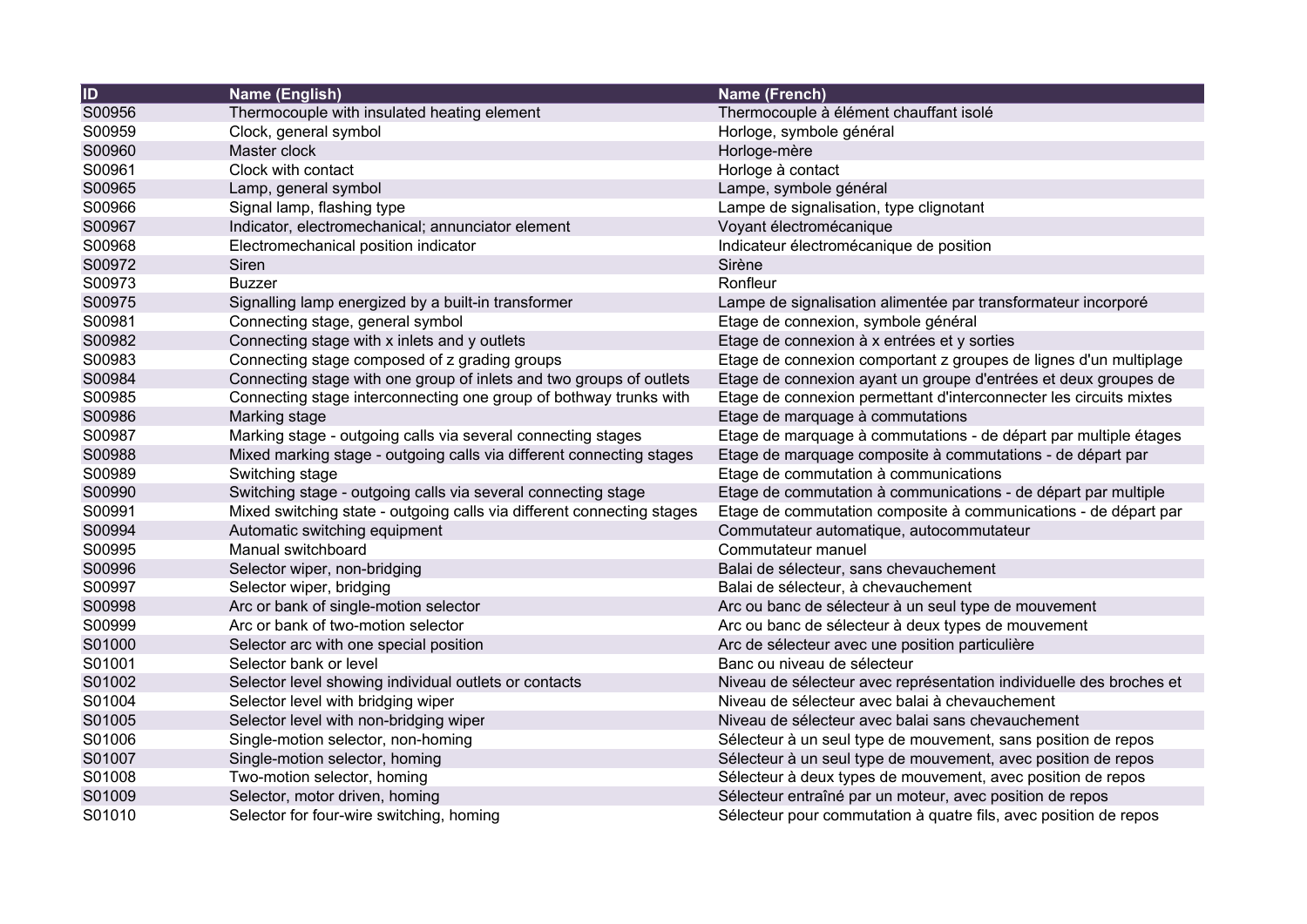| ID | Name (English) | Name (French) |
|---|---|---|
| S00956 | Thermocouple with insulated heating element | Thermocouple à élément chauffant isolé |
| S00959 | Clock, general symbol | Horloge, symbole général |
| S00960 | Master clock | Horloge-mère |
| S00961 | Clock with contact | Horloge à contact |
| S00965 | Lamp, general symbol | Lampe, symbole général |
| S00966 | Signal lamp, flashing type | Lampe de signalisation, type clignotant |
| S00967 | Indicator, electromechanical; annunciator element | Voyant électromécanique |
| S00968 | Electromechanical position indicator | Indicateur électromécanique de position |
| S00972 | Siren | Sirène |
| S00973 | Buzzer | Ronfleur |
| S00975 | Signalling lamp energized by a built-in transformer | Lampe de signalisation alimentée par transformateur incorporé |
| S00981 | Connecting stage, general symbol | Etage de connexion, symbole général |
| S00982 | Connecting stage with x inlets and y outlets | Etage de connexion à x entrées et y sorties |
| S00983 | Connecting stage composed of z grading groups | Etage de connexion comportant z groupes de lignes d'un multiplage |
| S00984 | Connecting stage with one group of inlets and two groups of outlets | Etage de connexion ayant un groupe d'entrées et deux groupes de |
| S00985 | Connecting stage interconnecting one group of bothway trunks with | Etage de connexion permettant d'interconnecter les circuits mixtes |
| S00986 | Marking stage | Etage de marquage à commutations |
| S00987 | Marking stage - outgoing calls via several connecting stages | Etage de marquage à commutations - de départ par multiple étages |
| S00988 | Mixed marking stage - outgoing calls via different connecting stages | Etage de marquage composite à commutations - de départ par |
| S00989 | Switching stage | Etage de commutation à communications |
| S00990 | Switching stage - outgoing calls via several connecting stage | Etage de commutation à communications - de départ par multiple |
| S00991 | Mixed switching state - outgoing calls via different connecting stages | Etage de commutation composite à communications - de départ par |
| S00994 | Automatic switching equipment | Commutateur automatique, autocommutateur |
| S00995 | Manual switchboard | Commutateur manuel |
| S00996 | Selector wiper, non-bridging | Balai de sélecteur, sans chevauchement |
| S00997 | Selector wiper, bridging | Balai de sélecteur, à chevauchement |
| S00998 | Arc or bank of single-motion selector | Arc ou banc de sélecteur à un seul type de mouvement |
| S00999 | Arc or bank of two-motion selector | Arc ou banc de sélecteur à deux types de mouvement |
| S01000 | Selector arc with one special position | Arc de sélecteur avec une position particulière |
| S01001 | Selector bank or level | Banc ou niveau de sélecteur |
| S01002 | Selector level showing individual outlets or contacts | Niveau de sélecteur avec représentation individuelle des broches et |
| S01004 | Selector level with bridging wiper | Niveau de sélecteur avec balai à chevauchement |
| S01005 | Selector level with non-bridging wiper | Niveau de sélecteur avec balai sans chevauchement |
| S01006 | Single-motion selector, non-homing | Sélecteur à un seul type de mouvement, sans position de repos |
| S01007 | Single-motion selector, homing | Sélecteur à un seul type de mouvement, avec position de repos |
| S01008 | Two-motion selector, homing | Sélecteur à deux types de mouvement, avec position de repos |
| S01009 | Selector, motor driven, homing | Sélecteur entraîné par un moteur, avec position de repos |
| S01010 | Selector for four-wire switching, homing | Sélecteur pour commutation à quatre fils, avec position de repos |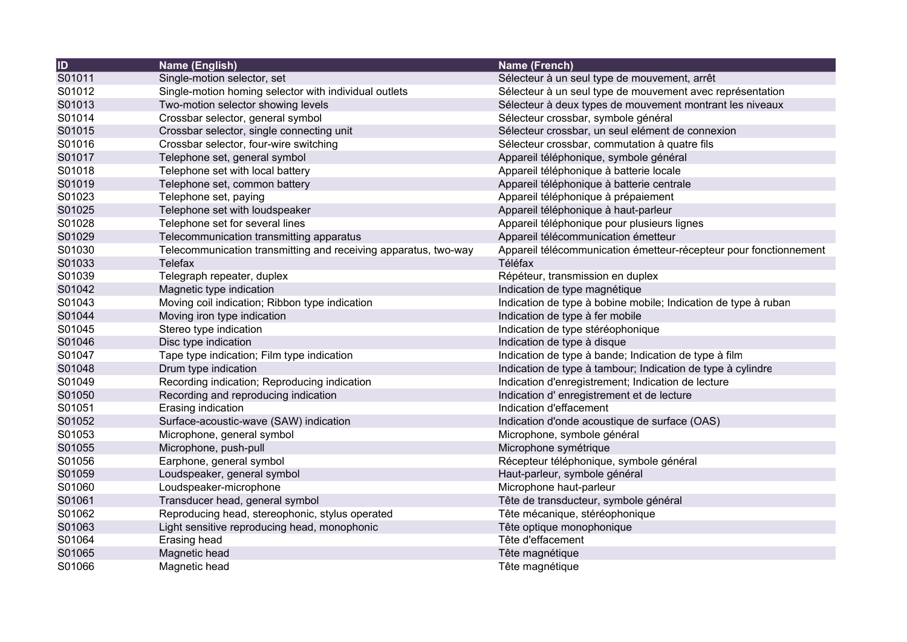| ID | Name (English) | Name (French) |
| --- | --- | --- |
| S01011 | Single-motion selector, set | Sélecteur à un seul type de mouvement, arrêt |
| S01012 | Single-motion homing selector with individual outlets | Sélecteur à un seul type de mouvement avec représentation |
| S01013 | Two-motion selector showing levels | Sélecteur à deux types de mouvement montrant les niveaux |
| S01014 | Crossbar selector, general symbol | Sélecteur crossbar, symbole général |
| S01015 | Crossbar selector, single connecting unit | Sélecteur crossbar, un seul elément de connexion |
| S01016 | Crossbar selector, four-wire switching | Sélecteur crossbar, commutation à quatre fils |
| S01017 | Telephone set, general symbol | Appareil téléphonique, symbole général |
| S01018 | Telephone set with local battery | Appareil téléphonique à batterie locale |
| S01019 | Telephone set, common battery | Appareil téléphonique à batterie centrale |
| S01023 | Telephone set, paying | Appareil téléphonique à prépaiement |
| S01025 | Telephone set with loudspeaker | Appareil téléphonique à haut-parleur |
| S01028 | Telephone set for several lines | Appareil téléphonique pour plusieurs lignes |
| S01029 | Telecommunication transmitting apparatus | Appareil télécommunication émetteur |
| S01030 | Telecommunication transmitting and receiving apparatus, two-way | Appareil télécommunication émetteur-récepteur pour fonctionnement |
| S01033 | Telefax | Téléfax |
| S01039 | Telegraph repeater, duplex | Répéteur, transmission en duplex |
| S01042 | Magnetic type indication | Indication de type magnétique |
| S01043 | Moving coil indication; Ribbon type indication | Indication de type à bobine mobile; Indication de type à ruban |
| S01044 | Moving iron type indication | Indication de type à fer mobile |
| S01045 | Stereo type indication | Indication de type stéréophonique |
| S01046 | Disc type indication | Indication de type à disque |
| S01047 | Tape type indication; Film type indication | Indication de type à bande; Indication de type à film |
| S01048 | Drum type indication | Indication de type à tambour; Indication de type à cylindre |
| S01049 | Recording indication; Reproducing indication | Indication d'enregistrement; Indication de lecture |
| S01050 | Recording and reproducing indication | Indication d' enregistrement et de lecture |
| S01051 | Erasing indication | Indication d'effacement |
| S01052 | Surface-acoustic-wave (SAW) indication | Indication d'onde acoustique de surface (OAS) |
| S01053 | Microphone, general symbol | Microphone, symbole général |
| S01055 | Microphone, push-pull | Microphone symétrique |
| S01056 | Earphone, general symbol | Récepteur téléphonique, symbole général |
| S01059 | Loudspeaker, general symbol | Haut-parleur, symbole général |
| S01060 | Loudspeaker-microphone | Microphone haut-parleur |
| S01061 | Transducer head, general symbol | Tête de transducteur, symbole général |
| S01062 | Reproducing head, stereophonic, stylus operated | Tête mécanique, stéréophonique |
| S01063 | Light sensitive reproducing head, monophonic | Tête optique monophonique |
| S01064 | Erasing head | Tête d'effacement |
| S01065 | Magnetic head | Tête magnétique |
| S01066 | Magnetic head | Tête magnétique |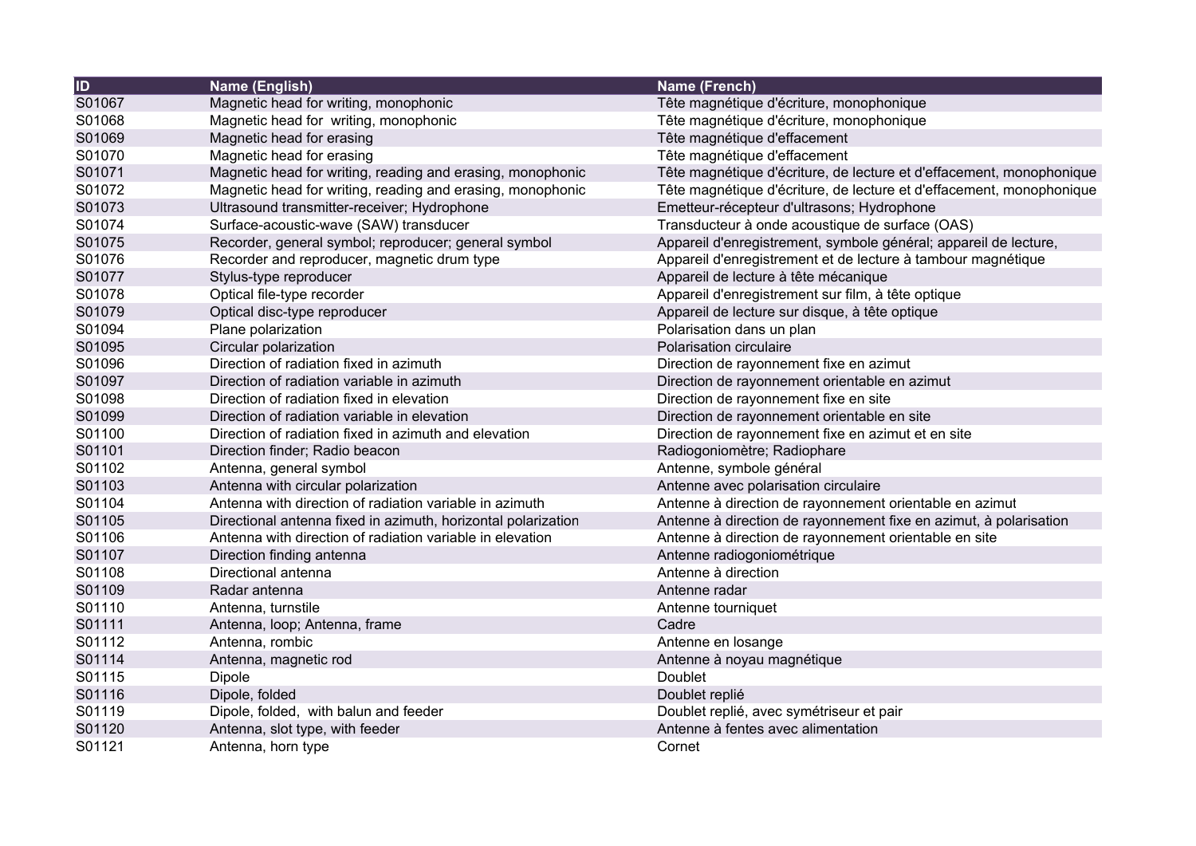| ID | Name (English) | Name (French) |
| --- | --- | --- |
| S01067 | Magnetic head for writing, monophonic | Tête magnétique d'écriture, monophonique |
| S01068 | Magnetic head for  writing, monophonic | Tête magnétique d'écriture, monophonique |
| S01069 | Magnetic head for erasing | Tête magnétique d'effacement |
| S01070 | Magnetic head for erasing | Tête magnétique d'effacement |
| S01071 | Magnetic head for writing, reading and erasing, monophonic | Tête magnétique d'écriture, de lecture et d'effacement, monophonique |
| S01072 | Magnetic head for writing, reading and erasing, monophonic | Tête magnétique d'écriture, de lecture et d'effacement, monophonique |
| S01073 | Ultrasound transmitter-receiver; Hydrophone | Emetteur-récepteur d'ultrasons; Hydrophone |
| S01074 | Surface-acoustic-wave (SAW) transducer | Transducteur à onde acoustique de surface (OAS) |
| S01075 | Recorder, general symbol; reproducer; general symbol | Appareil d'enregistrement, symbole général; appareil de lecture, |
| S01076 | Recorder and reproducer, magnetic drum type | Appareil d'enregistrement et de lecture à tambour magnétique |
| S01077 | Stylus-type reproducer | Appareil de lecture à tête mécanique |
| S01078 | Optical file-type recorder | Appareil d'enregistrement sur film, à tête optique |
| S01079 | Optical disc-type reproducer | Appareil de lecture sur disque, à tête optique |
| S01094 | Plane polarization | Polarisation dans un plan |
| S01095 | Circular polarization | Polarisation circulaire |
| S01096 | Direction of radiation fixed in azimuth | Direction de rayonnement fixe en azimut |
| S01097 | Direction of radiation variable in azimuth | Direction de rayonnement orientable en azimut |
| S01098 | Direction of radiation fixed in elevation | Direction de rayonnement fixe en site |
| S01099 | Direction of radiation variable in elevation | Direction de rayonnement orientable en site |
| S01100 | Direction of radiation fixed in azimuth and elevation | Direction de rayonnement fixe en azimut et en site |
| S01101 | Direction finder; Radio beacon | Radiogoniomètre; Radiophare |
| S01102 | Antenna, general symbol | Antenne, symbole général |
| S01103 | Antenna with circular polarization | Antenne avec polarisation circulaire |
| S01104 | Antenna with direction of radiation variable in azimuth | Antenne à direction de rayonnement orientable en azimut |
| S01105 | Directional antenna fixed in azimuth, horizontal polarization | Antenne à direction de rayonnement fixe en azimut, à polarisation |
| S01106 | Antenna with direction of radiation variable in elevation | Antenne à direction de rayonnement orientable en site |
| S01107 | Direction finding antenna | Antenne radiogoniométrique |
| S01108 | Directional antenna | Antenne à direction |
| S01109 | Radar antenna | Antenne radar |
| S01110 | Antenna, turnstile | Antenne tourniquet |
| S01111 | Antenna, loop; Antenna, frame | Cadre |
| S01112 | Antenna, rombic | Antenne en losange |
| S01114 | Antenna, magnetic rod | Antenne à noyau magnétique |
| S01115 | Dipole | Doublet |
| S01116 | Dipole, folded | Doublet replié |
| S01119 | Dipole, folded,  with balun and feeder | Doublet replié, avec symétriseur et pair |
| S01120 | Antenna, slot type, with feeder | Antenne à fentes avec alimentation |
| S01121 | Antenna, horn type | Cornet |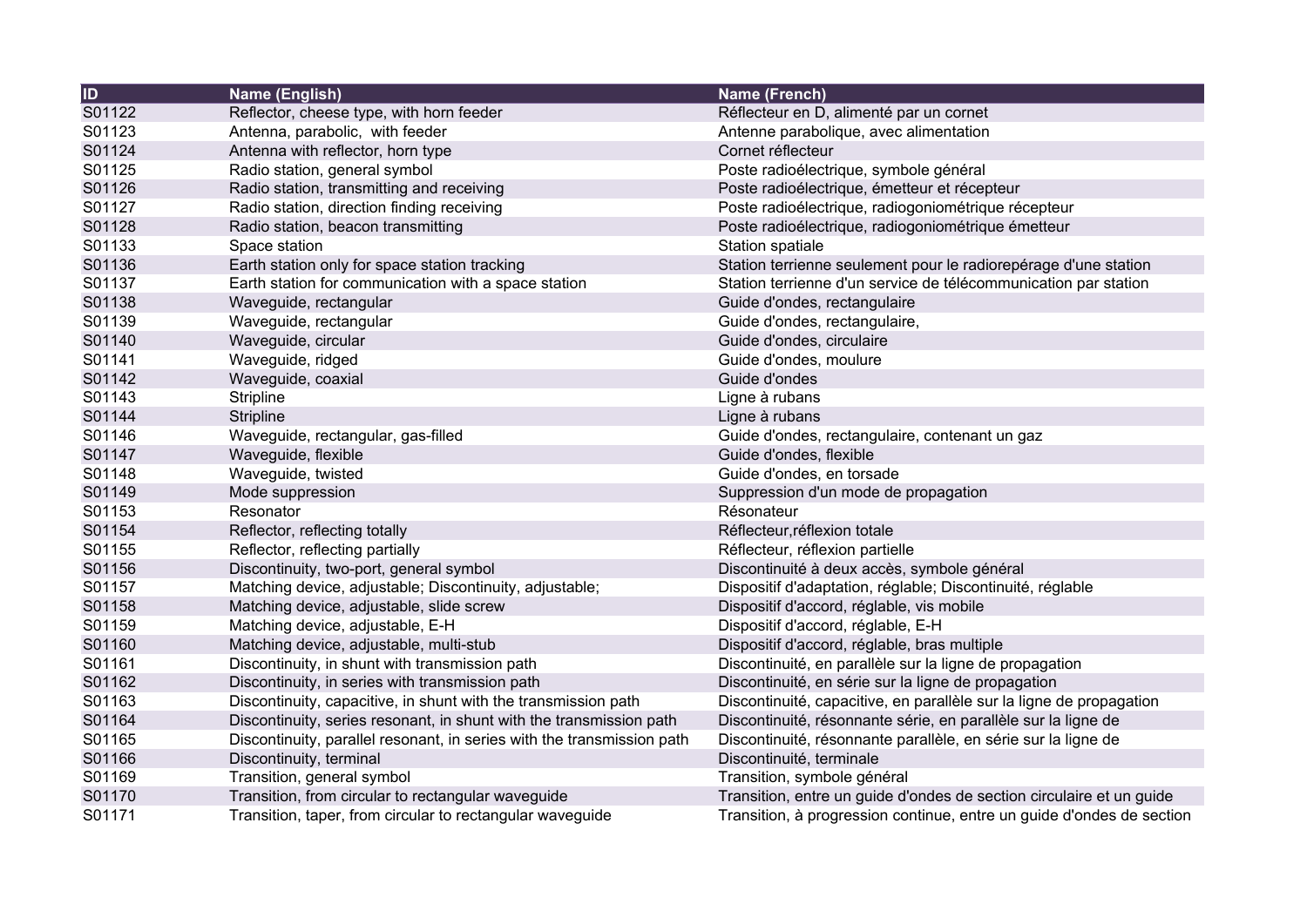| ID | Name (English) | Name (French) |
|---|---|---|
| S01122 | Reflector, cheese type, with horn feeder | Réflecteur en D, alimenté par un cornet |
| S01123 | Antenna, parabolic,  with feeder | Antenne parabolique, avec alimentation |
| S01124 | Antenna with reflector, horn type | Cornet réflecteur |
| S01125 | Radio station, general symbol | Poste radioélectrique, symbole général |
| S01126 | Radio station, transmitting and receiving | Poste radioélectrique, émetteur et récepteur |
| S01127 | Radio station, direction finding receiving | Poste radioélectrique, radiogoniométrique récepteur |
| S01128 | Radio station, beacon transmitting | Poste radioélectrique, radiogoniométrique émetteur |
| S01133 | Space station | Station spatiale |
| S01136 | Earth station only for space station tracking | Station terrienne seulement pour le radiorepérage d'une station |
| S01137 | Earth station for communication with a space station | Station terrienne d'un service de télécommunication par station |
| S01138 | Waveguide, rectangular | Guide d'ondes, rectangulaire |
| S01139 | Waveguide, rectangular | Guide d'ondes, rectangulaire, |
| S01140 | Waveguide, circular | Guide d'ondes, circulaire |
| S01141 | Waveguide, ridged | Guide d'ondes, moulure |
| S01142 | Waveguide, coaxial | Guide d'ondes |
| S01143 | Stripline | Ligne à rubans |
| S01144 | Stripline | Ligne à rubans |
| S01146 | Waveguide, rectangular, gas-filled | Guide d'ondes, rectangulaire, contenant un gaz |
| S01147 | Waveguide, flexible | Guide d'ondes, flexible |
| S01148 | Waveguide, twisted | Guide d'ondes, en torsade |
| S01149 | Mode suppression | Suppression d'un mode de propagation |
| S01153 | Resonator | Résonateur |
| S01154 | Reflector, reflecting totally | Réflecteur,réflexion totale |
| S01155 | Reflector, reflecting partially | Réflecteur, réflexion partielle |
| S01156 | Discontinuity, two-port, general symbol | Discontinuité à deux accès, symbole général |
| S01157 | Matching device, adjustable; Discontinuity, adjustable; | Dispositif d'adaptation, réglable; Discontinuité, réglable |
| S01158 | Matching device, adjustable, slide screw | Dispositif d'accord, réglable, vis mobile |
| S01159 | Matching device, adjustable, E-H | Dispositif d'accord, réglable, E-H |
| S01160 | Matching device, adjustable, multi-stub | Dispositif d'accord, réglable, bras multiple |
| S01161 | Discontinuity, in shunt with transmission path | Discontinuité, en parallèle sur la ligne de propagation |
| S01162 | Discontinuity, in series with transmission path | Discontinuité, en série sur la ligne de propagation |
| S01163 | Discontinuity, capacitive, in shunt with the transmission path | Discontinuité, capacitive, en parallèle sur la ligne de propagation |
| S01164 | Discontinuity, series resonant, in shunt with the transmission path | Discontinuité, résonnante série, en parallèle sur la ligne de |
| S01165 | Discontinuity, parallel resonant, in series with the transmission path | Discontinuité, résonnante parallèle, en série sur la ligne de |
| S01166 | Discontinuity, terminal | Discontinuité, terminale |
| S01169 | Transition, general symbol | Transition, symbole général |
| S01170 | Transition, from circular to rectangular waveguide | Transition, entre un guide d'ondes de section circulaire et un guide |
| S01171 | Transition, taper, from circular to rectangular waveguide | Transition, à progression continue, entre un guide d'ondes de section |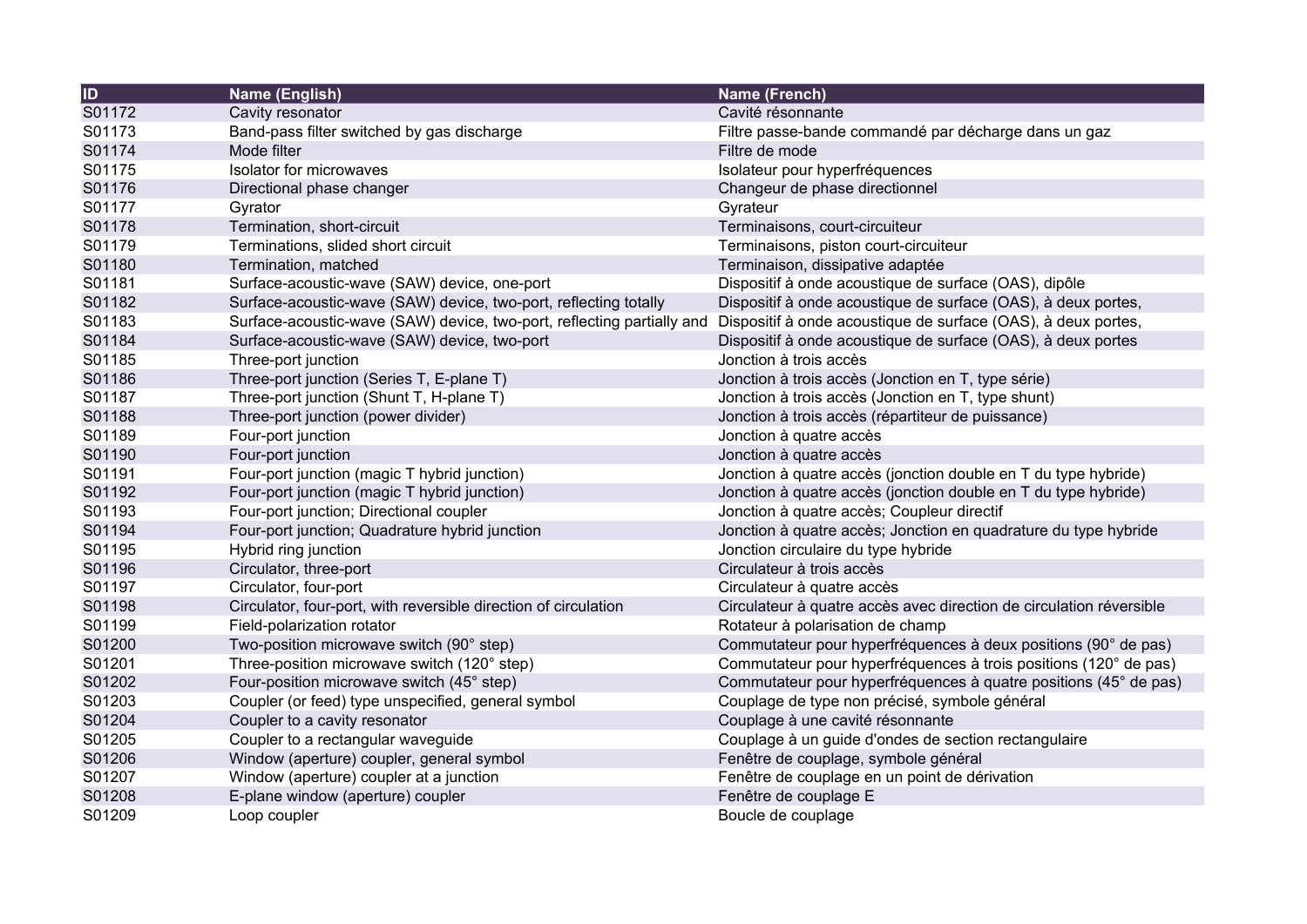| ID | Name (English) | Name (French) |
| --- | --- | --- |
| S01172 | Cavity resonator | Cavité résonnante |
| S01173 | Band-pass filter switched by gas discharge | Filtre passe-bande commandé par décharge dans un gaz |
| S01174 | Mode filter | Filtre de mode |
| S01175 | Isolator for microwaves | Isolateur pour hyperfréquences |
| S01176 | Directional phase changer | Changeur de phase directionnel |
| S01177 | Gyrator | Gyrateur |
| S01178 | Termination, short-circuit | Terminaisons, court-circuiteur |
| S01179 | Terminations, slided short circuit | Terminaisons, piston court-circuiteur |
| S01180 | Termination, matched | Terminaison, dissipative adaptée |
| S01181 | Surface-acoustic-wave (SAW) device, one-port | Dispositif à onde acoustique de surface (OAS), dipôle |
| S01182 | Surface-acoustic-wave (SAW) device, two-port, reflecting totally | Dispositif à onde acoustique de surface (OAS), à deux portes, |
| S01183 | Surface-acoustic-wave (SAW) device, two-port, reflecting partially and | Dispositif à onde acoustique de surface (OAS), à deux portes, |
| S01184 | Surface-acoustic-wave (SAW) device, two-port | Dispositif à onde acoustique de surface (OAS), à deux portes |
| S01185 | Three-port junction | Jonction à trois accès |
| S01186 | Three-port junction (Series T, E-plane T) | Jonction à trois accès (Jonction en T, type série) |
| S01187 | Three-port junction (Shunt T, H-plane T) | Jonction à trois accès (Jonction en T, type shunt) |
| S01188 | Three-port junction (power divider) | Jonction à trois accès (répartiteur de puissance) |
| S01189 | Four-port junction | Jonction à quatre accès |
| S01190 | Four-port junction | Jonction à quatre accès |
| S01191 | Four-port junction (magic T hybrid junction) | Jonction à quatre accès (jonction double en T du type hybride) |
| S01192 | Four-port junction (magic T hybrid junction) | Jonction à quatre accès (jonction double en T du type hybride) |
| S01193 | Four-port junction; Directional coupler | Jonction à quatre accès; Coupleur directif |
| S01194 | Four-port junction; Quadrature hybrid junction | Jonction à quatre accès; Jonction en quadrature du type hybride |
| S01195 | Hybrid ring junction | Jonction circulaire du type hybride |
| S01196 | Circulator, three-port | Circulateur à trois accès |
| S01197 | Circulator, four-port | Circulateur à quatre accès |
| S01198 | Circulator, four-port, with reversible direction of circulation | Circulateur à quatre accès avec direction de circulation réversible |
| S01199 | Field-polarization rotator | Rotateur à polarisation de champ |
| S01200 | Two-position microwave switch (90° step) | Commutateur pour hyperfréquences à deux positions (90° de pas) |
| S01201 | Three-position microwave switch (120° step) | Commutateur pour hyperfréquences à trois positions (120° de pas) |
| S01202 | Four-position microwave switch (45° step) | Commutateur pour hyperfréquences à quatre positions (45° de pas) |
| S01203 | Coupler (or feed) type unspecified, general symbol | Couplage de type non précisé, symbole général |
| S01204 | Coupler to a cavity resonator | Couplage à une cavité résonnante |
| S01205 | Coupler to a rectangular waveguide | Couplage à un guide d'ondes de section rectangulaire |
| S01206 | Window (aperture) coupler, general symbol | Fenêtre de couplage, symbole général |
| S01207 | Window (aperture) coupler at a junction | Fenêtre de couplage en un point de dérivation |
| S01208 | E-plane window (aperture) coupler | Fenêtre de couplage E |
| S01209 | Loop coupler | Boucle de couplage |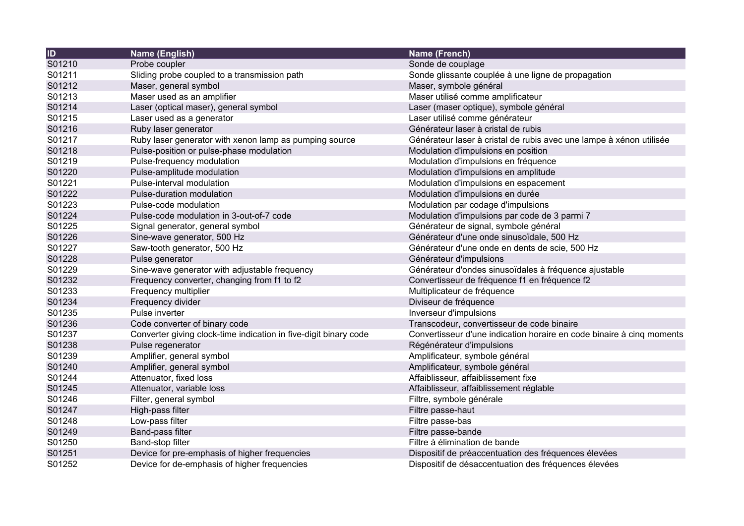| ID | Name (English) | Name (French) |
|---|---|---|
| S01210 | Probe coupler | Sonde de couplage |
| S01211 | Sliding probe coupled to a transmission path | Sonde glissante couplée à une ligne de propagation |
| S01212 | Maser, general symbol | Maser, symbole général |
| S01213 | Maser used as an amplifier | Maser utilisé comme amplificateur |
| S01214 | Laser (optical maser), general symbol | Laser (maser optique), symbole général |
| S01215 | Laser used as a generator | Laser utilisé comme générateur |
| S01216 | Ruby laser generator | Générateur laser à cristal de rubis |
| S01217 | Ruby laser generator with xenon lamp as pumping source | Générateur laser à cristal de rubis avec une lampe à xénon utilisée |
| S01218 | Pulse-position or pulse-phase modulation | Modulation d'impulsions en position |
| S01219 | Pulse-frequency modulation | Modulation d'impulsions en fréquence |
| S01220 | Pulse-amplitude modulation | Modulation d'impulsions en amplitude |
| S01221 | Pulse-interval modulation | Modulation d'impulsions en espacement |
| S01222 | Pulse-duration modulation | Modulation d'impulsions en durée |
| S01223 | Pulse-code modulation | Modulation par codage d'impulsions |
| S01224 | Pulse-code modulation in 3-out-of-7 code | Modulation d'impulsions par code de 3 parmi 7 |
| S01225 | Signal generator, general symbol | Générateur de signal, symbole général |
| S01226 | Sine-wave generator, 500 Hz | Générateur d'une onde sinusoïdale, 500 Hz |
| S01227 | Saw-tooth generator, 500 Hz | Générateur d'une onde en dents de scie, 500 Hz |
| S01228 | Pulse generator | Générateur d'impulsions |
| S01229 | Sine-wave generator with adjustable frequency | Générateur d'ondes sinusoïdales à fréquence ajustable |
| S01232 | Frequency converter, changing from f1 to f2 | Convertisseur de fréquence f1 en fréquence f2 |
| S01233 | Frequency multiplier | Multiplicateur de fréquence |
| S01234 | Frequency divider | Diviseur de fréquence |
| S01235 | Pulse inverter | Inverseur d'impulsions |
| S01236 | Code converter of binary code | Transcodeur, convertisseur de code binaire |
| S01237 | Converter giving clock-time indication in five-digit binary code | Convertisseur d'une indication horaire en code binaire à cinq moments |
| S01238 | Pulse regenerator | Régénérateur d'impulsions |
| S01239 | Amplifier, general symbol | Amplificateur, symbole général |
| S01240 | Amplifier, general symbol | Amplificateur, symbole général |
| S01244 | Attenuator, fixed loss | Affaiblisseur, affaiblissement fixe |
| S01245 | Attenuator, variable loss | Affaiblisseur, affaiblissement réglable |
| S01246 | Filter, general symbol | Filtre, symbole générale |
| S01247 | High-pass filter | Filtre passe-haut |
| S01248 | Low-pass filter | Filtre passe-bas |
| S01249 | Band-pass filter | Filtre passe-bande |
| S01250 | Band-stop filter | Filtre à élimination de bande |
| S01251 | Device for pre-emphasis of higher frequencies | Dispositif de préaccentuation des fréquences élevées |
| S01252 | Device for de-emphasis of higher frequencies | Dispositif de désaccentuation des fréquences élevées |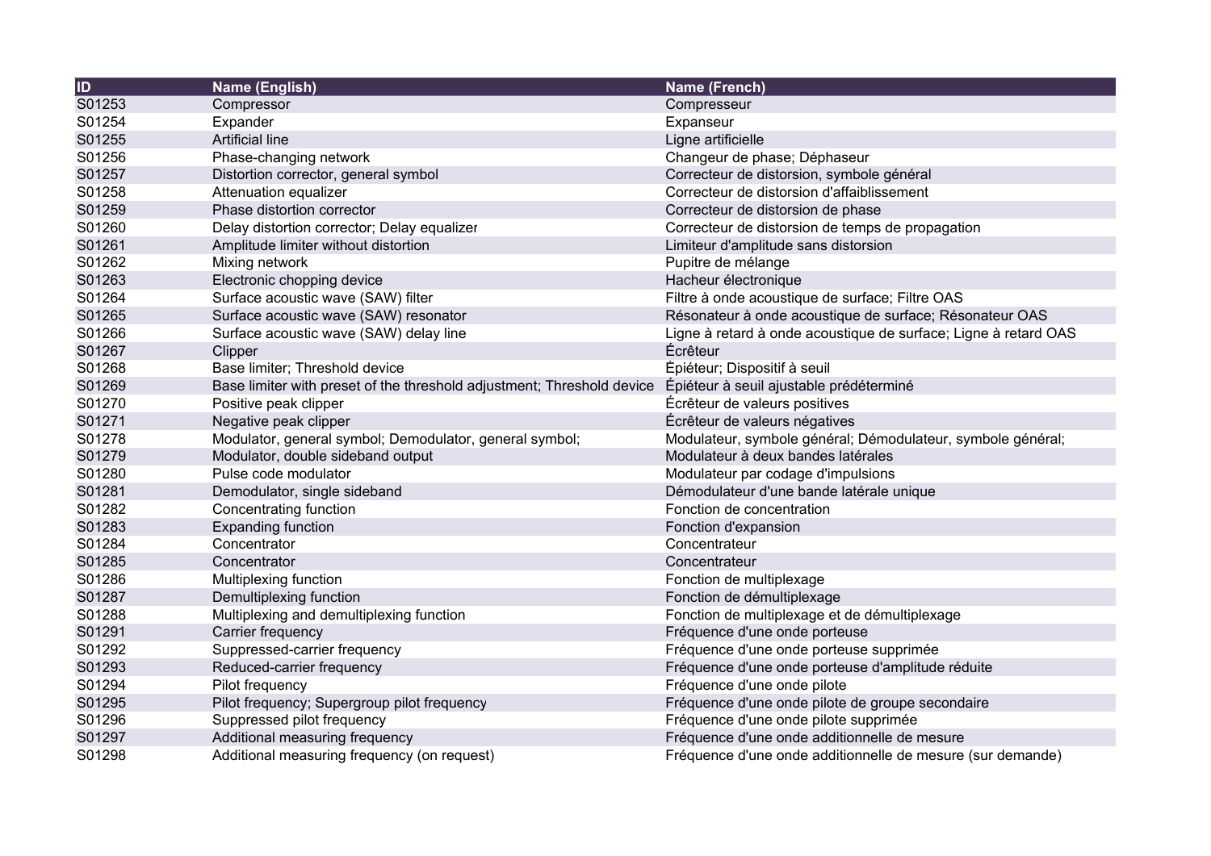| ID | Name (English) | Name (French) |
|---|---|---|
| S01253 | Compressor | Compresseur |
| S01254 | Expander | Expanseur |
| S01255 | Artificial line | Ligne artificielle |
| S01256 | Phase-changing network | Changeur de phase; Déphaseur |
| S01257 | Distortion corrector, general symbol | Correcteur de distorsion, symbole général |
| S01258 | Attenuation equalizer | Correcteur de distorsion d'affaiblissement |
| S01259 | Phase distortion corrector | Correcteur de distorsion de phase |
| S01260 | Delay distortion corrector; Delay equalizer | Correcteur de distorsion de temps de propagation |
| S01261 | Amplitude limiter without distortion | Limiteur d'amplitude sans distorsion |
| S01262 | Mixing network | Pupitre de mélange |
| S01263 | Electronic chopping device | Hacheur électronique |
| S01264 | Surface acoustic wave (SAW) filter | Filtre à onde acoustique de surface; Filtre OAS |
| S01265 | Surface acoustic wave (SAW) resonator | Résonateur à onde acoustique de surface; Résonateur OAS |
| S01266 | Surface acoustic wave (SAW) delay line | Ligne à retard à onde acoustique de surface; Ligne à retard OAS |
| S01267 | Clipper | Écrêteur |
| S01268 | Base limiter; Threshold device | Épiéteur; Dispositif à seuil |
| S01269 | Base limiter with preset of the threshold adjustment; Threshold device | Épiéteur à seuil ajustable prédéterminé |
| S01270 | Positive peak clipper | Écrêteur de valeurs positives |
| S01271 | Negative peak clipper | Écrêteur de valeurs négatives |
| S01278 | Modulator, general symbol; Demodulator, general symbol; | Modulateur, symbole général; Démodulateur, symbole général; |
| S01279 | Modulator, double sideband output | Modulateur à deux bandes latérales |
| S01280 | Pulse code modulator | Modulateur par codage d'impulsions |
| S01281 | Demodulator, single sideband | Démodulateur d'une bande latérale unique |
| S01282 | Concentrating function | Fonction de concentration |
| S01283 | Expanding function | Fonction d'expansion |
| S01284 | Concentrator | Concentrateur |
| S01285 | Concentrator | Concentrateur |
| S01286 | Multiplexing function | Fonction de multiplexage |
| S01287 | Demultiplexing function | Fonction de démultiplexage |
| S01288 | Multiplexing and demultiplexing function | Fonction de multiplexage et de démultiplexage |
| S01291 | Carrier frequency | Fréquence d'une onde porteuse |
| S01292 | Suppressed-carrier frequency | Fréquence d'une onde porteuse supprimée |
| S01293 | Reduced-carrier frequency | Fréquence d'une onde porteuse d'amplitude réduite |
| S01294 | Pilot frequency | Fréquence d'une onde pilote |
| S01295 | Pilot frequency; Supergroup pilot frequency | Fréquence d'une onde pilote de groupe secondaire |
| S01296 | Suppressed pilot frequency | Fréquence d'une onde pilote supprimée |
| S01297 | Additional measuring frequency | Fréquence d'une onde additionnelle de mesure |
| S01298 | Additional measuring frequency (on request) | Fréquence d'une onde additionnelle de mesure (sur demande) |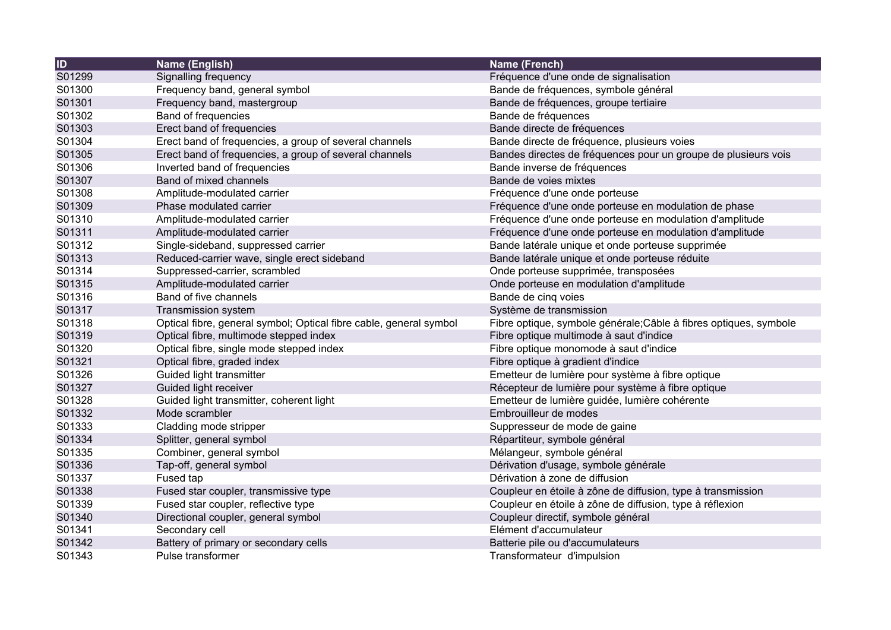| ID | Name (English) | Name (French) |
|---|---|---|
| S01299 | Signalling frequency | Fréquence d'une onde de signalisation |
| S01300 | Frequency band, general symbol | Bande de fréquences, symbole général |
| S01301 | Frequency band, mastergroup | Bande de fréquences, groupe tertiaire |
| S01302 | Band of frequencies | Bande de fréquences |
| S01303 | Erect band of frequencies | Bande directe de fréquences |
| S01304 | Erect band of frequencies, a group of several channels | Bande directe de fréquence, plusieurs voies |
| S01305 | Erect band of frequencies, a group of several channels | Bandes directes de fréquences pour un groupe de plusieurs vois |
| S01306 | Inverted band of frequencies | Bande inverse de fréquences |
| S01307 | Band of mixed channels | Bande de voies mixtes |
| S01308 | Amplitude-modulated carrier | Fréquence d'une onde porteuse |
| S01309 | Phase modulated carrier | Fréquence d'une onde porteuse en modulation de phase |
| S01310 | Amplitude-modulated carrier | Fréquence d'une onde porteuse en modulation d'amplitude |
| S01311 | Amplitude-modulated carrier | Fréquence d'une onde porteuse en modulation d'amplitude |
| S01312 | Single-sideband, suppressed carrier | Bande latérale unique et onde porteuse supprimée |
| S01313 | Reduced-carrier wave, single erect sideband | Bande latérale unique et onde porteuse réduite |
| S01314 | Suppressed-carrier, scrambled | Onde porteuse supprimée, transposées |
| S01315 | Amplitude-modulated carrier | Onde porteuse en modulation d'amplitude |
| S01316 | Band of five channels | Bande de cinq voies |
| S01317 | Transmission system | Système de transmission |
| S01318 | Optical fibre, general symbol; Optical fibre cable, general symbol | Fibre optique, symbole générale;Câble à fibres optiques, symbole |
| S01319 | Optical fibre, multimode stepped index | Fibre optique multimode à saut d'indice |
| S01320 | Optical fibre, single mode stepped index | Fibre optique monomode à saut d'indice |
| S01321 | Optical fibre, graded index | Fibre optique à gradient d'indice |
| S01326 | Guided light transmitter | Emetteur de lumière pour système à fibre optique |
| S01327 | Guided light receiver | Récepteur de lumière pour système à fibre optique |
| S01328 | Guided light transmitter, coherent light | Emetteur de lumière guidée, lumière cohérente |
| S01332 | Mode scrambler | Embrouilleur de modes |
| S01333 | Cladding mode stripper | Suppresseur de mode de gaine |
| S01334 | Splitter, general symbol | Répartiteur, symbole général |
| S01335 | Combiner, general symbol | Mélangeur, symbole général |
| S01336 | Tap-off, general symbol | Dérivation d'usage, symbole générale |
| S01337 | Fused tap | Dérivation à zone de diffusion |
| S01338 | Fused star coupler, transmissive type | Coupleur en étoile à zône de diffusion, type à transmission |
| S01339 | Fused star coupler, reflective type | Coupleur en étoile à zône de diffusion, type à réflexion |
| S01340 | Directional coupler, general symbol | Coupleur directif, symbole général |
| S01341 | Secondary cell | Elément d'accumulateur |
| S01342 | Battery of primary or secondary cells | Batterie pile ou d'accumulateurs |
| S01343 | Pulse transformer | Transformateur d'impulsion |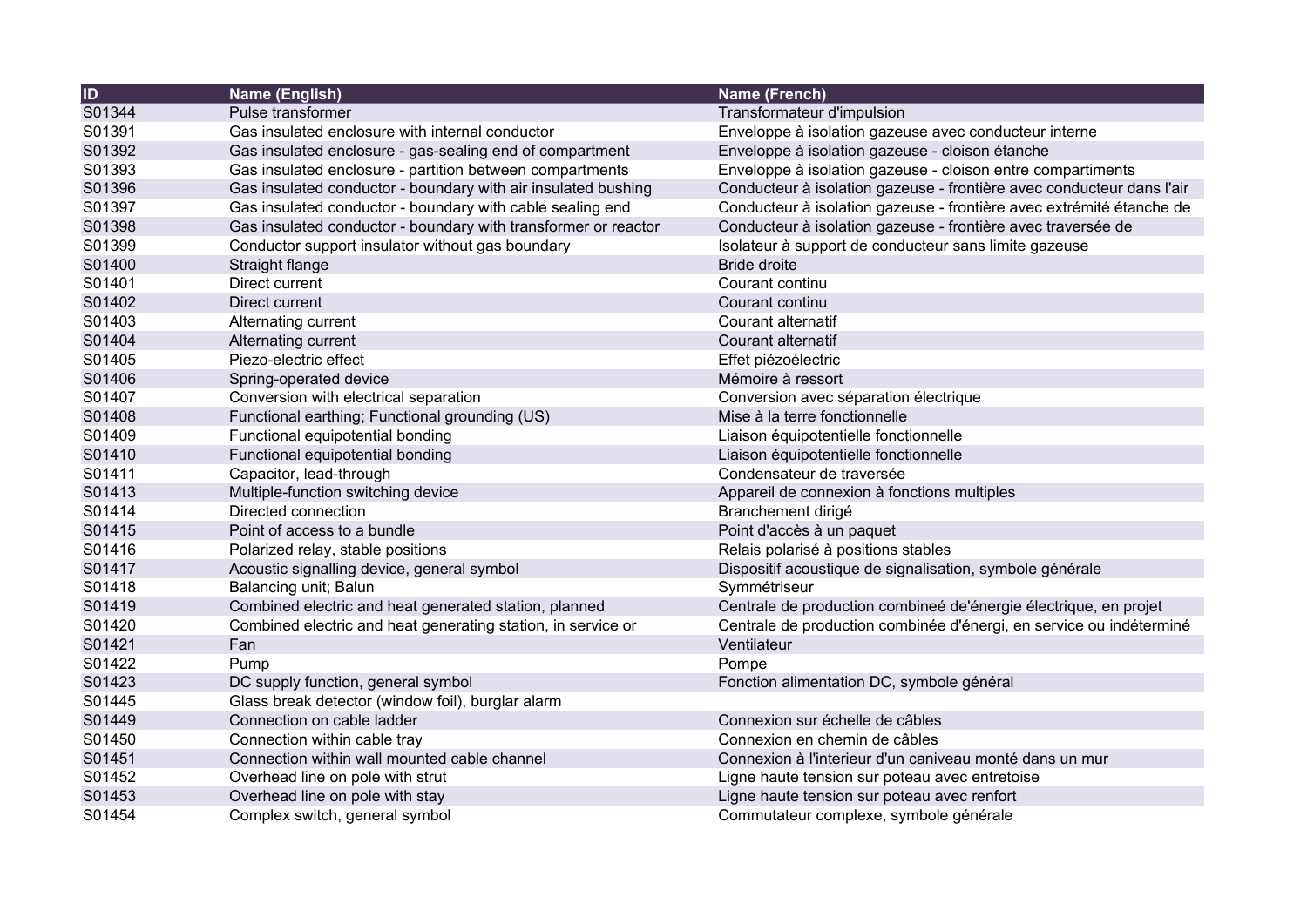| ID | Name (English) | Name (French) |
|---|---|---|
| S01344 | Pulse transformer | Transformateur d'impulsion |
| S01391 | Gas insulated enclosure with internal conductor | Enveloppe à isolation gazeuse avec conducteur interne |
| S01392 | Gas insulated enclosure - gas-sealing end of compartment | Enveloppe à isolation gazeuse - cloison étanche |
| S01393 | Gas insulated enclosure - partition between compartments | Enveloppe à isolation gazeuse - cloison entre compartiments |
| S01396 | Gas insulated conductor - boundary with air insulated bushing | Conducteur à isolation gazeuse - frontière avec conducteur dans l'air |
| S01397 | Gas insulated conductor - boundary with cable sealing end | Conducteur à isolation gazeuse - frontière avec extrémité étanche de |
| S01398 | Gas insulated conductor - boundary with transformer or reactor | Conducteur à isolation gazeuse - frontière avec traversée de |
| S01399 | Conductor support insulator without gas boundary | Isolateur à support de conducteur sans limite gazeuse |
| S01400 | Straight flange | Bride droite |
| S01401 | Direct current | Courant continu |
| S01402 | Direct current | Courant continu |
| S01403 | Alternating current | Courant alternatif |
| S01404 | Alternating current | Courant alternatif |
| S01405 | Piezo-electric effect | Effet piézoélectric |
| S01406 | Spring-operated device | Mémoire à ressort |
| S01407 | Conversion with electrical separation | Conversion avec séparation électrique |
| S01408 | Functional earthing; Functional grounding (US) | Mise à la terre fonctionnelle |
| S01409 | Functional equipotential bonding | Liaison équipotentielle fonctionnelle |
| S01410 | Functional equipotential bonding | Liaison équipotentielle fonctionnelle |
| S01411 | Capacitor, lead-through | Condensateur de traversée |
| S01413 | Multiple-function switching device | Appareil de connexion à fonctions multiples |
| S01414 | Directed connection | Branchement dirigé |
| S01415 | Point of access to a bundle | Point d'accès à un paquet |
| S01416 | Polarized relay, stable positions | Relais polarisé à positions stables |
| S01417 | Acoustic signalling device, general symbol | Dispositif acoustique de signalisation, symbole générale |
| S01418 | Balancing unit; Balun | Symmétriseur |
| S01419 | Combined electric and heat generated station, planned | Centrale de production combineé de'énergie électrique, en projet |
| S01420 | Combined electric and heat generating station, in service or | Centrale de production combinée d'énergi, en service ou indéterminé |
| S01421 | Fan | Ventilateur |
| S01422 | Pump | Pompe |
| S01423 | DC supply function, general symbol | Fonction alimentation DC, symbole général |
| S01445 | Glass break detector (window foil), burglar alarm | |
| S01449 | Connection on cable ladder | Connexion sur échelle de câbles |
| S01450 | Connection within cable tray | Connexion en chemin de câbles |
| S01451 | Connection within wall mounted cable channel | Connexion à l'interieur d'un caniveau monté dans un mur |
| S01452 | Overhead line on pole with strut | Ligne haute tension sur poteau avec entretoise |
| S01453 | Overhead line on pole with stay | Ligne haute tension sur poteau avec renfort |
| S01454 | Complex switch, general symbol | Commutateur complexe, symbole générale |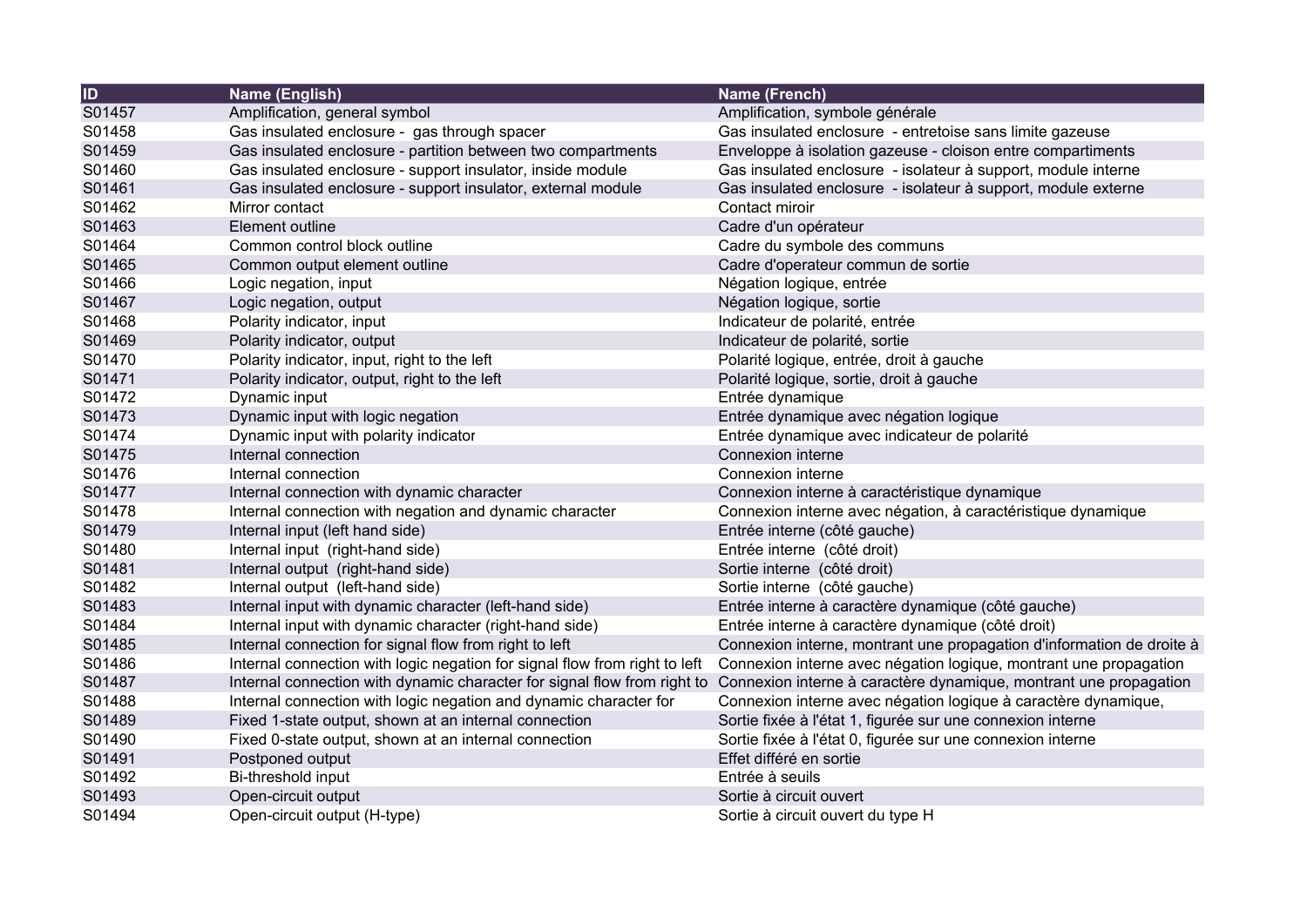| ID | Name (English) | Name (French) |
|---|---|---|
| S01457 | Amplification, general symbol | Amplification, symbole générale |
| S01458 | Gas insulated enclosure -  gas through spacer | Gas insulated enclosure  - entretoise sans limite gazeuse |
| S01459 | Gas insulated enclosure - partition between two compartments | Enveloppe à isolation gazeuse - cloison entre compartiments |
| S01460 | Gas insulated enclosure - support insulator, inside module | Gas insulated enclosure  - isolateur à support, module interne |
| S01461 | Gas insulated enclosure - support insulator, external module | Gas insulated enclosure  - isolateur à support, module externe |
| S01462 | Mirror contact | Contact miroir |
| S01463 | Element outline | Cadre d'un opérateur |
| S01464 | Common control block outline | Cadre du symbole des communs |
| S01465 | Common output element outline | Cadre d'operateur commun de sortie |
| S01466 | Logic negation, input | Négation logique, entrée |
| S01467 | Logic negation, output | Négation logique, sortie |
| S01468 | Polarity indicator, input | Indicateur de polarité, entrée |
| S01469 | Polarity indicator, output | Indicateur de polarité, sortie |
| S01470 | Polarity indicator, input, right to the left | Polarité logique, entrée, droit à gauche |
| S01471 | Polarity indicator, output, right to the left | Polarité logique, sortie, droit à gauche |
| S01472 | Dynamic input | Entrée dynamique |
| S01473 | Dynamic input with logic negation | Entrée dynamique avec négation logique |
| S01474 | Dynamic input with polarity indicator | Entrée dynamique avec indicateur de polarité |
| S01475 | Internal connection | Connexion interne |
| S01476 | Internal connection | Connexion interne |
| S01477 | Internal connection with dynamic character | Connexion interne à caractéristique dynamique |
| S01478 | Internal connection with negation and dynamic character | Connexion interne avec négation, à caractéristique dynamique |
| S01479 | Internal input (left hand side) | Entrée interne (côté gauche) |
| S01480 | Internal input  (right-hand side) | Entrée interne  (côté droit) |
| S01481 | Internal output  (right-hand side) | Sortie interne  (côté droit) |
| S01482 | Internal output  (left-hand side) | Sortie interne  (côté gauche) |
| S01483 | Internal input with dynamic character (left-hand side) | Entrée interne à caractère dynamique (côté gauche) |
| S01484 | Internal input with dynamic character (right-hand side) | Entrée interne à caractère dynamique (côté droit) |
| S01485 | Internal connection for signal flow from right to left | Connexion interne, montrant une propagation d'information de droite à |
| S01486 | Internal connection with logic negation for signal flow from right to left | Connexion interne avec négation logique, montrant une propagation |
| S01487 | Internal connection with dynamic character for signal flow from right to | Connexion interne à caractère dynamique, montrant une propagation |
| S01488 | Internal connection with logic negation and dynamic character for | Connexion interne avec négation logique à caractère dynamique, |
| S01489 | Fixed 1-state output, shown at an internal connection | Sortie fixée à l'état 1, figurée sur une connexion interne |
| S01490 | Fixed 0-state output, shown at an internal connection | Sortie fixée à l'état 0, figurée sur une connexion interne |
| S01491 | Postponed output | Effet différé en sortie |
| S01492 | Bi-threshold input | Entrée à seuils |
| S01493 | Open-circuit output | Sortie à circuit ouvert |
| S01494 | Open-circuit output (H-type) | Sortie à circuit ouvert du type H |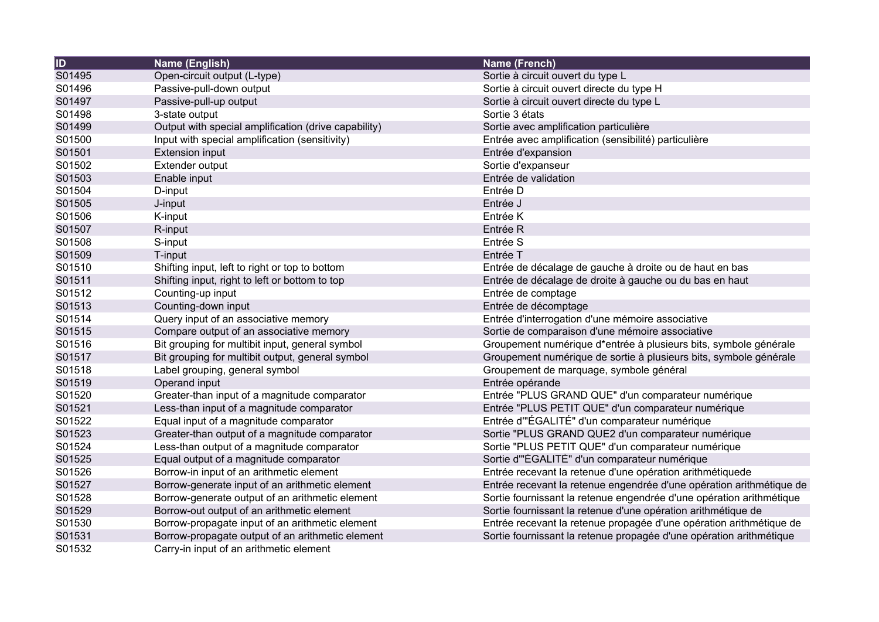| ID | Name (English) | Name (French) |
|---|---|---|
| S01495 | Open-circuit output (L-type) | Sortie à circuit ouvert du type L |
| S01496 | Passive-pull-down output | Sortie à circuit ouvert directe du type H |
| S01497 | Passive-pull-up output | Sortie à circuit ouvert directe du type L |
| S01498 | 3-state output | Sortie 3 états |
| S01499 | Output with special amplification (drive capability) | Sortie avec amplification particulière |
| S01500 | Input with special amplification (sensitivity) | Entrée avec amplification (sensibilité) particulière |
| S01501 | Extension input | Entrée d'expansion |
| S01502 | Extender output | Sortie d'expanseur |
| S01503 | Enable input | Entrée de validation |
| S01504 | D-input | Entrée D |
| S01505 | J-input | Entrée J |
| S01506 | K-input | Entrée K |
| S01507 | R-input | Entrée R |
| S01508 | S-input | Entrée S |
| S01509 | T-input | Entrée T |
| S01510 | Shifting input, left to right or top to bottom | Entrée de décalage de gauche à droite ou de haut en bas |
| S01511 | Shifting input, right to left or bottom to top | Entrée de décalage de droite à gauche ou du bas en haut |
| S01512 | Counting-up input | Entrée de comptage |
| S01513 | Counting-down input | Entrée de décomptage |
| S01514 | Query input of an associative memory | Entrée d'interrogation d'une mémoire associative |
| S01515 | Compare output of an associative memory | Sortie de comparaison d'une mémoire associative |
| S01516 | Bit grouping for multibit input, general symbol | Groupement numérique d*entrée à plusieurs bits, symbole générale |
| S01517 | Bit grouping for multibit output, general symbol | Groupement numérique de sortie à plusieurs bits, symbole générale |
| S01518 | Label grouping, general symbol | Groupement de marquage, symbole général |
| S01519 | Operand input | Entrée opérande |
| S01520 | Greater-than input of a magnitude comparator | Entrée "PLUS GRAND QUE" d'un comparateur numérique |
| S01521 | Less-than input of a magnitude comparator | Entrée "PLUS PETIT QUE" d'un comparateur numérique |
| S01522 | Equal input of a magnitude comparator | Entrée d'"ÉGALITÉ" d'un comparateur numérique |
| S01523 | Greater-than output of a magnitude comparator | Sortie "PLUS GRAND QUE2 d'un comparateur numérique |
| S01524 | Less-than output of a magnitude comparator | Sortie "PLUS PETIT QUE" d'un comparateur numérique |
| S01525 | Equal output of a magnitude comparator | Sortie d'"ÉGALITÈ" d'un comparateur numérique |
| S01526 | Borrow-in input of an arithmetic element | Entrée recevant la retenue d'une opération arithmétiquede |
| S01527 | Borrow-generate input of an arithmetic element | Entrée recevant la retenue engendrée d'une opération arithmétique de |
| S01528 | Borrow-generate output of an arithmetic element | Sortie fournissant la retenue engendrée d'une opération arithmétique |
| S01529 | Borrow-out output of an arithmetic element | Sortie fournissant la retenue d'une opération arithmétique de |
| S01530 | Borrow-propagate input of an arithmetic element | Entrée recevant la retenue propagée d'une opération arithmétique de |
| S01531 | Borrow-propagate output of an arithmetic element | Sortie fournissant la retenue propagée d'une opération arithmétique |
| S01532 | Carry-in input of an arithmetic element | |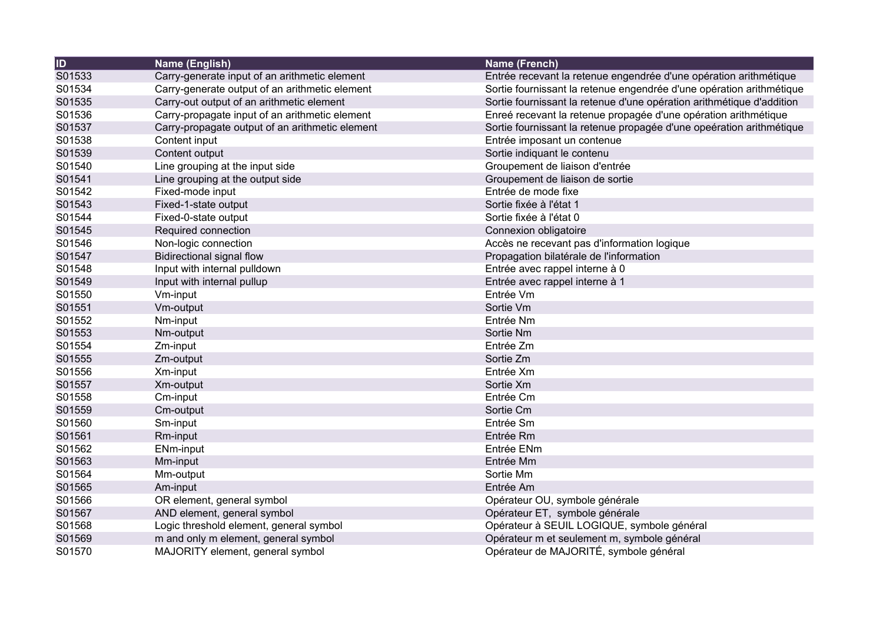| ID | Name (English) | Name (French) |
|---|---|---|
| S01533 | Carry-generate input of an arithmetic element | Entrée recevant la retenue engendrée d'une opération arithmétique |
| S01534 | Carry-generate output of an arithmetic element | Sortie fournissant la retenue engendrée d'une opération arithmétique |
| S01535 | Carry-out output of an arithmetic element | Sortie fournissant la retenue d'une opération arithmétique d'addition |
| S01536 | Carry-propagate input of an arithmetic element | Enreé recevant la retenue propagée d'une opération arithmétique |
| S01537 | Carry-propagate output of an arithmetic element | Sortie fournissant la retenue propagée d'une opeération arithmétique |
| S01538 | Content input | Entrée imposant un contenue |
| S01539 | Content output | Sortie indiquant le contenu |
| S01540 | Line grouping at the input side | Groupement de liaison d'entrée |
| S01541 | Line grouping at the output side | Groupement de liaison de sortie |
| S01542 | Fixed-mode input | Entrée de mode fixe |
| S01543 | Fixed-1-state output | Sortie fixée à l'état 1 |
| S01544 | Fixed-0-state output | Sortie fixée à l'état 0 |
| S01545 | Required connection | Connexion obligatoire |
| S01546 | Non-logic connection | Accès ne recevant pas d'information logique |
| S01547 | Bidirectional signal flow | Propagation bilatérale de l'information |
| S01548 | Input with internal pulldown | Entrée avec rappel interne à 0 |
| S01549 | Input with internal pullup | Entrée avec rappel interne à 1 |
| S01550 | Vm-input | Entrée Vm |
| S01551 | Vm-output | Sortie Vm |
| S01552 | Nm-input | Entrée Nm |
| S01553 | Nm-output | Sortie Nm |
| S01554 | Zm-input | Entrée Zm |
| S01555 | Zm-output | Sortie Zm |
| S01556 | Xm-input | Entrée Xm |
| S01557 | Xm-output | Sortie Xm |
| S01558 | Cm-input | Entrée Cm |
| S01559 | Cm-output | Sortie Cm |
| S01560 | Sm-input | Entrée Sm |
| S01561 | Rm-input | Entrée Rm |
| S01562 | ENm-input | Entrée ENm |
| S01563 | Mm-input | Entrée Mm |
| S01564 | Mm-output | Sortie Mm |
| S01565 | Am-input | Entrée Am |
| S01566 | OR element, general symbol | Opérateur OU, symbole générale |
| S01567 | AND element, general symbol | Opérateur ET,  symbole générale |
| S01568 | Logic threshold element, general symbol | Opérateur à SEUIL LOGIQUE, symbole général |
| S01569 | m and only m element, general symbol | Opérateur m et seulement m, symbole général |
| S01570 | MAJORITY element, general symbol | Opérateur de MAJORITÉ, symbole général |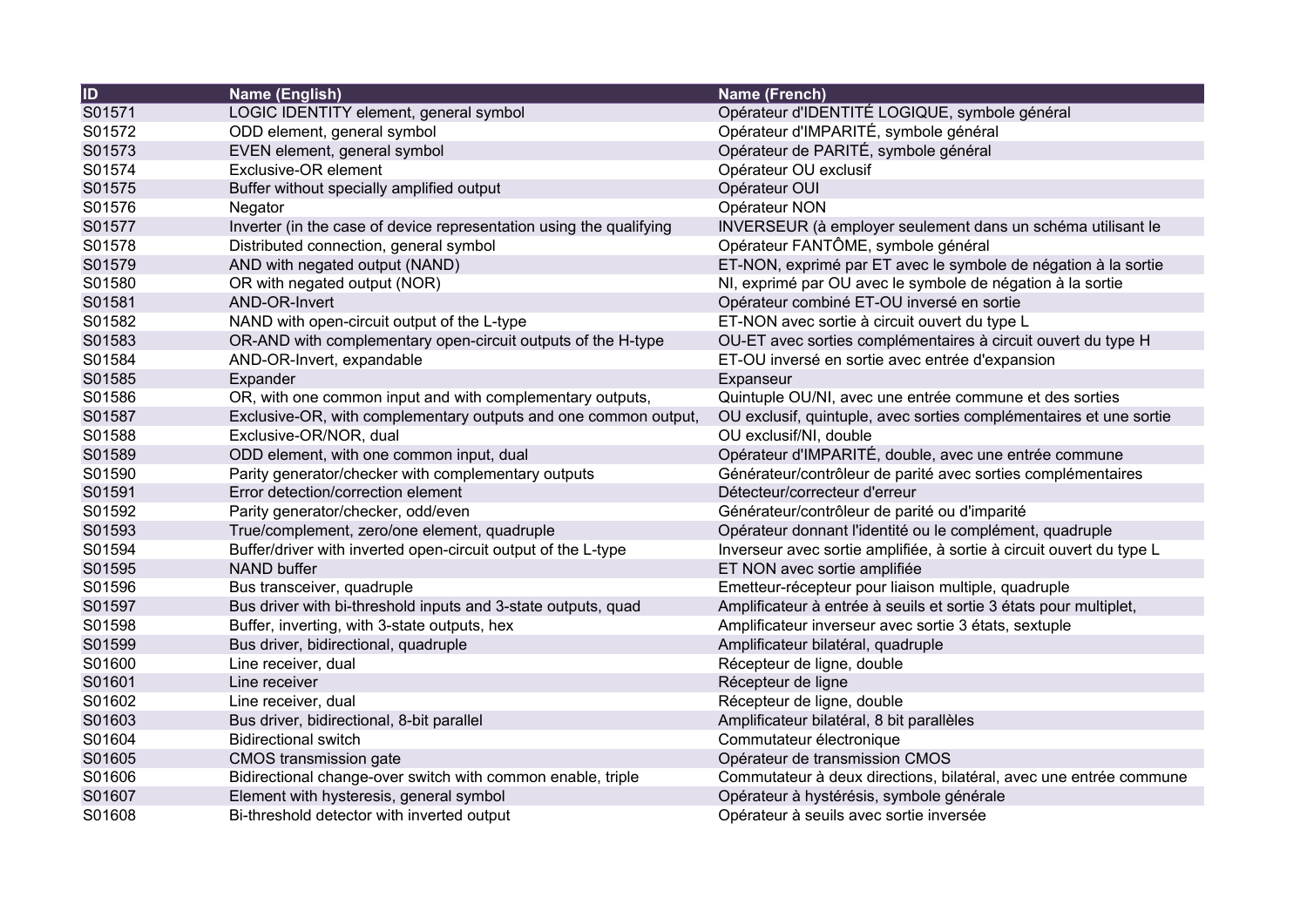| ID | Name (English) | Name (French) |
| --- | --- | --- |
| S01571 | LOGIC IDENTITY element, general symbol | Opérateur d'IDENTITÉ LOGIQUE, symbole général |
| S01572 | ODD element, general symbol | Opérateur d'IMPARITÉ, symbole général |
| S01573 | EVEN element, general symbol | Opérateur de PARITÉ, symbole général |
| S01574 | Exclusive-OR element | Opérateur OU exclusif |
| S01575 | Buffer without specially amplified output | Opérateur OUI |
| S01576 | Negator | Opérateur NON |
| S01577 | Inverter (in the case of device representation using the qualifying | INVERSEUR (à employer seulement dans un schéma utilisant le |
| S01578 | Distributed connection, general symbol | Opérateur FANTÔME, symbole général |
| S01579 | AND with negated output (NAND) | ET-NON, exprimé par ET avec le symbole de négation à la sortie |
| S01580 | OR with negated output (NOR) | NI, exprimé par OU avec le symbole de négation à la sortie |
| S01581 | AND-OR-Invert | Opérateur combiné ET-OU inversé en sortie |
| S01582 | NAND with open-circuit output of the L-type | ET-NON avec sortie à circuit ouvert du type L |
| S01583 | OR-AND with complementary open-circuit outputs of the H-type | OU-ET avec sorties complémentaires à circuit ouvert du type H |
| S01584 | AND-OR-Invert, expandable | ET-OU inversé en sortie avec entrée d'expansion |
| S01585 | Expander | Expanseur |
| S01586 | OR, with one common input and with complementary outputs, | Quintuple OU/NI, avec une entrée commune et des sorties |
| S01587 | Exclusive-OR, with complementary outputs and one common output, | OU exclusif, quintuple, avec sorties complémentaires et une sortie |
| S01588 | Exclusive-OR/NOR, dual | OU exclusif/NI, double |
| S01589 | ODD element, with one common input, dual | Opérateur d'IMPARITÉ, double, avec une entrée commune |
| S01590 | Parity generator/checker with complementary outputs | Générateur/contrôleur de parité avec sorties complémentaires |
| S01591 | Error detection/correction element | Détecteur/correcteur d'erreur |
| S01592 | Parity generator/checker, odd/even | Générateur/contrôleur de parité ou d'imparité |
| S01593 | True/complement, zero/one element, quadruple | Opérateur donnant l'identité ou le complément, quadruple |
| S01594 | Buffer/driver with inverted open-circuit output of the L-type | Inverseur avec sortie amplifiée, à sortie à circuit ouvert du type L |
| S01595 | NAND buffer | ET NON avec sortie amplifiée |
| S01596 | Bus transceiver, quadruple | Emetteur-récepteur pour liaison multiple, quadruple |
| S01597 | Bus driver with bi-threshold inputs and 3-state outputs, quad | Amplificateur à entrée à seuils et sortie 3 états pour multiplet, |
| S01598 | Buffer, inverting, with 3-state outputs, hex | Amplificateur inverseur avec sortie 3 états, sextuple |
| S01599 | Bus driver, bidirectional, quadruple | Amplificateur bilatéral, quadruple |
| S01600 | Line receiver, dual | Récepteur de ligne, double |
| S01601 | Line receiver | Récepteur de ligne |
| S01602 | Line receiver, dual | Récepteur de ligne, double |
| S01603 | Bus driver, bidirectional, 8-bit parallel | Amplificateur bilatéral, 8 bit parallèles |
| S01604 | Bidirectional switch | Commutateur électronique |
| S01605 | CMOS transmission gate | Opérateur de transmission CMOS |
| S01606 | Bidirectional change-over switch with common enable, triple | Commutateur à deux directions, bilatéral, avec une entrée commune |
| S01607 | Element with hysteresis, general symbol | Opérateur à hystérésis, symbole générale |
| S01608 | Bi-threshold detector with inverted output | Opérateur à seuils avec sortie inversée |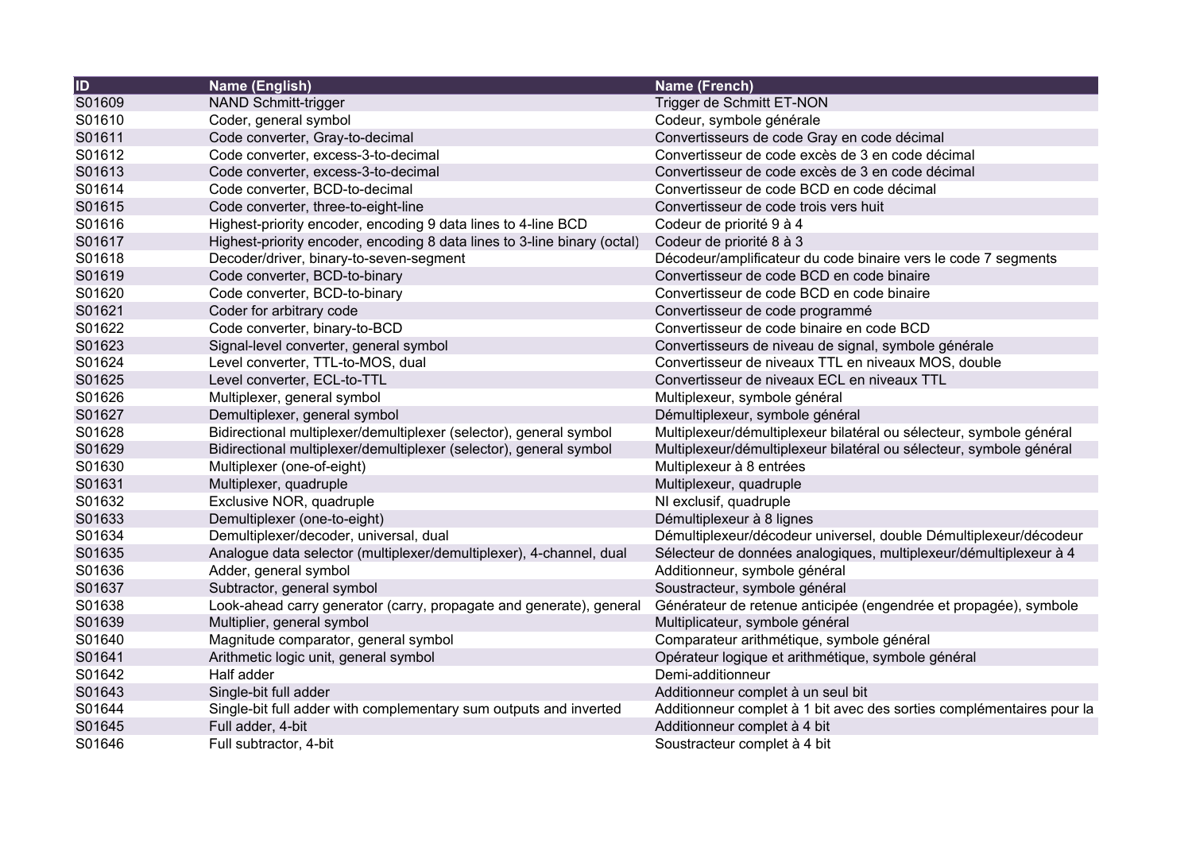| ID | Name (English) | Name (French) |
| --- | --- | --- |
| S01609 | NAND Schmitt-trigger | Trigger de Schmitt ET-NON |
| S01610 | Coder, general symbol | Codeur, symbole générale |
| S01611 | Code converter, Gray-to-decimal | Convertisseurs de code Gray en code décimal |
| S01612 | Code converter, excess-3-to-decimal | Convertisseur de code excès de 3 en code décimal |
| S01613 | Code converter, excess-3-to-decimal | Convertisseur de code excès de 3 en code décimal |
| S01614 | Code converter, BCD-to-decimal | Convertisseur de code BCD en code décimal |
| S01615 | Code converter, three-to-eight-line | Convertisseur de code trois vers huit |
| S01616 | Highest-priority encoder, encoding 9 data lines to 4-line BCD | Codeur de priorité 9 à 4 |
| S01617 | Highest-priority encoder, encoding 8 data lines to 3-line binary (octal) | Codeur de priorité 8 à 3 |
| S01618 | Decoder/driver, binary-to-seven-segment | Décodeur/amplificateur du code binaire vers le code 7 segments |
| S01619 | Code converter, BCD-to-binary | Convertisseur de code BCD en code binaire |
| S01620 | Code converter, BCD-to-binary | Convertisseur de code BCD en code binaire |
| S01621 | Coder for arbitrary code | Convertisseur de code programmé |
| S01622 | Code converter, binary-to-BCD | Convertisseur de code binaire en code BCD |
| S01623 | Signal-level converter, general symbol | Convertisseurs de niveau de signal, symbole générale |
| S01624 | Level converter, TTL-to-MOS, dual | Convertisseur de niveaux TTL en niveaux MOS, double |
| S01625 | Level converter, ECL-to-TTL | Convertisseur de niveaux ECL en niveaux TTL |
| S01626 | Multiplexer, general symbol | Multiplexeur, symbole général |
| S01627 | Demultiplexer, general symbol | Démultiplexeur, symbole général |
| S01628 | Bidirectional multiplexer/demultiplexer (selector), general symbol | Multiplexeur/démultiplexeur bilatéral ou sélecteur, symbole général |
| S01629 | Bidirectional multiplexer/demultiplexer (selector), general symbol | Multiplexeur/démultiplexeur bilatéral ou sélecteur, symbole général |
| S01630 | Multiplexer (one-of-eight) | Multiplexeur à 8 entrées |
| S01631 | Multiplexer, quadruple | Multiplexeur, quadruple |
| S01632 | Exclusive NOR, quadruple | NI exclusif, quadruple |
| S01633 | Demultiplexer (one-to-eight) | Démultiplexeur à 8 lignes |
| S01634 | Demultiplexer/decoder, universal, dual | Démultiplexeur/décodeur universel, double Démultiplexeur/décodeur |
| S01635 | Analogue data selector (multiplexer/demultiplexer), 4-channel, dual | Sélecteur de données analogiques, multiplexeur/démultiplexeur à 4 |
| S01636 | Adder, general symbol | Additionneur, symbole général |
| S01637 | Subtractor, general symbol | Soustracteur, symbole général |
| S01638 | Look-ahead carry generator (carry, propagate and generate), general | Générateur de retenue anticipée (engendrée et propagée), symbole |
| S01639 | Multiplier, general symbol | Multiplicateur, symbole général |
| S01640 | Magnitude comparator, general symbol | Comparateur arithmétique, symbole général |
| S01641 | Arithmetic logic unit, general symbol | Opérateur logique et arithmétique, symbole général |
| S01642 | Half adder | Demi-additionneur |
| S01643 | Single-bit full adder | Additionneur complet à un seul bit |
| S01644 | Single-bit full adder with complementary sum outputs and inverted | Additionneur complet à 1 bit avec des sorties complémentaires pour la |
| S01645 | Full adder, 4-bit | Additionneur complet à 4 bit |
| S01646 | Full subtractor, 4-bit | Soustracteur complet à 4 bit |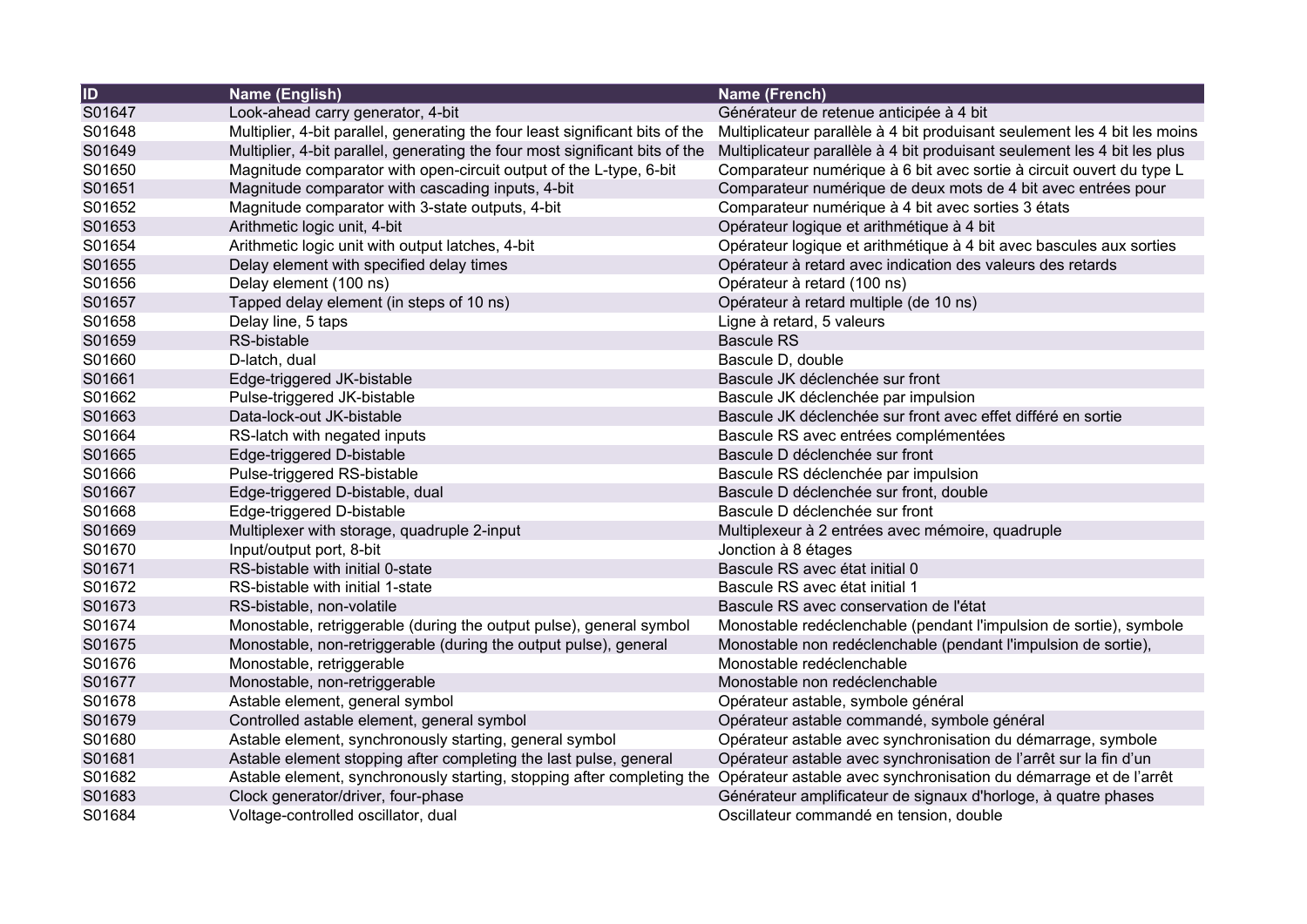| ID | Name (English) | Name (French) |
|---|---|---|
| S01647 | Look-ahead carry generator, 4-bit | Générateur de retenue anticipée à 4 bit |
| S01648 | Multiplier, 4-bit parallel, generating the four least significant bits of the | Multiplicateur parallèle à 4 bit produisant seulement les 4 bit les moins |
| S01649 | Multiplier, 4-bit parallel, generating the four most significant bits of the | Multiplicateur parallèle à 4 bit produisant seulement les 4 bit les plus |
| S01650 | Magnitude comparator with open-circuit output of the L-type, 6-bit | Comparateur numérique à 6 bit avec sortie à circuit ouvert du type L |
| S01651 | Magnitude comparator with cascading inputs, 4-bit | Comparateur numérique de deux mots de 4 bit avec entrées pour |
| S01652 | Magnitude comparator with 3-state outputs, 4-bit | Comparateur numérique à 4 bit avec sorties 3 états |
| S01653 | Arithmetic logic unit, 4-bit | Opérateur logique et arithmétique à 4 bit |
| S01654 | Arithmetic logic unit with output latches, 4-bit | Opérateur logique et arithmétique à 4 bit avec bascules aux sorties |
| S01655 | Delay element with specified delay times | Opérateur à retard avec indication des valeurs des retards |
| S01656 | Delay element (100 ns) | Opérateur à retard (100 ns) |
| S01657 | Tapped delay element (in steps of 10 ns) | Opérateur à retard multiple (de 10 ns) |
| S01658 | Delay line, 5 taps | Ligne à retard, 5 valeurs |
| S01659 | RS-bistable | Bascule RS |
| S01660 | D-latch, dual | Bascule D, double |
| S01661 | Edge-triggered JK-bistable | Bascule JK déclenchée sur front |
| S01662 | Pulse-triggered JK-bistable | Bascule JK déclenchée par impulsion |
| S01663 | Data-lock-out JK-bistable | Bascule JK déclenchée sur front avec effet différé en sortie |
| S01664 | RS-latch with negated inputs | Bascule RS avec entrées complémentées |
| S01665 | Edge-triggered D-bistable | Bascule D déclenchée sur front |
| S01666 | Pulse-triggered RS-bistable | Bascule RS déclenchée par impulsion |
| S01667 | Edge-triggered D-bistable, dual | Bascule D déclenchée sur front, double |
| S01668 | Edge-triggered D-bistable | Bascule D déclenchée sur front |
| S01669 | Multiplexer with storage, quadruple 2-input | Multiplexeur à 2 entrées avec mémoire, quadruple |
| S01670 | Input/output port, 8-bit | Jonction à 8 étages |
| S01671 | RS-bistable with initial 0-state | Bascule RS avec état initial 0 |
| S01672 | RS-bistable with initial 1-state | Bascule RS avec état initial 1 |
| S01673 | RS-bistable, non-volatile | Bascule RS avec conservation de l'état |
| S01674 | Monostable, retriggerable (during the output pulse), general symbol | Monostable redéclenchable (pendant l'impulsion de sortie), symbole |
| S01675 | Monostable, non-retriggerable (during the output pulse), general | Monostable non redéclenchable (pendant l'impulsion de sortie), |
| S01676 | Monostable, retriggerable | Monostable redéclenchable |
| S01677 | Monostable, non-retriggerable | Monostable non redéclenchable |
| S01678 | Astable element, general symbol | Opérateur astable, symbole général |
| S01679 | Controlled astable element, general symbol | Opérateur astable commandé, symbole général |
| S01680 | Astable element, synchronously starting, general symbol | Opérateur astable avec synchronisation du démarrage, symbole |
| S01681 | Astable element stopping after completing the last pulse, general | Opérateur astable avec synchronisation de l’arrêt sur la fin d’un |
| S01682 | Astable element, synchronously starting, stopping after completing the | Opérateur astable avec synchronisation du démarrage et de l’arrêt |
| S01683 | Clock generator/driver, four-phase | Générateur amplificateur de signaux d'horloge, à quatre phases |
| S01684 | Voltage-controlled oscillator, dual | Oscillateur commandé en tension, double |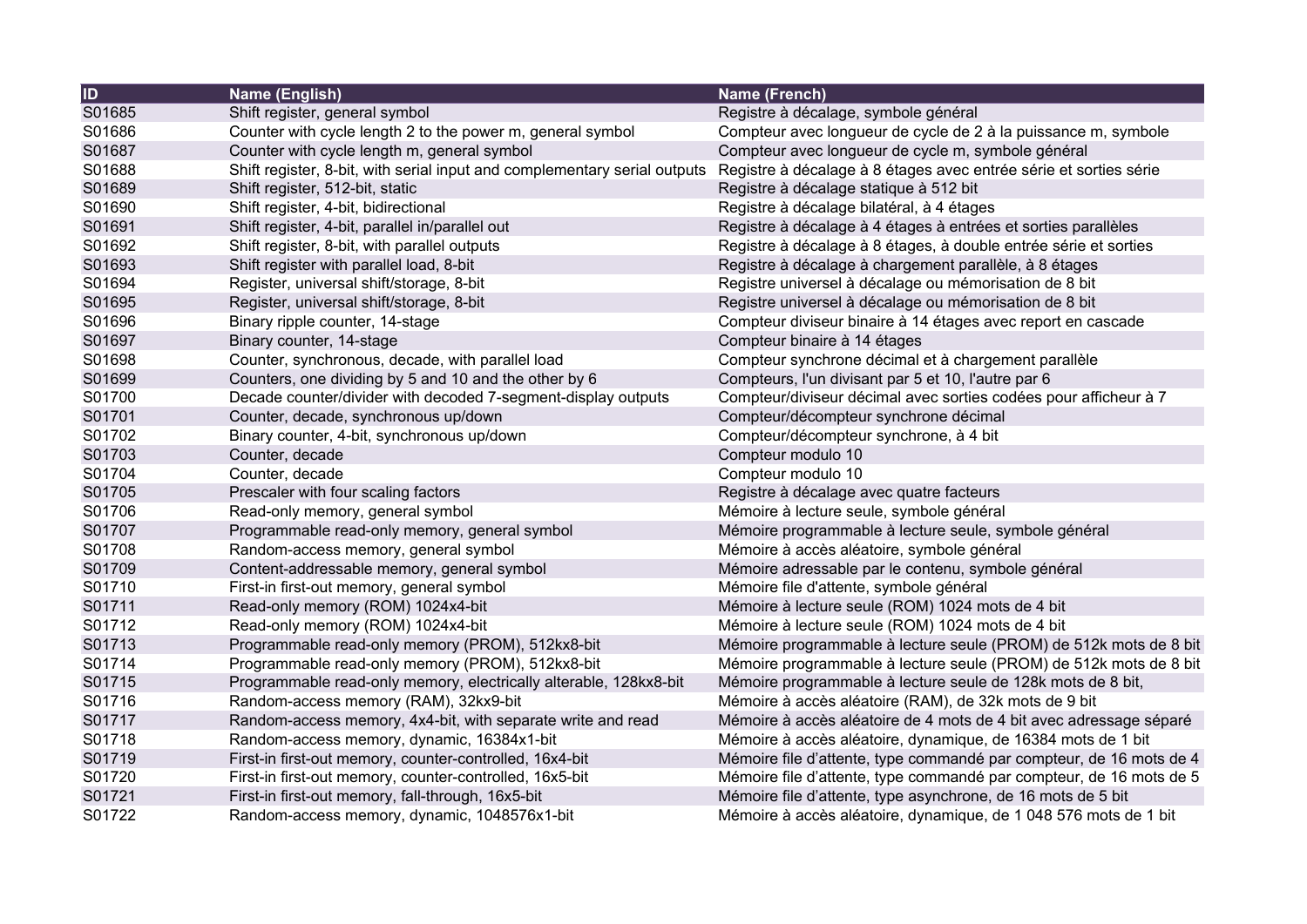| ID | Name (English) | Name (French) |
|---|---|---|
| S01685 | Shift register, general symbol | Registre à décalage, symbole général |
| S01686 | Counter with cycle length 2 to the power m, general symbol | Compteur avec longueur de cycle de 2 à la puissance m, symbole |
| S01687 | Counter with cycle length m, general symbol | Compteur avec longueur de cycle m, symbole général |
| S01688 | Shift register, 8-bit, with serial input and complementary serial outputs | Registre à décalage à 8 étages avec entrée série et sorties série |
| S01689 | Shift register, 512-bit, static | Registre à décalage statique à 512 bit |
| S01690 | Shift register, 4-bit, bidirectional | Registre à décalage bilatéral, à 4 étages |
| S01691 | Shift register, 4-bit, parallel in/parallel out | Registre à décalage à 4 étages à entrées et sorties parallèles |
| S01692 | Shift register, 8-bit, with parallel outputs | Registre à décalage à 8 étages, à double entrée série et sorties |
| S01693 | Shift register with parallel load, 8-bit | Registre à décalage à chargement parallèle, à 8 étages |
| S01694 | Register, universal shift/storage, 8-bit | Registre universel à décalage ou mémorisation de 8 bit |
| S01695 | Register, universal shift/storage, 8-bit | Registre universel à décalage ou mémorisation de 8 bit |
| S01696 | Binary ripple counter, 14-stage | Compteur diviseur binaire à 14 étages avec report en cascade |
| S01697 | Binary counter, 14-stage | Compteur binaire à 14 étages |
| S01698 | Counter, synchronous, decade, with parallel load | Compteur synchrone décimal et à chargement parallèle |
| S01699 | Counters, one dividing by 5 and 10 and the other by 6 | Compteurs, l'un divisant par 5 et 10, l'autre par 6 |
| S01700 | Decade counter/divider with decoded 7-segment-display outputs | Compteur/diviseur décimal avec sorties codées pour afficheur à 7 |
| S01701 | Counter, decade, synchronous up/down | Compteur/décompteur synchrone décimal |
| S01702 | Binary counter, 4-bit, synchronous up/down | Compteur/décompteur synchrone, à 4 bit |
| S01703 | Counter, decade | Compteur modulo 10 |
| S01704 | Counter, decade | Compteur modulo 10 |
| S01705 | Prescaler with four scaling factors | Registre à décalage avec quatre facteurs |
| S01706 | Read-only memory, general symbol | Mémoire à lecture seule, symbole général |
| S01707 | Programmable read-only memory, general symbol | Mémoire programmable à lecture seule, symbole général |
| S01708 | Random-access memory, general symbol | Mémoire à accès aléatoire, symbole général |
| S01709 | Content-addressable memory, general symbol | Mémoire adressable par le contenu, symbole général |
| S01710 | First-in first-out memory, general symbol | Mémoire file d'attente, symbole général |
| S01711 | Read-only memory (ROM) 1024x4-bit | Mémoire à lecture seule (ROM) 1024 mots de 4 bit |
| S01712 | Read-only memory (ROM) 1024x4-bit | Mémoire à lecture seule (ROM) 1024 mots de 4 bit |
| S01713 | Programmable read-only memory (PROM), 512kx8-bit | Mémoire programmable à lecture seule (PROM) de 512k mots de 8 bit |
| S01714 | Programmable read-only memory (PROM), 512kx8-bit | Mémoire programmable à lecture seule (PROM) de 512k mots de 8 bit |
| S01715 | Programmable read-only memory, electrically alterable, 128kx8-bit | Mémoire programmable à lecture seule de 128k mots de 8 bit, |
| S01716 | Random-access memory (RAM), 32kx9-bit | Mémoire à accès aléatoire (RAM), de 32k mots de 9 bit |
| S01717 | Random-access memory, 4x4-bit, with separate write and read | Mémoire à accès aléatoire de 4 mots de 4 bit avec adressage séparé |
| S01718 | Random-access memory, dynamic, 16384x1-bit | Mémoire à accès aléatoire, dynamique, de 16384 mots de 1 bit |
| S01719 | First-in first-out memory, counter-controlled, 16x4-bit | Mémoire file d'attente, type commandé par compteur, de 16 mots de 4 |
| S01720 | First-in first-out memory, counter-controlled, 16x5-bit | Mémoire file d'attente, type commandé par compteur, de 16 mots de 5 |
| S01721 | First-in first-out memory, fall-through, 16x5-bit | Mémoire file d'attente, type asynchrone, de 16 mots de 5 bit |
| S01722 | Random-access memory, dynamic, 1048576x1-bit | Mémoire à accès aléatoire, dynamique, de 1 048 576 mots de 1 bit |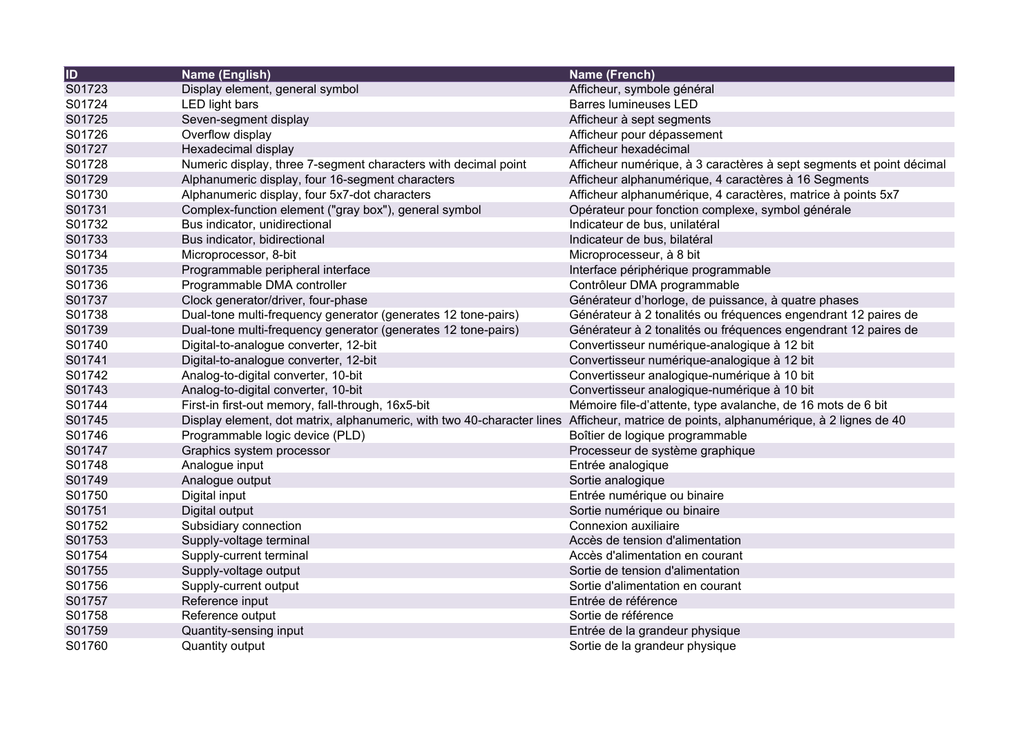| ID | Name (English) | Name (French) |
|---|---|---|
| S01723 | Display element, general symbol | Afficheur, symbole général |
| S01724 | LED light bars | Barres lumineuses LED |
| S01725 | Seven-segment display | Afficheur à sept segments |
| S01726 | Overflow display | Afficheur pour dépassement |
| S01727 | Hexadecimal display | Afficheur hexadécimal |
| S01728 | Numeric display, three 7-segment characters with decimal point | Afficheur numérique, à 3 caractères à sept segments et point décimal |
| S01729 | Alphanumeric display, four 16-segment characters | Afficheur alphanumérique, 4 caractères à 16 Segments |
| S01730 | Alphanumeric display, four 5x7-dot characters | Afficheur alphanumérique, 4 caractères, matrice à points 5x7 |
| S01731 | Complex-function element ("gray box"), general symbol | Opérateur pour fonction complexe, symbol générale |
| S01732 | Bus indicator, unidirectional | Indicateur de bus, unilatéral |
| S01733 | Bus indicator, bidirectional | Indicateur de bus, bilatéral |
| S01734 | Microprocessor, 8-bit | Microprocesseur, à 8 bit |
| S01735 | Programmable peripheral interface | Interface périphérique programmable |
| S01736 | Programmable DMA controller | Contrôleur DMA programmable |
| S01737 | Clock generator/driver, four-phase | Générateur d'horloge, de puissance, à quatre phases |
| S01738 | Dual-tone multi-frequency generator (generates 12 tone-pairs) | Générateur à 2 tonalités ou fréquences engendrant 12 paires de |
| S01739 | Dual-tone multi-frequency generator (generates 12 tone-pairs) | Générateur à 2 tonalités ou fréquences engendrant 12 paires de |
| S01740 | Digital-to-analogue converter, 12-bit | Convertisseur numérique-analogique à 12 bit |
| S01741 | Digital-to-analogue converter, 12-bit | Convertisseur numérique-analogique à 12 bit |
| S01742 | Analog-to-digital converter, 10-bit | Convertisseur analogique-numérique à 10 bit |
| S01743 | Analog-to-digital converter, 10-bit | Convertisseur analogique-numérique à 10 bit |
| S01744 | First-in first-out memory, fall-through, 16x5-bit | Mémoire file-d'attente, type avalanche, de 16 mots de 6 bit |
| S01745 | Display element, dot matrix, alphanumeric, with two 40-character lines | Afficheur, matrice de points, alphanumérique, à 2 lignes de 40 |
| S01746 | Programmable logic device (PLD) | Boîtier de logique programmable |
| S01747 | Graphics system processor | Processeur de système graphique |
| S01748 | Analogue input | Entrée analogique |
| S01749 | Analogue output | Sortie analogique |
| S01750 | Digital input | Entrée numérique ou binaire |
| S01751 | Digital output | Sortie numérique ou binaire |
| S01752 | Subsidiary connection | Connexion auxiliaire |
| S01753 | Supply-voltage terminal | Accès de tension d'alimentation |
| S01754 | Supply-current terminal | Accès d'alimentation en courant |
| S01755 | Supply-voltage output | Sortie de tension d'alimentation |
| S01756 | Supply-current output | Sortie d'alimentation en courant |
| S01757 | Reference input | Entrée de référence |
| S01758 | Reference output | Sortie de référence |
| S01759 | Quantity-sensing input | Entrée de la grandeur physique |
| S01760 | Quantity output | Sortie de la grandeur physique |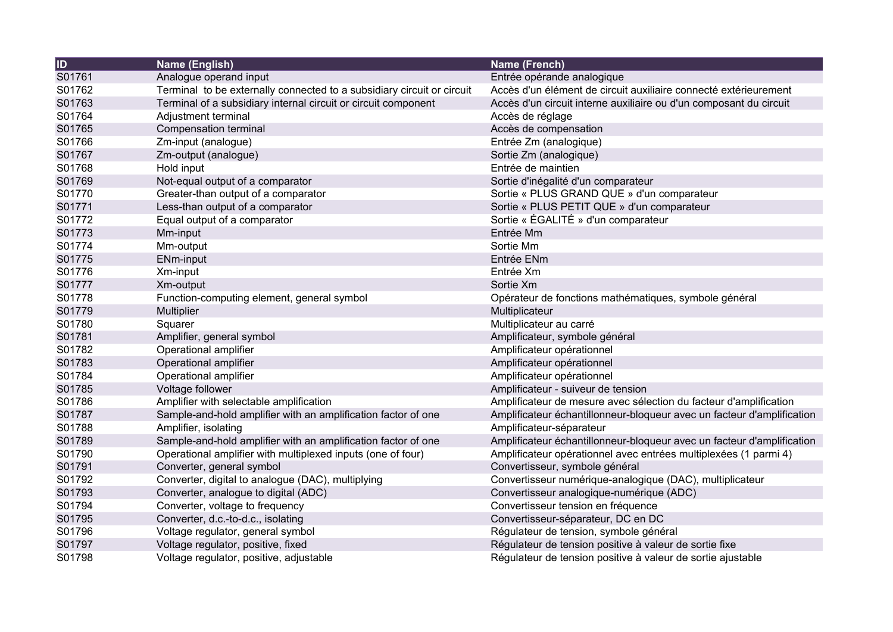| ID | Name (English) | Name (French) |
|---|---|---|
| S01761 | Analogue operand input | Entrée opérande analogique |
| S01762 | Terminal  to be externally connected to a subsidiary circuit or circuit | Accès d'un élément de circuit auxiliaire connecté extérieurement |
| S01763 | Terminal of a subsidiary internal circuit or circuit component | Accès d'un circuit interne auxiliaire ou d'un composant du circuit |
| S01764 | Adjustment terminal | Accès de réglage |
| S01765 | Compensation terminal | Accès de compensation |
| S01766 | Zm-input (analogue) | Entrée Zm (analogique) |
| S01767 | Zm-output (analogue) | Sortie Zm (analogique) |
| S01768 | Hold input | Entrée de maintien |
| S01769 | Not-equal output of a comparator | Sortie d'inégalité d'un comparateur |
| S01770 | Greater-than output of a comparator | Sortie « PLUS GRAND QUE » d'un comparateur |
| S01771 | Less-than output of a comparator | Sortie « PLUS PETIT QUE » d'un comparateur |
| S01772 | Equal output of a comparator | Sortie « ÉGALITÉ » d'un comparateur |
| S01773 | Mm-input | Entrée Mm |
| S01774 | Mm-output | Sortie Mm |
| S01775 | ENm-input | Entrée ENm |
| S01776 | Xm-input | Entrée Xm |
| S01777 | Xm-output | Sortie Xm |
| S01778 | Function-computing element, general symbol | Opérateur de fonctions mathématiques, symbole général |
| S01779 | Multiplier | Multiplicateur |
| S01780 | Squarer | Multiplicateur au carré |
| S01781 | Amplifier, general symbol | Amplificateur, symbole général |
| S01782 | Operational amplifier | Amplificateur opérationnel |
| S01783 | Operational amplifier | Amplificateur opérationnel |
| S01784 | Operational amplifier | Amplificateur opérationnel |
| S01785 | Voltage follower | Amplificateur - suiveur de tension |
| S01786 | Amplifier with selectable amplification | Amplificateur de mesure avec sélection du facteur d'amplification |
| S01787 | Sample-and-hold amplifier with an amplification factor of one | Amplificateur échantillonneur-bloqueur avec un facteur d'amplification |
| S01788 | Amplifier, isolating | Amplificateur-séparateur |
| S01789 | Sample-and-hold amplifier with an amplification factor of one | Amplificateur échantillonneur-bloqueur avec un facteur d'amplification |
| S01790 | Operational amplifier with multiplexed inputs (one of four) | Amplificateur opérationnel avec entrées multiplexées (1 parmi 4) |
| S01791 | Converter, general symbol | Convertisseur, symbole général |
| S01792 | Converter, digital to analogue (DAC), multiplying | Convertisseur numérique-analogique (DAC), multiplicateur |
| S01793 | Converter, analogue to digital (ADC) | Convertisseur analogique-numérique (ADC) |
| S01794 | Converter, voltage to frequency | Convertisseur tension en fréquence |
| S01795 | Converter, d.c.-to-d.c., isolating | Convertisseur-séparateur, DC en DC |
| S01796 | Voltage regulator, general symbol | Régulateur de tension, symbole général |
| S01797 | Voltage regulator, positive, fixed | Régulateur de tension positive à valeur de sortie fixe |
| S01798 | Voltage regulator, positive, adjustable | Régulateur de tension positive à valeur de sortie ajustable |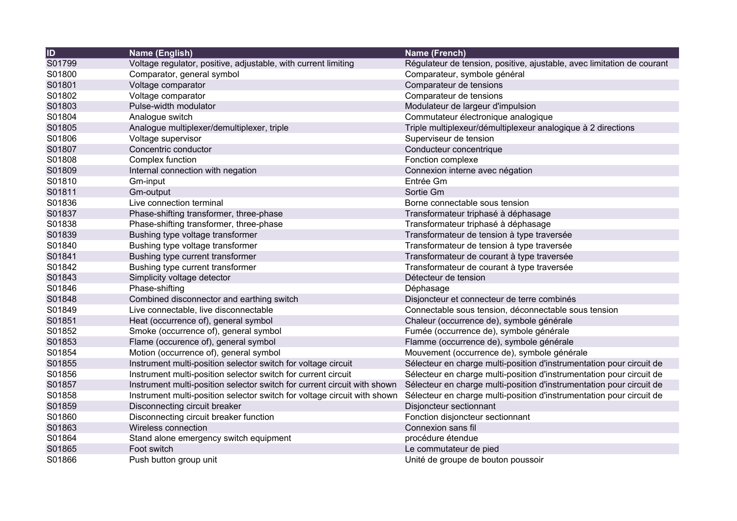| ID | Name (English) | Name (French) |
|---|---|---|
| S01799 | Voltage regulator, positive, adjustable, with current limiting | Régulateur de tension, positive, ajustable, avec limitation de courant |
| S01800 | Comparator, general symbol | Comparateur, symbole général |
| S01801 | Voltage comparator | Comparateur de tensions |
| S01802 | Voltage comparator | Comparateur de tensions |
| S01803 | Pulse-width modulator | Modulateur de largeur d'impulsion |
| S01804 | Analogue switch | Commutateur électronique analogique |
| S01805 | Analogue multiplexer/demultiplexer, triple | Triple multiplexeur/démultiplexeur analogique à 2 directions |
| S01806 | Voltage supervisor | Superviseur de tension |
| S01807 | Concentric conductor | Conducteur concentrique |
| S01808 | Complex function | Fonction complexe |
| S01809 | Internal connection with negation | Connexion interne avec négation |
| S01810 | Gm-input | Entrée Gm |
| S01811 | Gm-output | Sortie Gm |
| S01836 | Live connection terminal | Borne connectable sous tension |
| S01837 | Phase-shifting transformer, three-phase | Transformateur triphasé à déphasage |
| S01838 | Phase-shifting transformer, three-phase | Transformateur triphasé à déphasage |
| S01839 | Bushing type voltage transformer | Transformateur de tension à type traversée |
| S01840 | Bushing type voltage transformer | Transformateur de tension à type traversée |
| S01841 | Bushing type current transformer | Transformateur de courant à type traversée |
| S01842 | Bushing type current transformer | Transformateur de courant à type traversée |
| S01843 | Simplicity voltage detector | Détecteur de tension |
| S01846 | Phase-shifting | Déphasage |
| S01848 | Combined disconnector and earthing switch | Disjoncteur et connecteur de terre combinés |
| S01849 | Live connectable, live disconnectable | Connectable sous tension, déconnectable sous tension |
| S01851 | Heat (occurrence of), general symbol | Chaleur (occurrence de), symbole générale |
| S01852 | Smoke (occurrence of), general symbol | Fumée (occurrence de), symbole générale |
| S01853 | Flame (occurence of), general symbol | Flamme (occurrence de), symbole générale |
| S01854 | Motion (occurrence of), general symbol | Mouvement (occurrence de), symbole générale |
| S01855 | Instrument multi-position selector switch for voltage circuit | Sélecteur en charge multi-position d'instrumentation pour circuit de |
| S01856 | Instrument multi-position selector switch for current circuit | Sélecteur en charge multi-position d'instrumentation pour circuit de |
| S01857 | Instrument multi-position selector switch for current circuit with shown | Sélecteur en charge multi-position d'instrumentation pour circuit de |
| S01858 | Instrument multi-position selector switch for voltage circuit with shown | Sélecteur en charge multi-position d'instrumentation pour circuit de |
| S01859 | Disconnecting circuit breaker | Disjoncteur sectionnant |
| S01860 | Disconnecting circuit breaker function | Fonction disjoncteur sectionnant |
| S01863 | Wireless connection | Connexion sans fil |
| S01864 | Stand alone emergency switch equipment | procédure étendue |
| S01865 | Foot switch | Le commutateur de pied |
| S01866 | Push button group unit | Unité de groupe de bouton poussoir |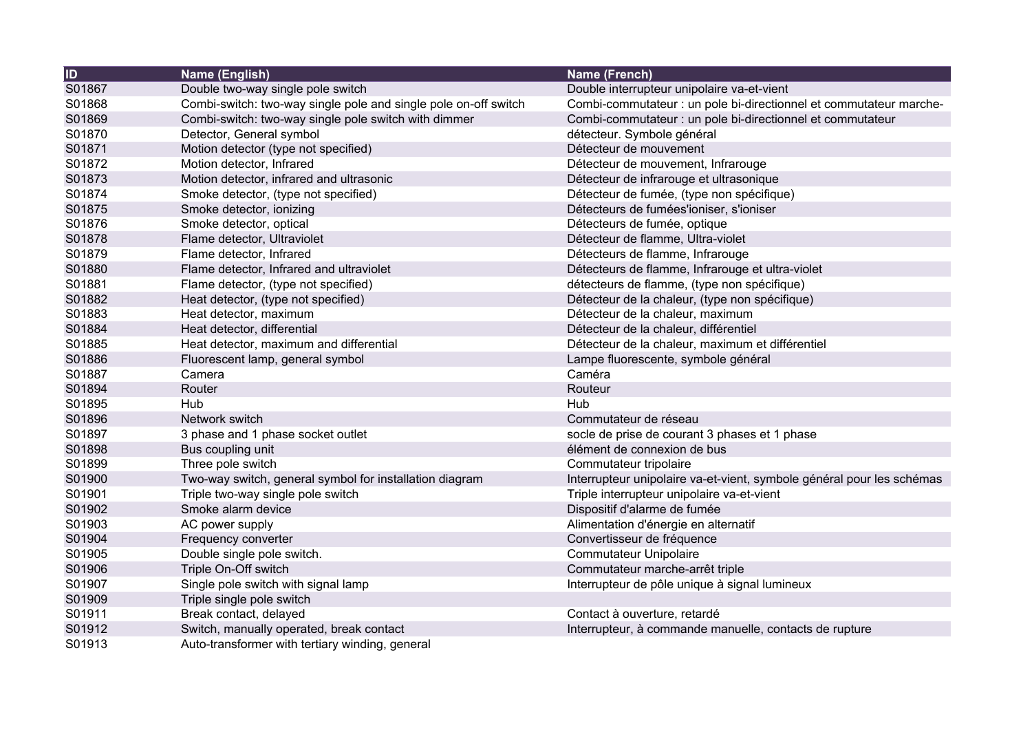| ID | Name (English) | Name (French) |
| --- | --- | --- |
| S01867 | Double two-way single pole switch | Double interrupteur unipolaire va-et-vient |
| S01868 | Combi-switch: two-way single pole and single pole on-off switch | Combi-commutateur : un pole bi-directionnel et commutateur marche- |
| S01869 | Combi-switch: two-way single pole switch with dimmer | Combi-commutateur : un pole bi-directionnel et commutateur |
| S01870 | Detector, General symbol | détecteur. Symbole général |
| S01871 | Motion detector (type not specified) | Détecteur de mouvement |
| S01872 | Motion detector, Infrared | Détecteur de mouvement, Infrarouge |
| S01873 | Motion detector, infrared and ultrasonic | Détecteur de infrarouge et ultrasonique |
| S01874 | Smoke detector, (type not specified) | Détecteur de fumée, (type non spécifique) |
| S01875 | Smoke detector, ionizing | Détecteurs de fumées'ioniser, s'ioniser |
| S01876 | Smoke detector, optical | Détecteurs de fumée, optique |
| S01878 | Flame detector, Ultraviolet | Détecteur de flamme, Ultra-violet |
| S01879 | Flame detector, Infrared | Détecteurs de flamme, Infrarouge |
| S01880 | Flame detector, Infrared and ultraviolet | Détecteurs de flamme, Infrarouge et ultra-violet |
| S01881 | Flame detector, (type not specified) | détecteurs de flamme, (type non spécifique) |
| S01882 | Heat detector, (type not specified) | Détecteur de la chaleur, (type non spécifique) |
| S01883 | Heat detector, maximum | Détecteur de la chaleur, maximum |
| S01884 | Heat detector, differential | Détecteur de la chaleur, différentiel |
| S01885 | Heat detector, maximum and differential | Détecteur de la chaleur, maximum et différentiel |
| S01886 | Fluorescent lamp, general symbol | Lampe fluorescente, symbole général |
| S01887 | Camera | Caméra |
| S01894 | Router | Routeur |
| S01895 | Hub | Hub |
| S01896 | Network switch | Commutateur de réseau |
| S01897 | 3 phase and 1 phase socket outlet | socle de prise de courant 3 phases et 1 phase |
| S01898 | Bus coupling unit | élément de connexion de bus |
| S01899 | Three pole switch | Commutateur tripolaire |
| S01900 | Two-way switch, general symbol for installation diagram | Interrupteur unipolaire va-et-vient, symbole général pour les schémas |
| S01901 | Triple two-way single pole switch | Triple interrupteur unipolaire va-et-vient |
| S01902 | Smoke alarm device | Dispositif d'alarme de fumée |
| S01903 | AC power supply | Alimentation d'énergie en alternatif |
| S01904 | Frequency converter | Convertisseur de fréquence |
| S01905 | Double single pole switch. | Commutateur Unipolaire |
| S01906 | Triple On-Off switch | Commutateur marche-arrêt triple |
| S01907 | Single pole switch with signal lamp | Interrupteur de pôle unique à signal lumineux |
| S01909 | Triple single pole switch | |
| S01911 | Break contact, delayed | Contact à ouverture, retardé |
| S01912 | Switch, manually operated, break contact | Interrupteur, à commande manuelle, contacts de rupture |
| S01913 | Auto-transformer with tertiary winding, general | |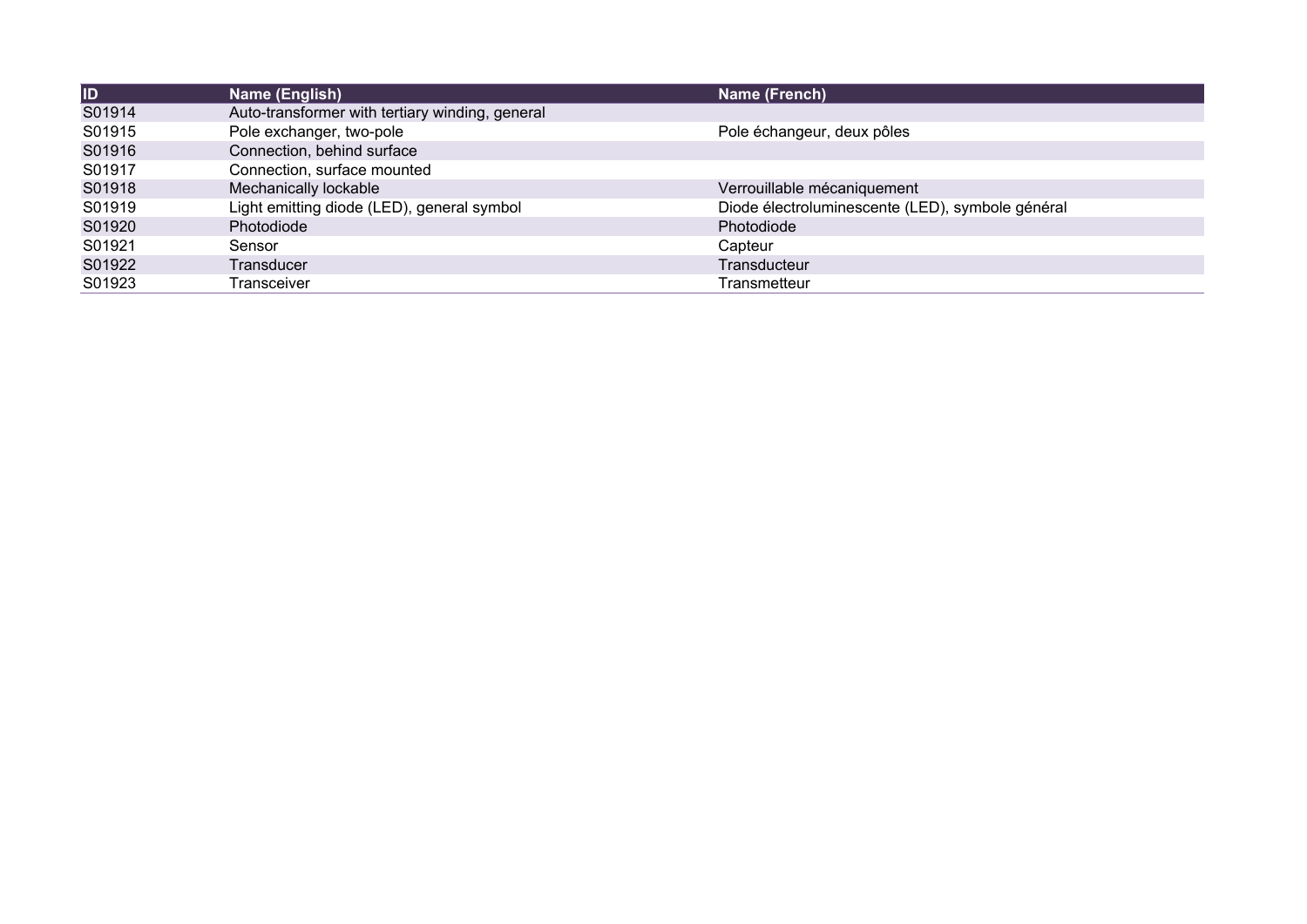| ID | Name (English) | Name (French) |
|---|---|---|
| S01914 | Auto-transformer with tertiary winding, general | |
| S01915 | Pole exchanger, two-pole | Pole échangeur, deux pôles |
| S01916 | Connection, behind surface | |
| S01917 | Connection, surface mounted | |
| S01918 | Mechanically lockable | Verrouillable mécaniquement |
| S01919 | Light emitting diode (LED), general symbol | Diode électroluminescente (LED), symbole général |
| S01920 | Photodiode | Photodiode |
| S01921 | Sensor | Capteur |
| S01922 | Transducer | Transducteur |
| S01923 | Transceiver | Transmetteur |